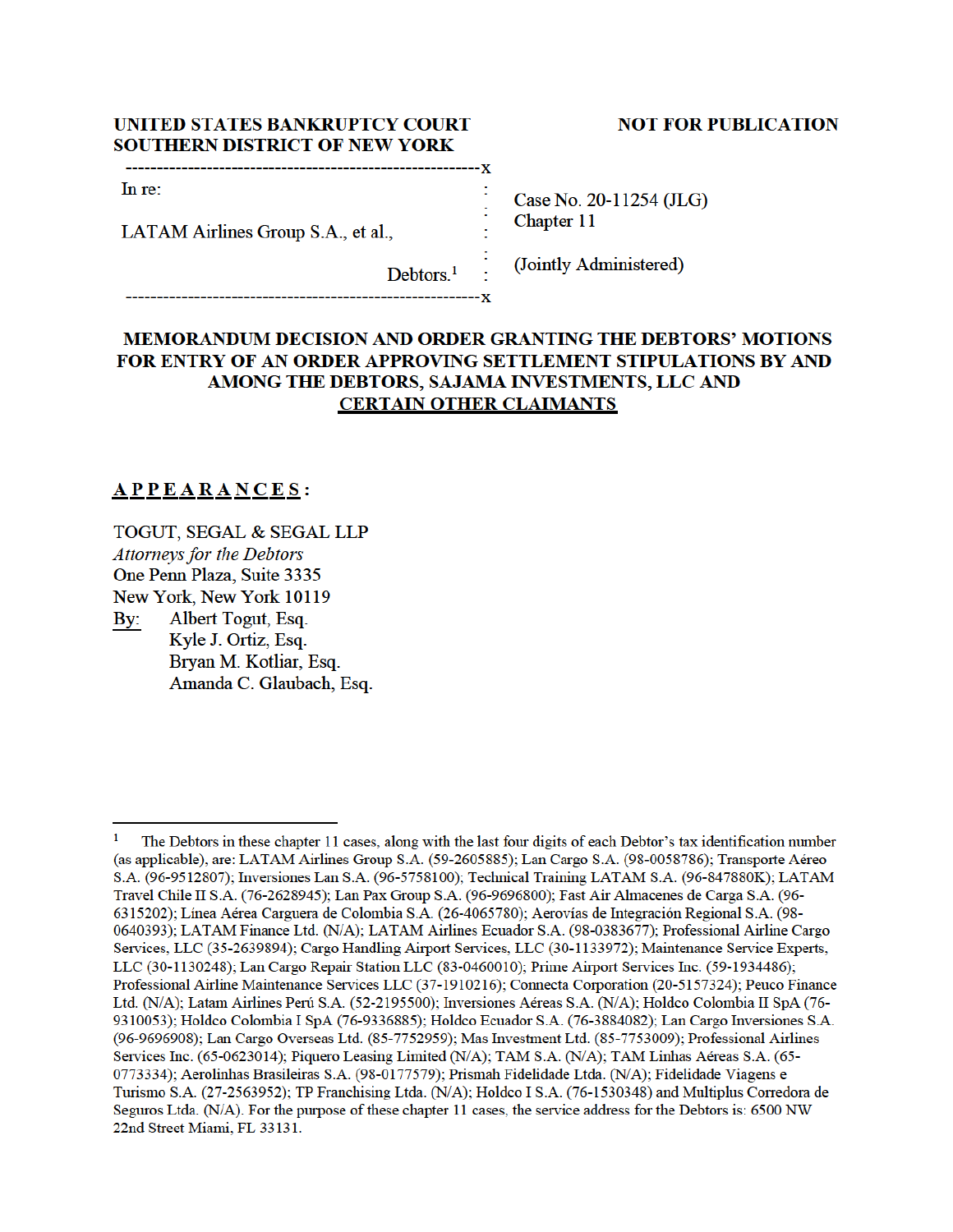UNITED STATES BANKRUPTCY COURT
SOUTHERN DISTRICT OF NEW YORK

NOT FOR PUBLICATION

| | |
|---|---|
| In re: | |
| LATAM Airlines Group S.A., et al., | Case No. 20-11254 (JLG) Chapter 11 |
| Debtors.[1] | (Jointly Administered) |

# MEMORANDUM DECISION AND ORDER GRANTING THE DEBTORS' MOTIONS FOR ENTRY OF AN ORDER APPROVING SETTLEMENT STIPULATIONS BY AND AMONG THE DEBTORS, SAJAMA INVESTMENTS, LLC AND CERTAIN OTHER CLAIMANTS

## APPEARANCES:

TOGUT, SEGAL & SEGAL LLP
*Attorneys for the Debtors*
One Penn Plaza, Suite 3335
New York, New York 10119
By: Albert Togut, Esq.
Kyle J. Ortiz, Esq.
Bryan M. Kotliar, Esq.
Amanda C. Glaubach, Esq.

---

[1] The Debtors in these chapter 11 cases, along with the last four digits of each Debtor's tax identification number (as applicable), are: LATAM Airlines Group S.A. (59-2605885); Lan Cargo S.A. (98-0058786); Transporte Aéreo S.A. (96-9512807); Inversiones Lan S.A. (96-5758100); Technical Training LATAM S.A. (96-847880K); LATAM Travel Chile II S.A. (76-2628945); Lan Pax Group S.A. (96-9696800); Fast Air Almacenes de Carga S.A. (96-6315202); Línea Aérea Carguera de Colombia S.A. (26-4065780); Aerovías de Integración Regional S.A. (98-0640393); LATAM Finance Ltd. (N/A); LATAM Airlines Ecuador S.A. (98-0383677); Professional Airline Cargo Services, LLC (35-2639894); Cargo Handling Airport Services, LLC (30-1133972); Maintenance Service Experts, LLC (30-1130248); Lan Cargo Repair Station LLC (83-0460010); Prime Airport Services Inc. (59-1934486); Professional Airline Maintenance Services LLC (37-1910216); Connecta Corporation (20-5157324); Peuco Finance Ltd. (N/A); Latam Airlines Perú S.A. (52-2195500); Inversiones Aéreas S.A. (N/A); Holdco Colombia II SpA (76-9310053); Holdco Colombia I SpA (76-9336885); Holdco Ecuador S.A. (76-3884082); Lan Cargo Inversiones S.A. (96-9696908); Lan Cargo Overseas Ltd. (85-7752959); Mas Investment Ltd. (85-7753009); Professional Airlines Services Inc. (65-0623014); Piquero Leasing Limited (N/A); TAM S.A. (N/A); TAM Linhas Aéreas S.A. (65-0773334); Aerolinhas Brasileiras S.A. (98-0177579); Prismah Fidelidade Ltda. (N/A); Fidelidade Viagens e Turismo S.A. (27-2563952); TP Franchising Ltda. (N/A); Holdco I S.A. (76-1530348) and Multiplus Corredora de Seguros Ltda. (N/A). For the purpose of these chapter 11 cases, the service address for the Debtors is: 6500 NW 22nd Street Miami, FL 33131.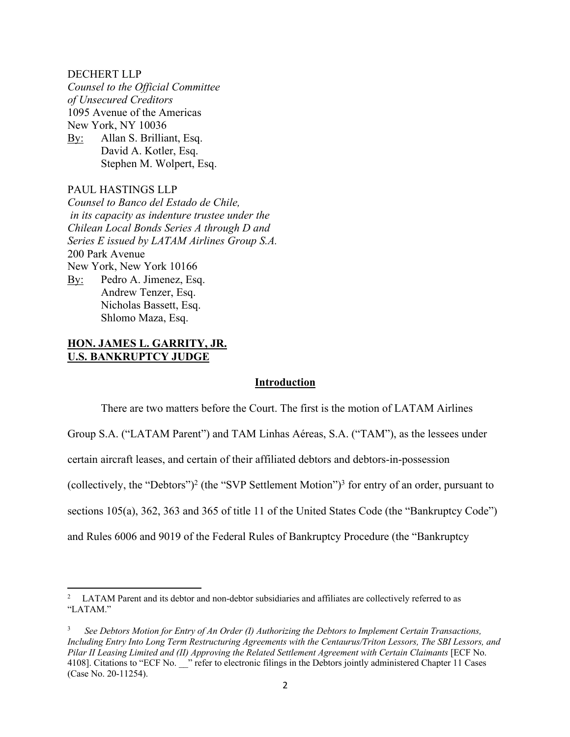DECHERT LLP
*Counsel to the Official Committee of Unsecured Creditors*
1095 Avenue of the Americas
New York, NY 10036
By: Allan S. Brilliant, Esq.
David A. Kotler, Esq.
Stephen M. Wolpert, Esq.

PAUL HASTINGS LLP
*Counsel to Banco del Estado de Chile, in its capacity as indenture trustee under the Chilean Local Bonds Series A through D and Series E issued by LATAM Airlines Group S.A.*
200 Park Avenue
New York, New York 10166
By: Pedro A. Jimenez, Esq.
Andrew Tenzer, Esq.
Nicholas Bassett, Esq.
Shlomo Maza, Esq.

**HON. JAMES L. GARRITY, JR.**
**U.S. BANKRUPTCY JUDGE**

## Introduction

There are two matters before the Court. The first is the motion of LATAM Airlines Group S.A. ("LATAM Parent") and TAM Linhas Aéreas, S.A. ("TAM"), as the lessees under certain aircraft leases, and certain of their affiliated debtors and debtors-in-possession (collectively, the "Debtors")[2] (the "SVP Settlement Motion")[3] for entry of an order, pursuant to sections 105(a), 362, 363 and 365 of title 11 of the United States Code (the "Bankruptcy Code") and Rules 6006 and 9019 of the Federal Rules of Bankruptcy Procedure (the "Bankruptcy

---

[2] LATAM Parent and its debtor and non-debtor subsidiaries and affiliates are collectively referred to as "LATAM."

[3] *See Debtors Motion for Entry of An Order (I) Authorizing the Debtors to Implement Certain Transactions, Including Entry Into Long Term Restructuring Agreements with the Centaurus/Triton Lessors, The SBI Lessors, and Pilar II Leasing Limited and (II) Approving the Related Settlement Agreement with Certain Claimants* [ECF No. 4108]. Citations to "ECF No. __" refer to electronic filings in the Debtors jointly administered Chapter 11 Cases (Case No. 20-11254).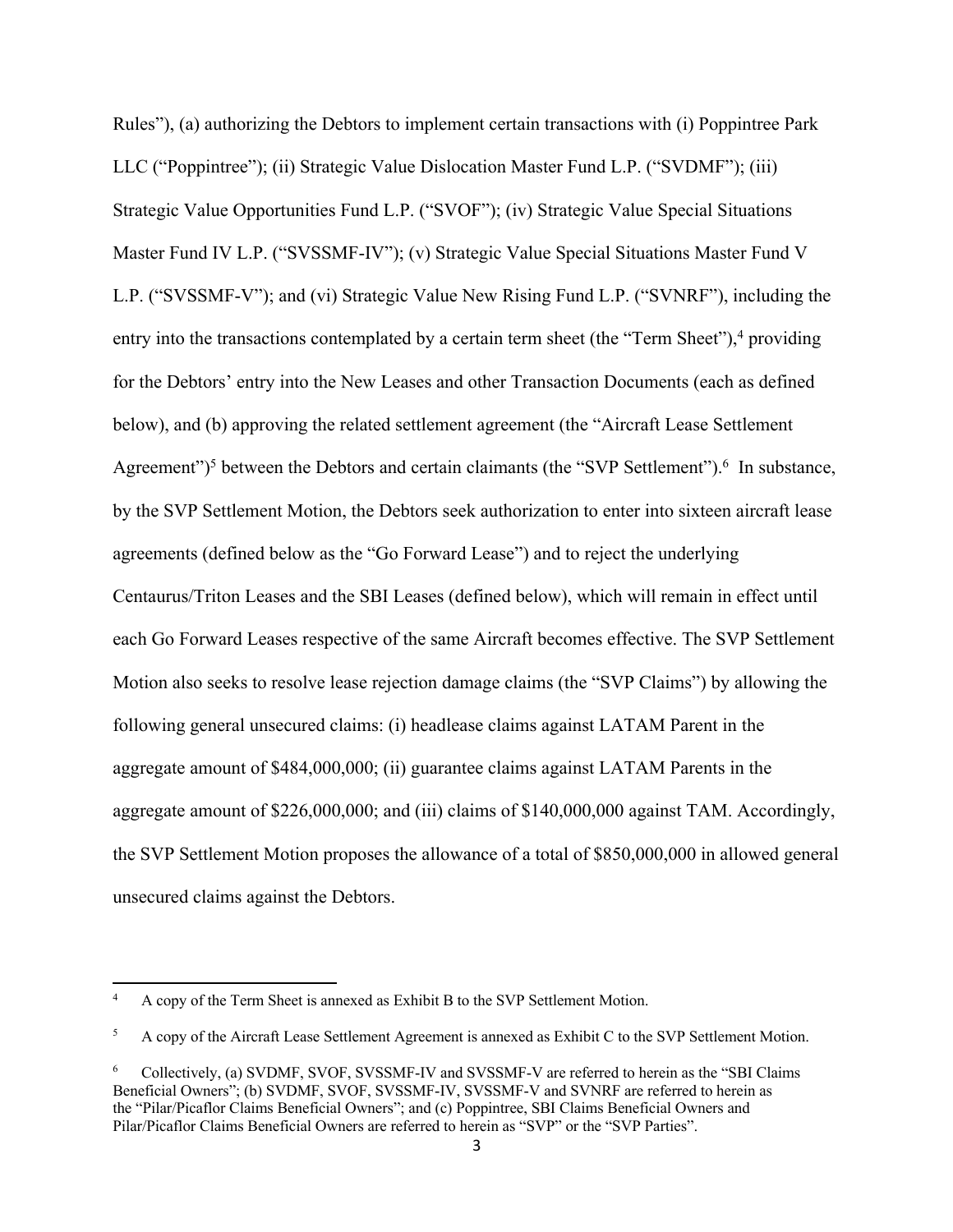Rules"), (a) authorizing the Debtors to implement certain transactions with (i) Poppintree Park LLC ("Poppintree"); (ii) Strategic Value Dislocation Master Fund L.P. ("SVDMF"); (iii) Strategic Value Opportunities Fund L.P. ("SVOF"); (iv) Strategic Value Special Situations Master Fund IV L.P. ("SVSSMF-IV"); (v) Strategic Value Special Situations Master Fund V L.P. ("SVSSMF-V"); and (vi) Strategic Value New Rising Fund L.P. ("SVNRF"), including the entry into the transactions contemplated by a certain term sheet (the "Term Sheet"),[4] providing for the Debtors' entry into the New Leases and other Transaction Documents (each as defined below), and (b) approving the related settlement agreement (the "Aircraft Lease Settlement Agreement")[5] between the Debtors and certain claimants (the "SVP Settlement").[6] In substance, by the SVP Settlement Motion, the Debtors seek authorization to enter into sixteen aircraft lease agreements (defined below as the "Go Forward Lease") and to reject the underlying Centaurus/Triton Leases and the SBI Leases (defined below), which will remain in effect until each Go Forward Leases respective of the same Aircraft becomes effective. The SVP Settlement Motion also seeks to resolve lease rejection damage claims (the "SVP Claims") by allowing the following general unsecured claims: (i) headlease claims against LATAM Parent in the aggregate amount of $484,000,000; (ii) guarantee claims against LATAM Parents in the aggregate amount of $226,000,000; and (iii) claims of $140,000,000 against TAM. Accordingly, the SVP Settlement Motion proposes the allowance of a total of $850,000,000 in allowed general unsecured claims against the Debtors.

---

[4] A copy of the Term Sheet is annexed as Exhibit B to the SVP Settlement Motion.

[5] A copy of the Aircraft Lease Settlement Agreement is annexed as Exhibit C to the SVP Settlement Motion.

[6] Collectively, (a) SVDMF, SVOF, SVSSMF-IV and SVSSMF-V are referred to herein as the "SBI Claims Beneficial Owners"; (b) SVDMF, SVOF, SVSSMF-IV, SVSSMF-V and SVNRF are referred to herein as the "Pilar/Picaflor Claims Beneficial Owners"; and (c) Poppintree, SBI Claims Beneficial Owners and Pilar/Picaflor Claims Beneficial Owners are referred to herein as "SVP" or the "SVP Parties".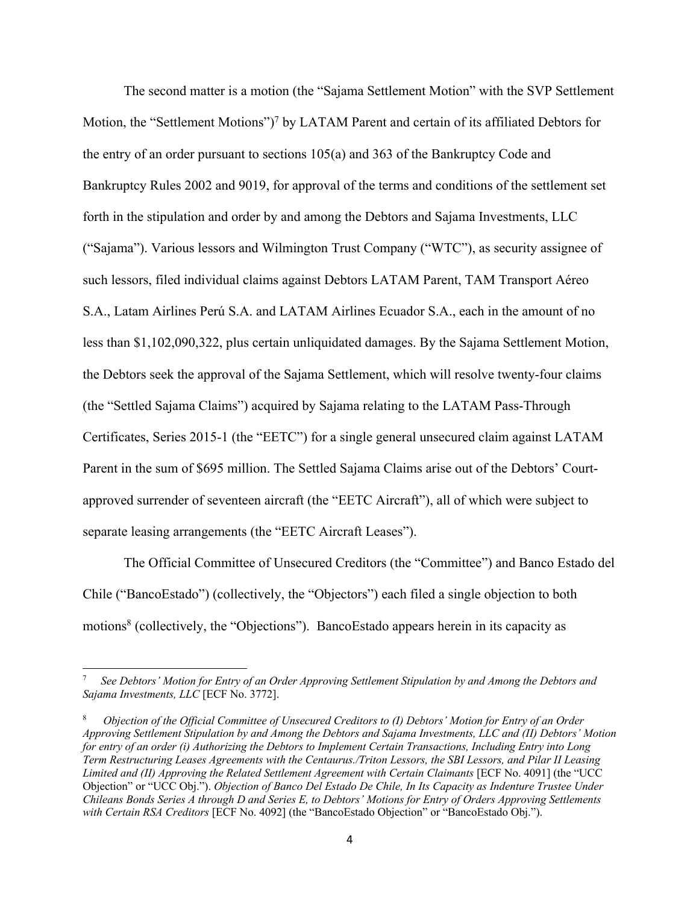The second matter is a motion (the "Sajama Settlement Motion" with the SVP Settlement Motion, the "Settlement Motions")[7] by LATAM Parent and certain of its affiliated Debtors for the entry of an order pursuant to sections 105(a) and 363 of the Bankruptcy Code and Bankruptcy Rules 2002 and 9019, for approval of the terms and conditions of the settlement set forth in the stipulation and order by and among the Debtors and Sajama Investments, LLC ("Sajama"). Various lessors and Wilmington Trust Company ("WTC"), as security assignee of such lessors, filed individual claims against Debtors LATAM Parent, TAM Transport Aéreo S.A., Latam Airlines Perú S.A. and LATAM Airlines Ecuador S.A., each in the amount of no less than $1,102,090,322, plus certain unliquidated damages. By the Sajama Settlement Motion, the Debtors seek the approval of the Sajama Settlement, which will resolve twenty-four claims (the "Settled Sajama Claims") acquired by Sajama relating to the LATAM Pass-Through Certificates, Series 2015-1 (the "EETC") for a single general unsecured claim against LATAM Parent in the sum of $695 million. The Settled Sajama Claims arise out of the Debtors' Court-approved surrender of seventeen aircraft (the "EETC Aircraft"), all of which were subject to separate leasing arrangements (the "EETC Aircraft Leases").

The Official Committee of Unsecured Creditors (the "Committee") and Banco Estado del Chile ("BancoEstado") (collectively, the "Objectors") each filed a single objection to both motions[8] (collectively, the "Objections"). BancoEstado appears herein in its capacity as

---

[7] *See Debtors' Motion for Entry of an Order Approving Settlement Stipulation by and Among the Debtors and Sajama Investments, LLC* [ECF No. 3772].

[8] *Objection of the Official Committee of Unsecured Creditors to (I) Debtors' Motion for Entry of an Order Approving Settlement Stipulation by and Among the Debtors and Sajama Investments, LLC and (II) Debtors' Motion for entry of an order (i) Authorizing the Debtors to Implement Certain Transactions, Including Entry into Long Term Restructuring Leases Agreements with the Centaurus./Triton Lessors, the SBI Lessors, and Pilar II Leasing Limited and (II) Approving the Related Settlement Agreement with Certain Claimants* [ECF No. 4091] (the "UCC Objection" or "UCC Obj."). *Objection of Banco Del Estado De Chile, In Its Capacity as Indenture Trustee Under Chileans Bonds Series A through D and Series E, to Debtors' Motions for Entry of Orders Approving Settlements with Certain RSA Creditors* [ECF No. 4092] (the "BancoEstado Objection" or "BancoEstado Obj.").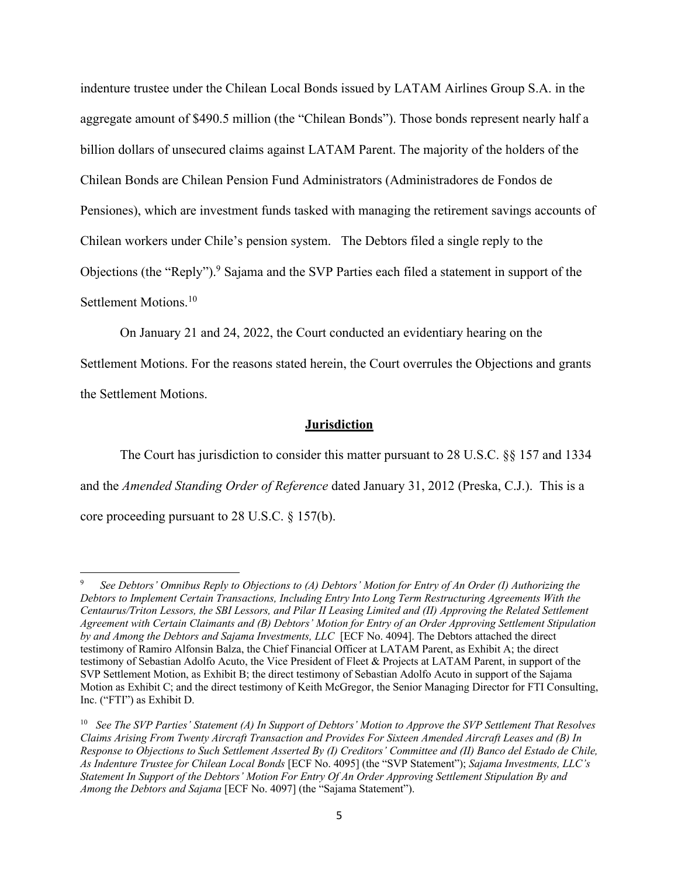indenture trustee under the Chilean Local Bonds issued by LATAM Airlines Group S.A. in the aggregate amount of $490.5 million (the "Chilean Bonds"). Those bonds represent nearly half a billion dollars of unsecured claims against LATAM Parent. The majority of the holders of the Chilean Bonds are Chilean Pension Fund Administrators (Administradores de Fondos de Pensiones), which are investment funds tasked with managing the retirement savings accounts of Chilean workers under Chile's pension system. The Debtors filed a single reply to the Objections (the "Reply").[9] Sajama and the SVP Parties each filed a statement in support of the Settlement Motions.[10]

On January 21 and 24, 2022, the Court conducted an evidentiary hearing on the Settlement Motions. For the reasons stated herein, the Court overrules the Objections and grants the Settlement Motions.

## Jurisdiction

The Court has jurisdiction to consider this matter pursuant to 28 U.S.C. §§ 157 and 1334 and the *Amended Standing Order of Reference* dated January 31, 2012 (Preska, C.J.). This is a core proceeding pursuant to 28 U.S.C. § 157(b).

---

[9] *See Debtors' Omnibus Reply to Objections to (A) Debtors' Motion for Entry of An Order (I) Authorizing the Debtors to Implement Certain Transactions, Including Entry Into Long Term Restructuring Agreements With the Centaurus/Triton Lessors, the SBI Lessors, and Pilar II Leasing Limited and (II) Approving the Related Settlement Agreement with Certain Claimants and (B) Debtors' Motion for Entry of an Order Approving Settlement Stipulation by and Among the Debtors and Sajama Investments, LLC* [ECF No. 4094]. The Debtors attached the direct testimony of Ramiro Alfonsin Balza, the Chief Financial Officer at LATAM Parent, as Exhibit A; the direct testimony of Sebastian Adolfo Acuto, the Vice President of Fleet & Projects at LATAM Parent, in support of the SVP Settlement Motion, as Exhibit B; the direct testimony of Sebastian Adolfo Acuto in support of the Sajama Motion as Exhibit C; and the direct testimony of Keith McGregor, the Senior Managing Director for FTI Consulting, Inc. ("FTI") as Exhibit D.

[10] *See The SVP Parties' Statement (A) In Support of Debtors' Motion to Approve the SVP Settlement That Resolves Claims Arising From Twenty Aircraft Transaction and Provides For Sixteen Amended Aircraft Leases and (B) In Response to Objections to Such Settlement Asserted By (I) Creditors' Committee and (II) Banco del Estado de Chile, As Indenture Trustee for Chilean Local Bonds* [ECF No. 4095] (the "SVP Statement"); *Sajama Investments, LLC's Statement In Support of the Debtors' Motion For Entry Of An Order Approving Settlement Stipulation By and Among the Debtors and Sajama* [ECF No. 4097] (the "Sajama Statement").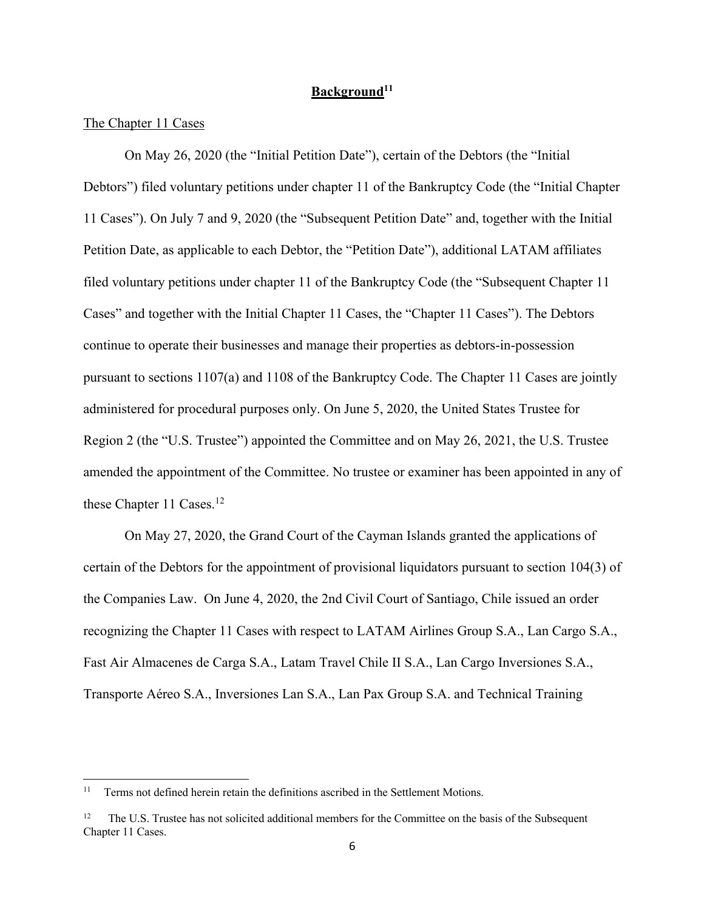## Background[11]

The Chapter 11 Cases

On May 26, 2020 (the "Initial Petition Date"), certain of the Debtors (the "Initial Debtors") filed voluntary petitions under chapter 11 of the Bankruptcy Code (the "Initial Chapter 11 Cases"). On July 7 and 9, 2020 (the "Subsequent Petition Date" and, together with the Initial Petition Date, as applicable to each Debtor, the "Petition Date"), additional LATAM affiliates filed voluntary petitions under chapter 11 of the Bankruptcy Code (the "Subsequent Chapter 11 Cases" and together with the Initial Chapter 11 Cases, the "Chapter 11 Cases"). The Debtors continue to operate their businesses and manage their properties as debtors-in-possession pursuant to sections 1107(a) and 1108 of the Bankruptcy Code. The Chapter 11 Cases are jointly administered for procedural purposes only. On June 5, 2020, the United States Trustee for Region 2 (the "U.S. Trustee") appointed the Committee and on May 26, 2021, the U.S. Trustee amended the appointment of the Committee. No trustee or examiner has been appointed in any of these Chapter 11 Cases.[12]

On May 27, 2020, the Grand Court of the Cayman Islands granted the applications of certain of the Debtors for the appointment of provisional liquidators pursuant to section 104(3) of the Companies Law. On June 4, 2020, the 2nd Civil Court of Santiago, Chile issued an order recognizing the Chapter 11 Cases with respect to LATAM Airlines Group S.A., Lan Cargo S.A., Fast Air Almacenes de Carga S.A., Latam Travel Chile II S.A., Lan Cargo Inversiones S.A., Transporte Aéreo S.A., Inversiones Lan S.A., Lan Pax Group S.A. and Technical Training

---

[11] Terms not defined herein retain the definitions ascribed in the Settlement Motions.

[12] The U.S. Trustee has not solicited additional members for the Committee on the basis of the Subsequent Chapter 11 Cases.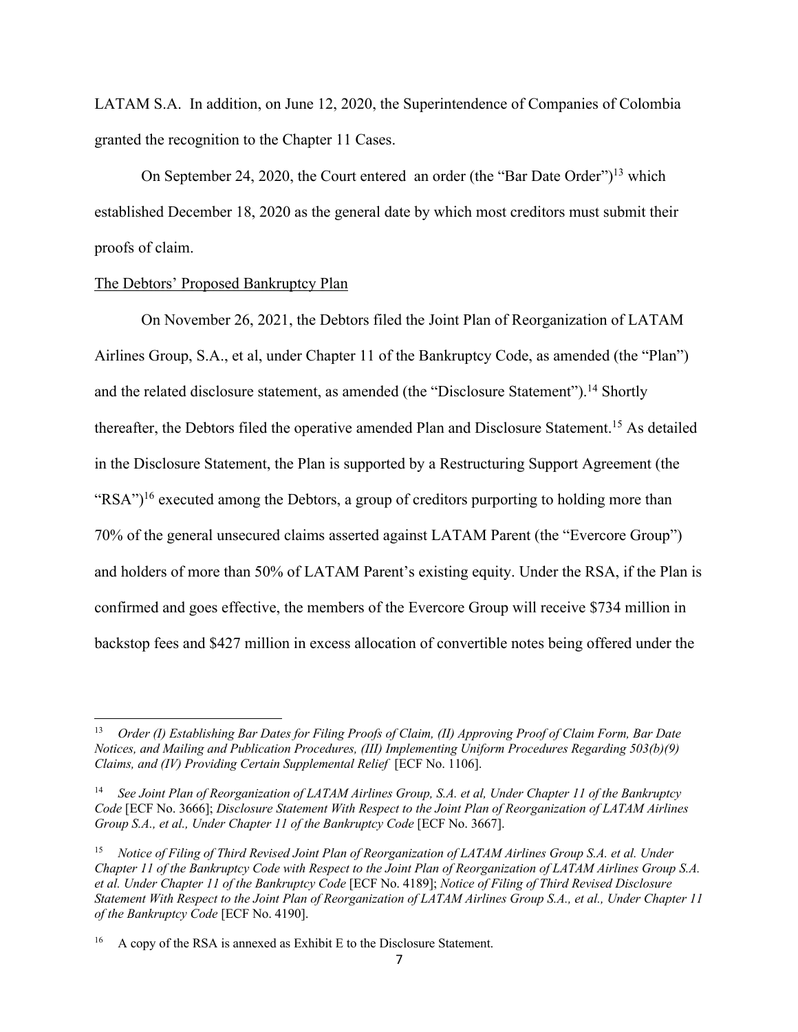LATAM S.A. In addition, on June 12, 2020, the Superintendence of Companies of Colombia granted the recognition to the Chapter 11 Cases.

On September 24, 2020, the Court entered an order (the "Bar Date Order")[13] which established December 18, 2020 as the general date by which most creditors must submit their proofs of claim.

The Debtors' Proposed Bankruptcy Plan

On November 26, 2021, the Debtors filed the Joint Plan of Reorganization of LATAM Airlines Group, S.A., et al, under Chapter 11 of the Bankruptcy Code, as amended (the "Plan") and the related disclosure statement, as amended (the "Disclosure Statement").[14] Shortly thereafter, the Debtors filed the operative amended Plan and Disclosure Statement.[15] As detailed in the Disclosure Statement, the Plan is supported by a Restructuring Support Agreement (the "RSA")[16] executed among the Debtors, a group of creditors purporting to holding more than 70% of the general unsecured claims asserted against LATAM Parent (the "Evercore Group") and holders of more than 50% of LATAM Parent's existing equity. Under the RSA, if the Plan is confirmed and goes effective, the members of the Evercore Group will receive $734 million in backstop fees and $427 million in excess allocation of convertible notes being offered under the

---

[13] *Order (I) Establishing Bar Dates for Filing Proofs of Claim, (II) Approving Proof of Claim Form, Bar Date Notices, and Mailing and Publication Procedures, (III) Implementing Uniform Procedures Regarding 503(b)(9) Claims, and (IV) Providing Certain Supplemental Relief* [ECF No. 1106].

[14] *See Joint Plan of Reorganization of LATAM Airlines Group, S.A. et al, Under Chapter 11 of the Bankruptcy Code* [ECF No. 3666]; *Disclosure Statement With Respect to the Joint Plan of Reorganization of LATAM Airlines Group S.A., et al., Under Chapter 11 of the Bankruptcy Code* [ECF No. 3667].

[15] *Notice of Filing of Third Revised Joint Plan of Reorganization of LATAM Airlines Group S.A. et al. Under Chapter 11 of the Bankruptcy Code with Respect to the Joint Plan of Reorganization of LATAM Airlines Group S.A. et al. Under Chapter 11 of the Bankruptcy Code* [ECF No. 4189]; *Notice of Filing of Third Revised Disclosure Statement With Respect to the Joint Plan of Reorganization of LATAM Airlines Group S.A., et al., Under Chapter 11 of the Bankruptcy Code* [ECF No. 4190].

[16] A copy of the RSA is annexed as Exhibit E to the Disclosure Statement.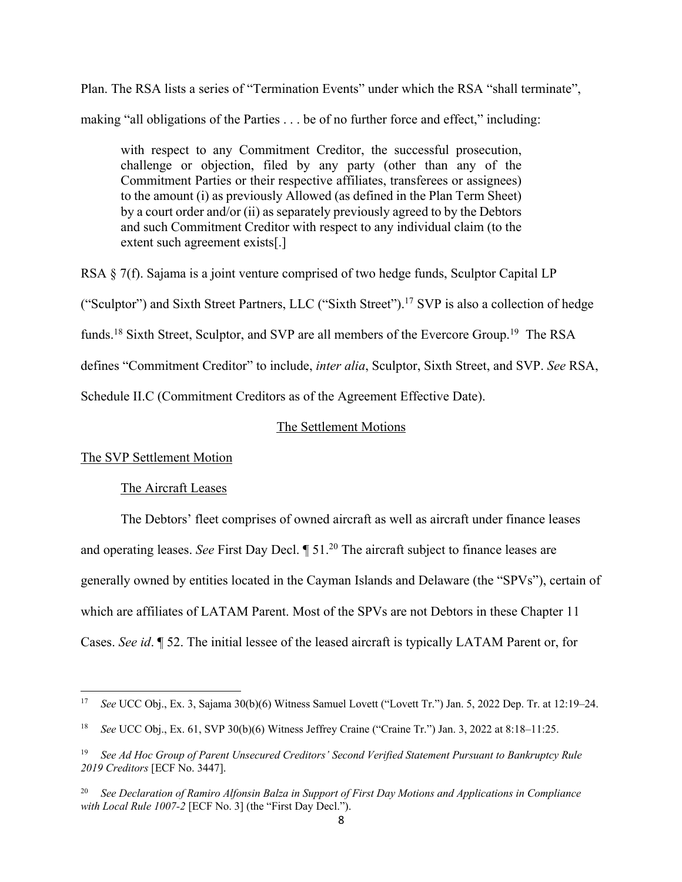Plan. The RSA lists a series of "Termination Events" under which the RSA "shall terminate", making "all obligations of the Parties . . . be of no further force and effect," including:

> with respect to any Commitment Creditor, the successful prosecution, challenge or objection, filed by any party (other than any of the Commitment Parties or their respective affiliates, transferees or assignees) to the amount (i) as previously Allowed (as defined in the Plan Term Sheet) by a court order and/or (ii) as separately previously agreed to by the Debtors and such Commitment Creditor with respect to any individual claim (to the extent such agreement exists[.]

RSA § 7(f). Sajama is a joint venture comprised of two hedge funds, Sculptor Capital LP ("Sculptor") and Sixth Street Partners, LLC ("Sixth Street").[17] SVP is also a collection of hedge funds.[18] Sixth Street, Sculptor, and SVP are all members of the Evercore Group.[19] The RSA defines "Commitment Creditor" to include, *inter alia*, Sculptor, Sixth Street, and SVP. *See* RSA, Schedule II.C (Commitment Creditors as of the Agreement Effective Date).

## The Settlement Motions

### The SVP Settlement Motion

#### The Aircraft Leases

The Debtors' fleet comprises of owned aircraft as well as aircraft under finance leases and operating leases. *See* First Day Decl. ¶ 51.[20] The aircraft subject to finance leases are generally owned by entities located in the Cayman Islands and Delaware (the "SPVs"), certain of which are affiliates of LATAM Parent. Most of the SPVs are not Debtors in these Chapter 11 Cases. *See id*. ¶ 52. The initial lessee of the leased aircraft is typically LATAM Parent or, for

---

[17] *See* UCC Obj., Ex. 3, Sajama 30(b)(6) Witness Samuel Lovett ("Lovett Tr.") Jan. 5, 2022 Dep. Tr. at 12:19–24.

[18] *See* UCC Obj., Ex. 61, SVP 30(b)(6) Witness Jeffrey Craine ("Craine Tr.") Jan. 3, 2022 at 8:18–11:25.

[19] *See Ad Hoc Group of Parent Unsecured Creditors' Second Verified Statement Pursuant to Bankruptcy Rule 2019 Creditors* [ECF No. 3447].

[20] *See Declaration of Ramiro Alfonsin Balza in Support of First Day Motions and Applications in Compliance with Local Rule 1007-2* [ECF No. 3] (the "First Day Decl.").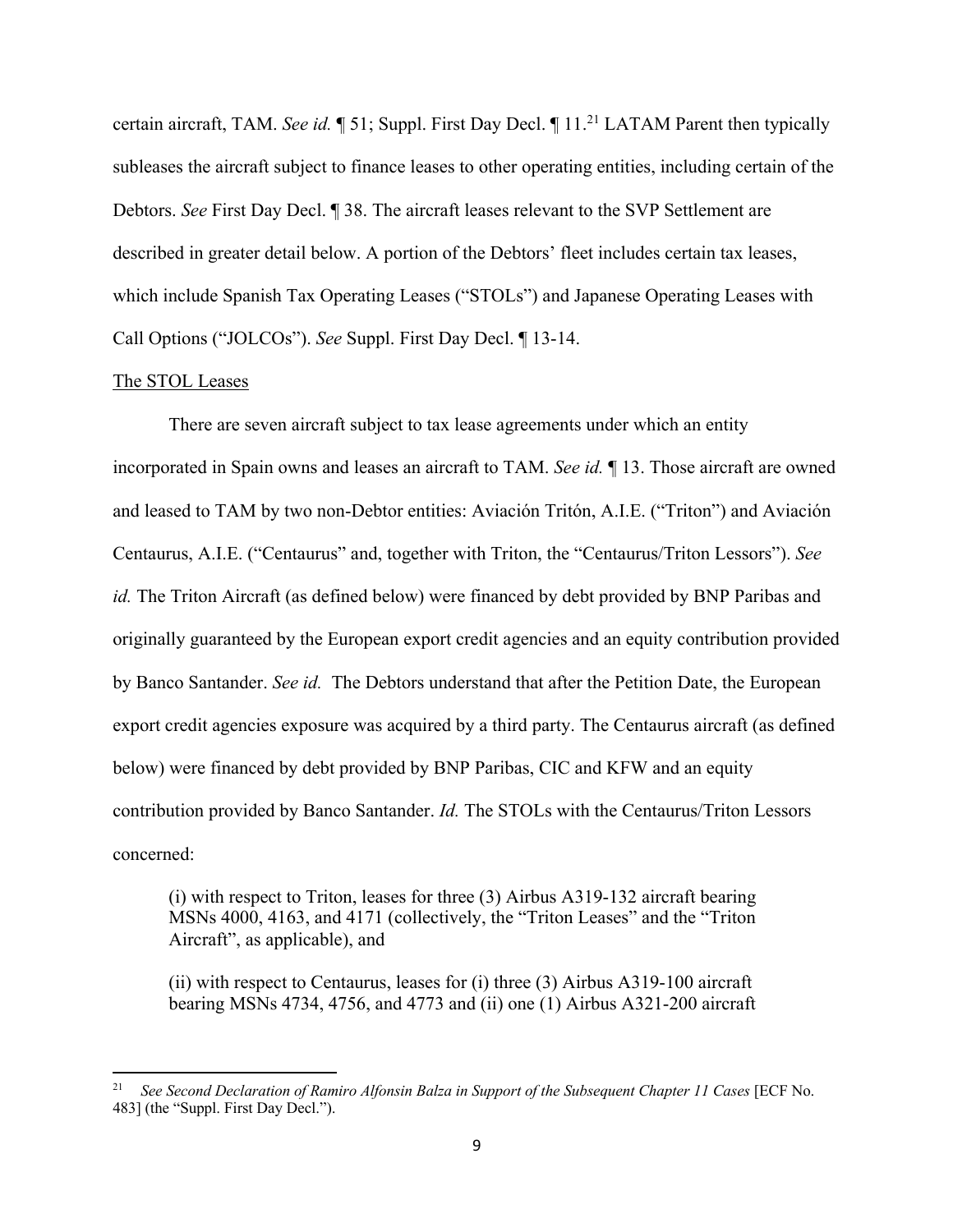certain aircraft, TAM. *See id.* ¶ 51; Suppl. First Day Decl. ¶ 11.[21] LATAM Parent then typically subleases the aircraft subject to finance leases to other operating entities, including certain of the Debtors. *See* First Day Decl. ¶ 38. The aircraft leases relevant to the SVP Settlement are described in greater detail below. A portion of the Debtors' fleet includes certain tax leases, which include Spanish Tax Operating Leases ("STOLs") and Japanese Operating Leases with Call Options ("JOLCOs"). *See* Suppl. First Day Decl. ¶ 13-14.

The STOL Leases

There are seven aircraft subject to tax lease agreements under which an entity incorporated in Spain owns and leases an aircraft to TAM. *See id.* ¶ 13. Those aircraft are owned and leased to TAM by two non-Debtor entities: Aviación Tritón, A.I.E. ("Triton") and Aviación Centaurus, A.I.E. ("Centaurus" and, together with Triton, the "Centaurus/Triton Lessors"). *See id.* The Triton Aircraft (as defined below) were financed by debt provided by BNP Paribas and originally guaranteed by the European export credit agencies and an equity contribution provided by Banco Santander. *See id.* The Debtors understand that after the Petition Date, the European export credit agencies exposure was acquired by a third party. The Centaurus aircraft (as defined below) were financed by debt provided by BNP Paribas, CIC and KFW and an equity contribution provided by Banco Santander. *Id.* The STOLs with the Centaurus/Triton Lessors concerned:

> (i) with respect to Triton, leases for three (3) Airbus A319-132 aircraft bearing MSNs 4000, 4163, and 4171 (collectively, the "Triton Leases" and the "Triton Aircraft", as applicable), and
>
> (ii) with respect to Centaurus, leases for (i) three (3) Airbus A319-100 aircraft bearing MSNs 4734, 4756, and 4773 and (ii) one (1) Airbus A321-200 aircraft

[21] *See Second Declaration of Ramiro Alfonsin Balza in Support of the Subsequent Chapter 11 Cases* [ECF No. 483] (the "Suppl. First Day Decl.").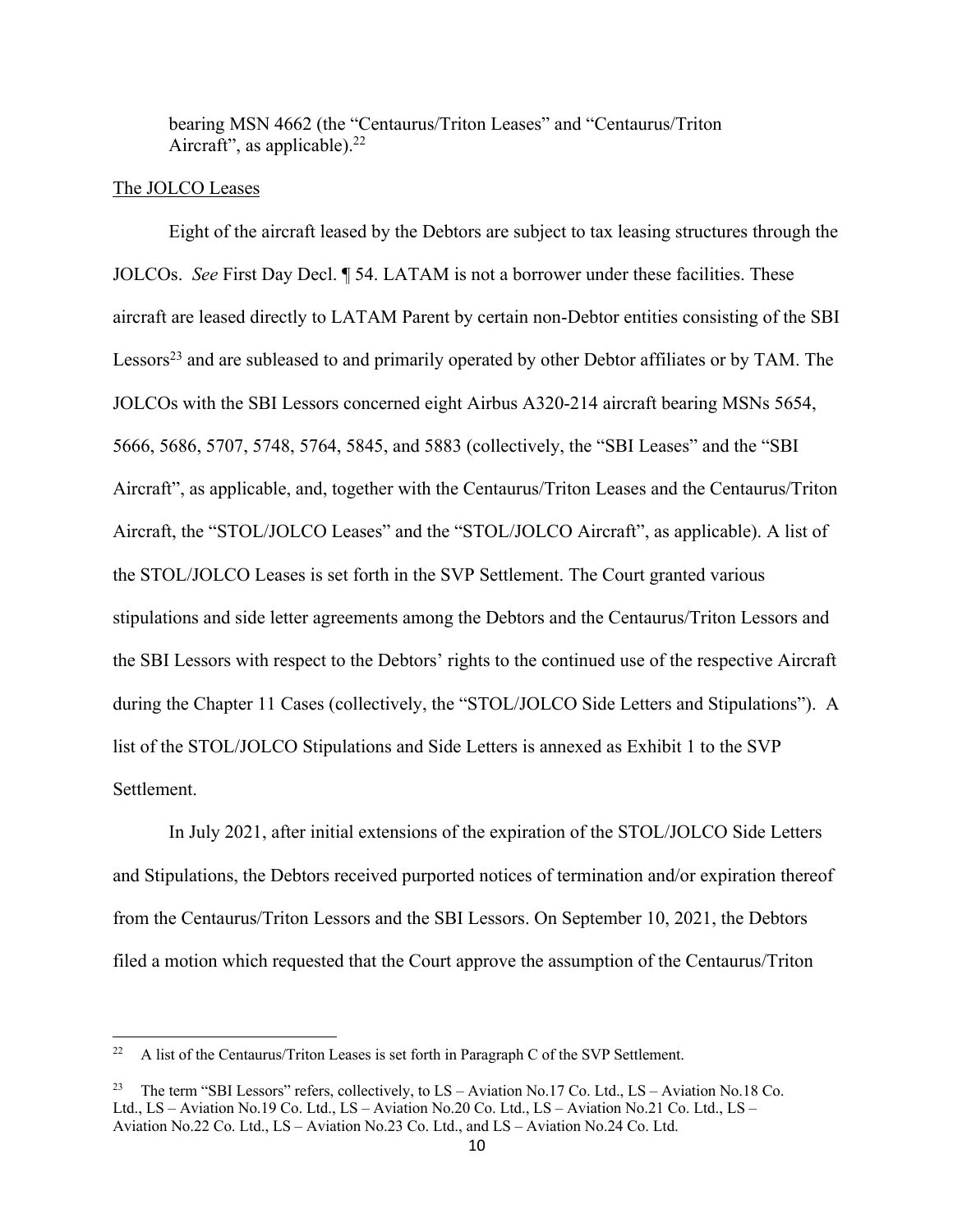bearing MSN 4662 (the "Centaurus/Triton Leases" and "Centaurus/Triton Aircraft", as applicable).[22]

The JOLCO Leases

Eight of the aircraft leased by the Debtors are subject to tax leasing structures through the JOLCOs. *See* First Day Decl. ¶ 54. LATAM is not a borrower under these facilities. These aircraft are leased directly to LATAM Parent by certain non-Debtor entities consisting of the SBI Lessors[23] and are subleased to and primarily operated by other Debtor affiliates or by TAM. The JOLCOs with the SBI Lessors concerned eight Airbus A320-214 aircraft bearing MSNs 5654, 5666, 5686, 5707, 5748, 5764, 5845, and 5883 (collectively, the "SBI Leases" and the "SBI Aircraft", as applicable, and, together with the Centaurus/Triton Leases and the Centaurus/Triton Aircraft, the "STOL/JOLCO Leases" and the "STOL/JOLCO Aircraft", as applicable). A list of the STOL/JOLCO Leases is set forth in the SVP Settlement. The Court granted various stipulations and side letter agreements among the Debtors and the Centaurus/Triton Lessors and the SBI Lessors with respect to the Debtors' rights to the continued use of the respective Aircraft during the Chapter 11 Cases (collectively, the "STOL/JOLCO Side Letters and Stipulations"). A list of the STOL/JOLCO Stipulations and Side Letters is annexed as Exhibit 1 to the SVP Settlement.

In July 2021, after initial extensions of the expiration of the STOL/JOLCO Side Letters and Stipulations, the Debtors received purported notices of termination and/or expiration thereof from the Centaurus/Triton Lessors and the SBI Lessors. On September 10, 2021, the Debtors filed a motion which requested that the Court approve the assumption of the Centaurus/Triton

[22] A list of the Centaurus/Triton Leases is set forth in Paragraph C of the SVP Settlement.

[23] The term "SBI Lessors" refers, collectively, to LS – Aviation No.17 Co. Ltd., LS – Aviation No.18 Co. Ltd., LS – Aviation No.19 Co. Ltd., LS – Aviation No.20 Co. Ltd., LS – Aviation No.21 Co. Ltd., LS – Aviation No.22 Co. Ltd., LS – Aviation No.23 Co. Ltd., and LS – Aviation No.24 Co. Ltd.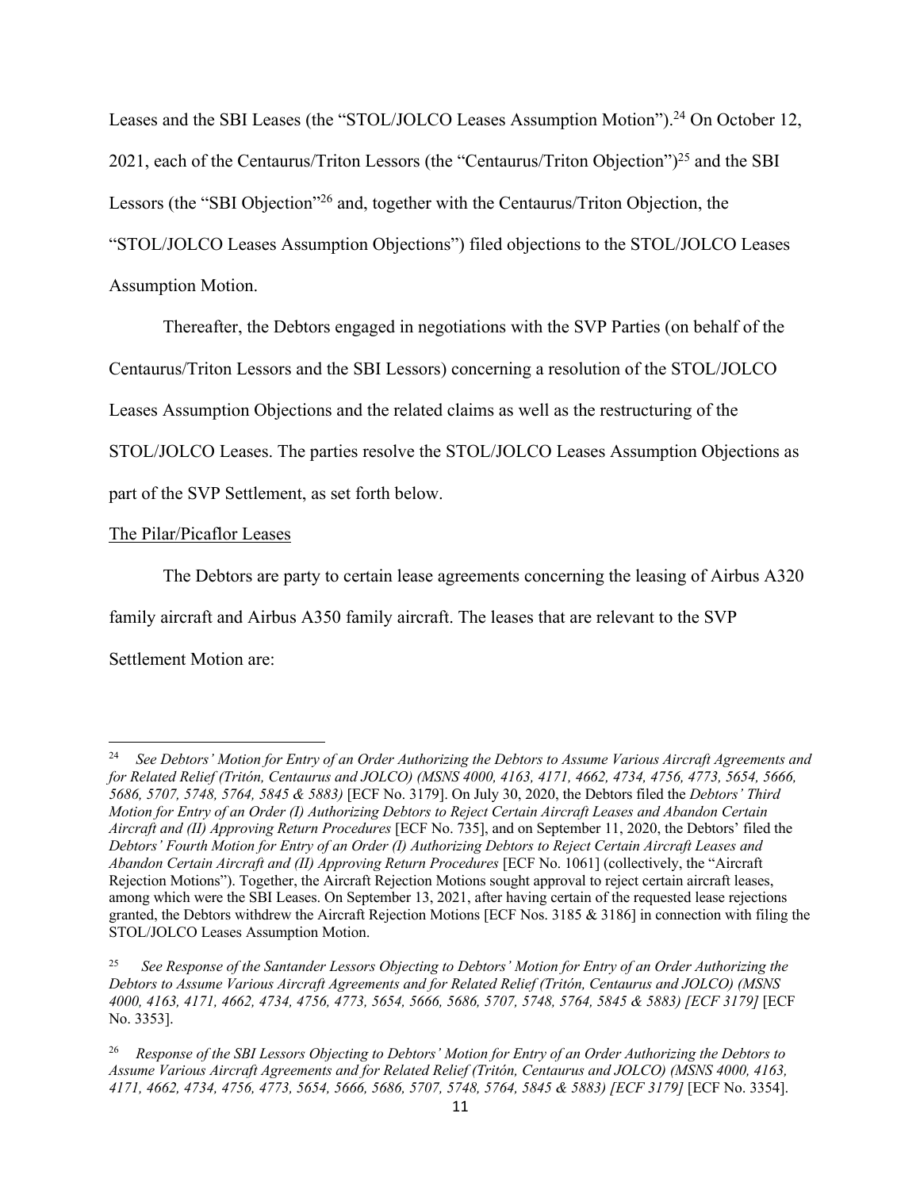Leases and the SBI Leases (the "STOL/JOLCO Leases Assumption Motion").[24] On October 12, 2021, each of the Centaurus/Triton Lessors (the "Centaurus/Triton Objection")[25] and the SBI Lessors (the "SBI Objection"[26] and, together with the Centaurus/Triton Objection, the "STOL/JOLCO Leases Assumption Objections") filed objections to the STOL/JOLCO Leases Assumption Motion.

Thereafter, the Debtors engaged in negotiations with the SVP Parties (on behalf of the Centaurus/Triton Lessors and the SBI Lessors) concerning a resolution of the STOL/JOLCO Leases Assumption Objections and the related claims as well as the restructuring of the STOL/JOLCO Leases. The parties resolve the STOL/JOLCO Leases Assumption Objections as part of the SVP Settlement, as set forth below.

<u>The Pilar/Picaflor Leases</u>

The Debtors are party to certain lease agreements concerning the leasing of Airbus A320 family aircraft and Airbus A350 family aircraft. The leases that are relevant to the SVP Settlement Motion are:

---

[24] *See Debtors' Motion for Entry of an Order Authorizing the Debtors to Assume Various Aircraft Agreements and for Related Relief (Tritón, Centaurus and JOLCO) (MSNS 4000, 4163, 4171, 4662, 4734, 4756, 4773, 5654, 5666, 5686, 5707, 5748, 5764, 5845 & 5883)* [ECF No. 3179]. On July 30, 2020, the Debtors filed the *Debtors' Third Motion for Entry of an Order (I) Authorizing Debtors to Reject Certain Aircraft Leases and Abandon Certain Aircraft and (II) Approving Return Procedures* [ECF No. 735], and on September 11, 2020, the Debtors' filed the *Debtors' Fourth Motion for Entry of an Order (I) Authorizing Debtors to Reject Certain Aircraft Leases and Abandon Certain Aircraft and (II) Approving Return Procedures* [ECF No. 1061] (collectively, the "Aircraft Rejection Motions"). Together, the Aircraft Rejection Motions sought approval to reject certain aircraft leases, among which were the SBI Leases. On September 13, 2021, after having certain of the requested lease rejections granted, the Debtors withdrew the Aircraft Rejection Motions [ECF Nos. 3185 & 3186] in connection with filing the STOL/JOLCO Leases Assumption Motion.

[25] *See Response of the Santander Lessors Objecting to Debtors' Motion for Entry of an Order Authorizing the Debtors to Assume Various Aircraft Agreements and for Related Relief (Tritón, Centaurus and JOLCO) (MSNS 4000, 4163, 4171, 4662, 4734, 4756, 4773, 5654, 5666, 5686, 5707, 5748, 5764, 5845 & 5883) [ECF 3179]* [ECF No. 3353].

[26] *Response of the SBI Lessors Objecting to Debtors' Motion for Entry of an Order Authorizing the Debtors to Assume Various Aircraft Agreements and for Related Relief (Tritón, Centaurus and JOLCO) (MSNS 4000, 4163, 4171, 4662, 4734, 4756, 4773, 5654, 5666, 5686, 5707, 5748, 5764, 5845 & 5883) [ECF 3179]* [ECF No. 3354].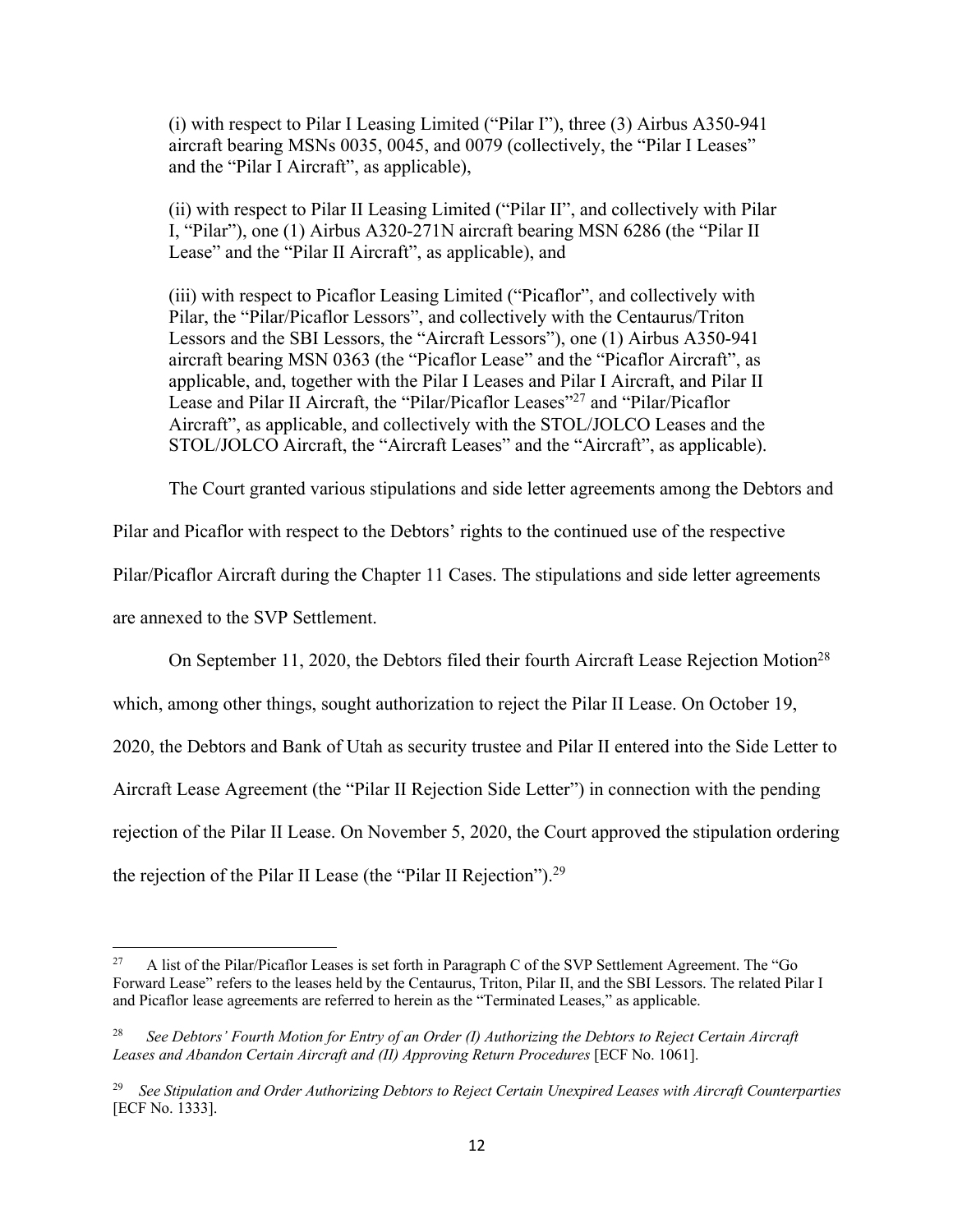(i) with respect to Pilar I Leasing Limited ("Pilar I"), three (3) Airbus A350-941 aircraft bearing MSNs 0035, 0045, and 0079 (collectively, the "Pilar I Leases" and the "Pilar I Aircraft", as applicable),

(ii) with respect to Pilar II Leasing Limited ("Pilar II", and collectively with Pilar I, "Pilar"), one (1) Airbus A320-271N aircraft bearing MSN 6286 (the "Pilar II Lease" and the "Pilar II Aircraft", as applicable), and

(iii) with respect to Picaflor Leasing Limited ("Picaflor", and collectively with Pilar, the "Pilar/Picaflor Lessors", and collectively with the Centaurus/Triton Lessors and the SBI Lessors, the "Aircraft Lessors"), one (1) Airbus A350-941 aircraft bearing MSN 0363 (the "Picaflor Lease" and the "Picaflor Aircraft", as applicable, and, together with the Pilar I Leases and Pilar I Aircraft, and Pilar II Lease and Pilar II Aircraft, the "Pilar/Picaflor Leases"[27] and "Pilar/Picaflor Aircraft", as applicable, and collectively with the STOL/JOLCO Leases and the STOL/JOLCO Aircraft, the "Aircraft Leases" and the "Aircraft", as applicable).

The Court granted various stipulations and side letter agreements among the Debtors and Pilar and Picaflor with respect to the Debtors' rights to the continued use of the respective Pilar/Picaflor Aircraft during the Chapter 11 Cases. The stipulations and side letter agreements are annexed to the SVP Settlement.

On September 11, 2020, the Debtors filed their fourth Aircraft Lease Rejection Motion[28] which, among other things, sought authorization to reject the Pilar II Lease. On October 19, 2020, the Debtors and Bank of Utah as security trustee and Pilar II entered into the Side Letter to Aircraft Lease Agreement (the "Pilar II Rejection Side Letter") in connection with the pending rejection of the Pilar II Lease. On November 5, 2020, the Court approved the stipulation ordering the rejection of the Pilar II Lease (the "Pilar II Rejection").[29]

---

[27] A list of the Pilar/Picaflor Leases is set forth in Paragraph C of the SVP Settlement Agreement. The "Go Forward Lease" refers to the leases held by the Centaurus, Triton, Pilar II, and the SBI Lessors. The related Pilar I and Picaflor lease agreements are referred to herein as the "Terminated Leases," as applicable.

[28] *See Debtors' Fourth Motion for Entry of an Order (I) Authorizing the Debtors to Reject Certain Aircraft Leases and Abandon Certain Aircraft and (II) Approving Return Procedures* [ECF No. 1061].

[29] *See Stipulation and Order Authorizing Debtors to Reject Certain Unexpired Leases with Aircraft Counterparties* [ECF No. 1333].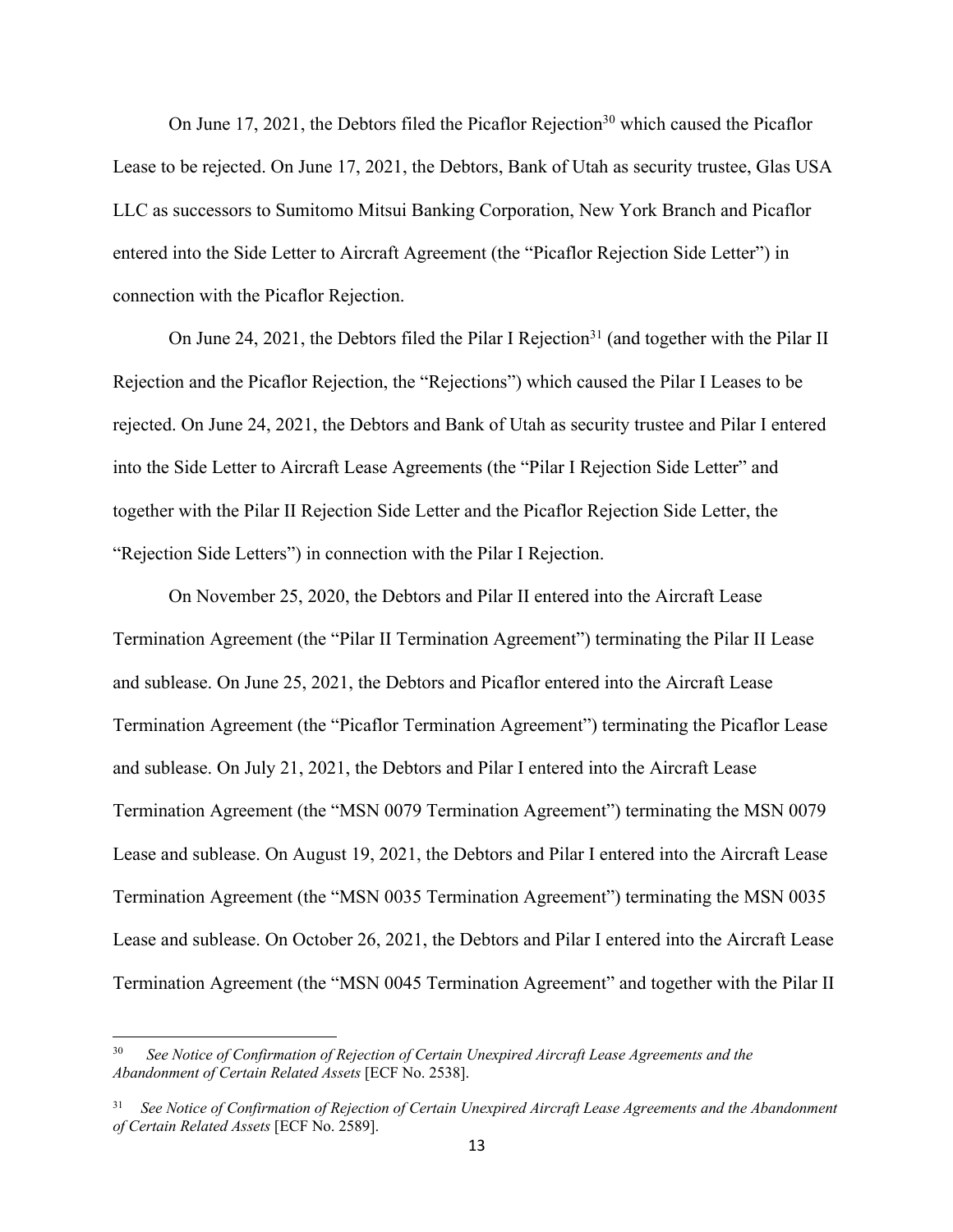On June 17, 2021, the Debtors filed the Picaflor Rejection[30] which caused the Picaflor Lease to be rejected. On June 17, 2021, the Debtors, Bank of Utah as security trustee, Glas USA LLC as successors to Sumitomo Mitsui Banking Corporation, New York Branch and Picaflor entered into the Side Letter to Aircraft Agreement (the "Picaflor Rejection Side Letter") in connection with the Picaflor Rejection.

On June 24, 2021, the Debtors filed the Pilar I Rejection[31] (and together with the Pilar II Rejection and the Picaflor Rejection, the "Rejections") which caused the Pilar I Leases to be rejected. On June 24, 2021, the Debtors and Bank of Utah as security trustee and Pilar I entered into the Side Letter to Aircraft Lease Agreements (the "Pilar I Rejection Side Letter" and together with the Pilar II Rejection Side Letter and the Picaflor Rejection Side Letter, the "Rejection Side Letters") in connection with the Pilar I Rejection.

On November 25, 2020, the Debtors and Pilar II entered into the Aircraft Lease Termination Agreement (the "Pilar II Termination Agreement") terminating the Pilar II Lease and sublease. On June 25, 2021, the Debtors and Picaflor entered into the Aircraft Lease Termination Agreement (the "Picaflor Termination Agreement") terminating the Picaflor Lease and sublease. On July 21, 2021, the Debtors and Pilar I entered into the Aircraft Lease Termination Agreement (the "MSN 0079 Termination Agreement") terminating the MSN 0079 Lease and sublease. On August 19, 2021, the Debtors and Pilar I entered into the Aircraft Lease Termination Agreement (the "MSN 0035 Termination Agreement") terminating the MSN 0035 Lease and sublease. On October 26, 2021, the Debtors and Pilar I entered into the Aircraft Lease Termination Agreement (the "MSN 0045 Termination Agreement" and together with the Pilar II

---

[30] *See Notice of Confirmation of Rejection of Certain Unexpired Aircraft Lease Agreements and the Abandonment of Certain Related Assets* [ECF No. 2538].

[31] *See Notice of Confirmation of Rejection of Certain Unexpired Aircraft Lease Agreements and the Abandonment of Certain Related Assets* [ECF No. 2589].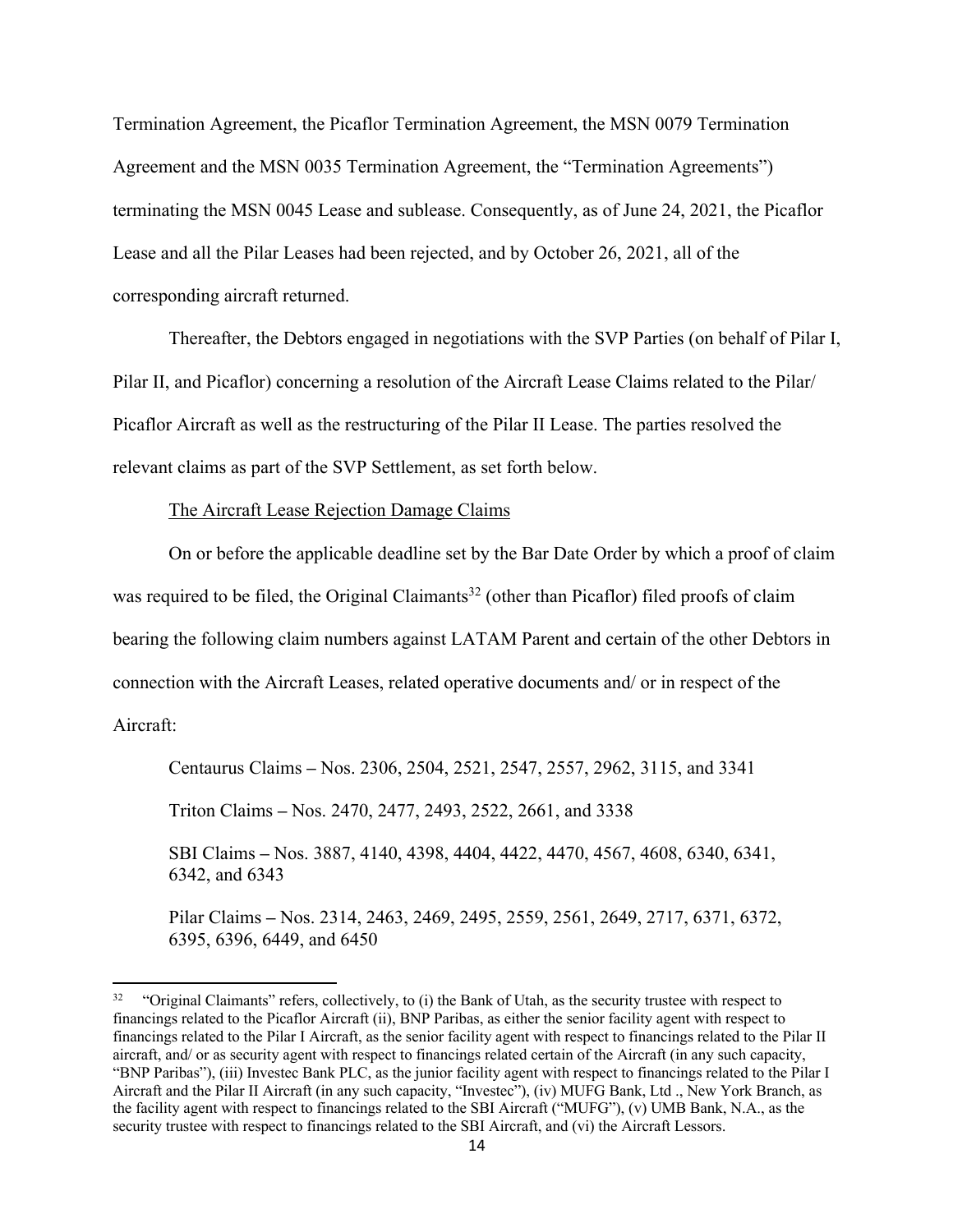Termination Agreement, the Picaflor Termination Agreement, the MSN 0079 Termination Agreement and the MSN 0035 Termination Agreement, the "Termination Agreements") terminating the MSN 0045 Lease and sublease. Consequently, as of June 24, 2021, the Picaflor Lease and all the Pilar Leases had been rejected, and by October 26, 2021, all of the corresponding aircraft returned.

Thereafter, the Debtors engaged in negotiations with the SVP Parties (on behalf of Pilar I, Pilar II, and Picaflor) concerning a resolution of the Aircraft Lease Claims related to the Pilar/ Picaflor Aircraft as well as the restructuring of the Pilar II Lease. The parties resolved the relevant claims as part of the SVP Settlement, as set forth below.

<u>The Aircraft Lease Rejection Damage Claims</u>

On or before the applicable deadline set by the Bar Date Order by which a proof of claim was required to be filed, the Original Claimants[32] (other than Picaflor) filed proofs of claim bearing the following claim numbers against LATAM Parent and certain of the other Debtors in connection with the Aircraft Leases, related operative documents and/ or in respect of the Aircraft:

Centaurus Claims – Nos. 2306, 2504, 2521, 2547, 2557, 2962, 3115, and 3341

Triton Claims – Nos. 2470, 2477, 2493, 2522, 2661, and 3338

SBI Claims – Nos. 3887, 4140, 4398, 4404, 4422, 4470, 4567, 4608, 6340, 6341, 6342, and 6343

Pilar Claims – Nos. 2314, 2463, 2469, 2495, 2559, 2561, 2649, 2717, 6371, 6372, 6395, 6396, 6449, and 6450

[32] "Original Claimants" refers, collectively, to (i) the Bank of Utah, as the security trustee with respect to financings related to the Picaflor Aircraft (ii), BNP Paribas, as either the senior facility agent with respect to financings related to the Pilar I Aircraft, as the senior facility agent with respect to financings related to the Pilar II aircraft, and/ or as security agent with respect to financings related certain of the Aircraft (in any such capacity, "BNP Paribas"), (iii) Investec Bank PLC, as the junior facility agent with respect to financings related to the Pilar I Aircraft and the Pilar II Aircraft (in any such capacity, "Investec"), (iv) MUFG Bank, Ltd ., New York Branch, as the facility agent with respect to financings related to the SBI Aircraft ("MUFG"), (v) UMB Bank, N.A., as the security trustee with respect to financings related to the SBI Aircraft, and (vi) the Aircraft Lessors.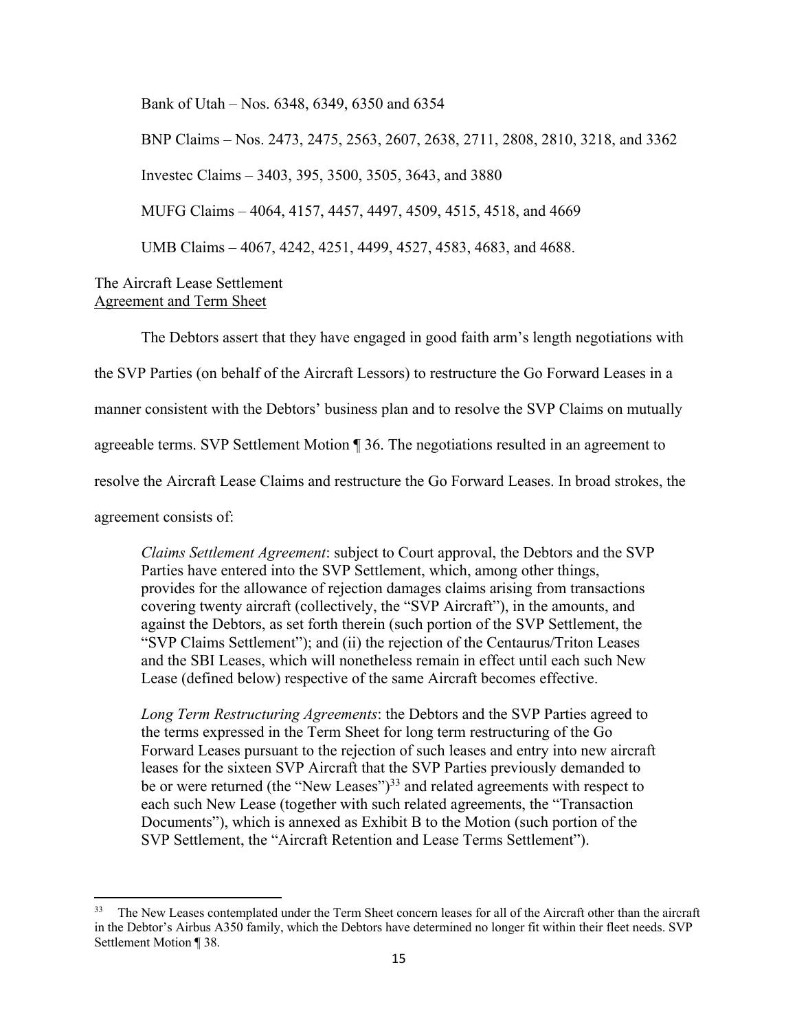Bank of Utah – Nos. 6348, 6349, 6350 and 6354

BNP Claims – Nos. 2473, 2475, 2563, 2607, 2638, 2711, 2808, 2810, 3218, and 3362

Investec Claims – 3403, 395, 3500, 3505, 3643, and 3880

MUFG Claims – 4064, 4157, 4457, 4497, 4509, 4515, 4518, and 4669

UMB Claims – 4067, 4242, 4251, 4499, 4527, 4583, 4683, and 4688.

The Aircraft Lease Settlement
<u>Agreement and Term Sheet</u>

The Debtors assert that they have engaged in good faith arm's length negotiations with the SVP Parties (on behalf of the Aircraft Lessors) to restructure the Go Forward Leases in a manner consistent with the Debtors' business plan and to resolve the SVP Claims on mutually agreeable terms. SVP Settlement Motion ¶ 36. The negotiations resulted in an agreement to resolve the Aircraft Lease Claims and restructure the Go Forward Leases. In broad strokes, the agreement consists of:

> *Claims Settlement Agreement*: subject to Court approval, the Debtors and the SVP Parties have entered into the SVP Settlement, which, among other things, provides for the allowance of rejection damages claims arising from transactions covering twenty aircraft (collectively, the "SVP Aircraft"), in the amounts, and against the Debtors, as set forth therein (such portion of the SVP Settlement, the "SVP Claims Settlement"); and (ii) the rejection of the Centaurus/Triton Leases and the SBI Leases, which will nonetheless remain in effect until each such New Lease (defined below) respective of the same Aircraft becomes effective.
>
> *Long Term Restructuring Agreements*: the Debtors and the SVP Parties agreed to the terms expressed in the Term Sheet for long term restructuring of the Go Forward Leases pursuant to the rejection of such leases and entry into new aircraft leases for the sixteen SVP Aircraft that the SVP Parties previously demanded to be or were returned (the "New Leases")[33] and related agreements with respect to each such New Lease (together with such related agreements, the "Transaction Documents"), which is annexed as Exhibit B to the Motion (such portion of the SVP Settlement, the "Aircraft Retention and Lease Terms Settlement").

---

[33] The New Leases contemplated under the Term Sheet concern leases for all of the Aircraft other than the aircraft in the Debtor's Airbus A350 family, which the Debtors have determined no longer fit within their fleet needs. SVP Settlement Motion ¶ 38.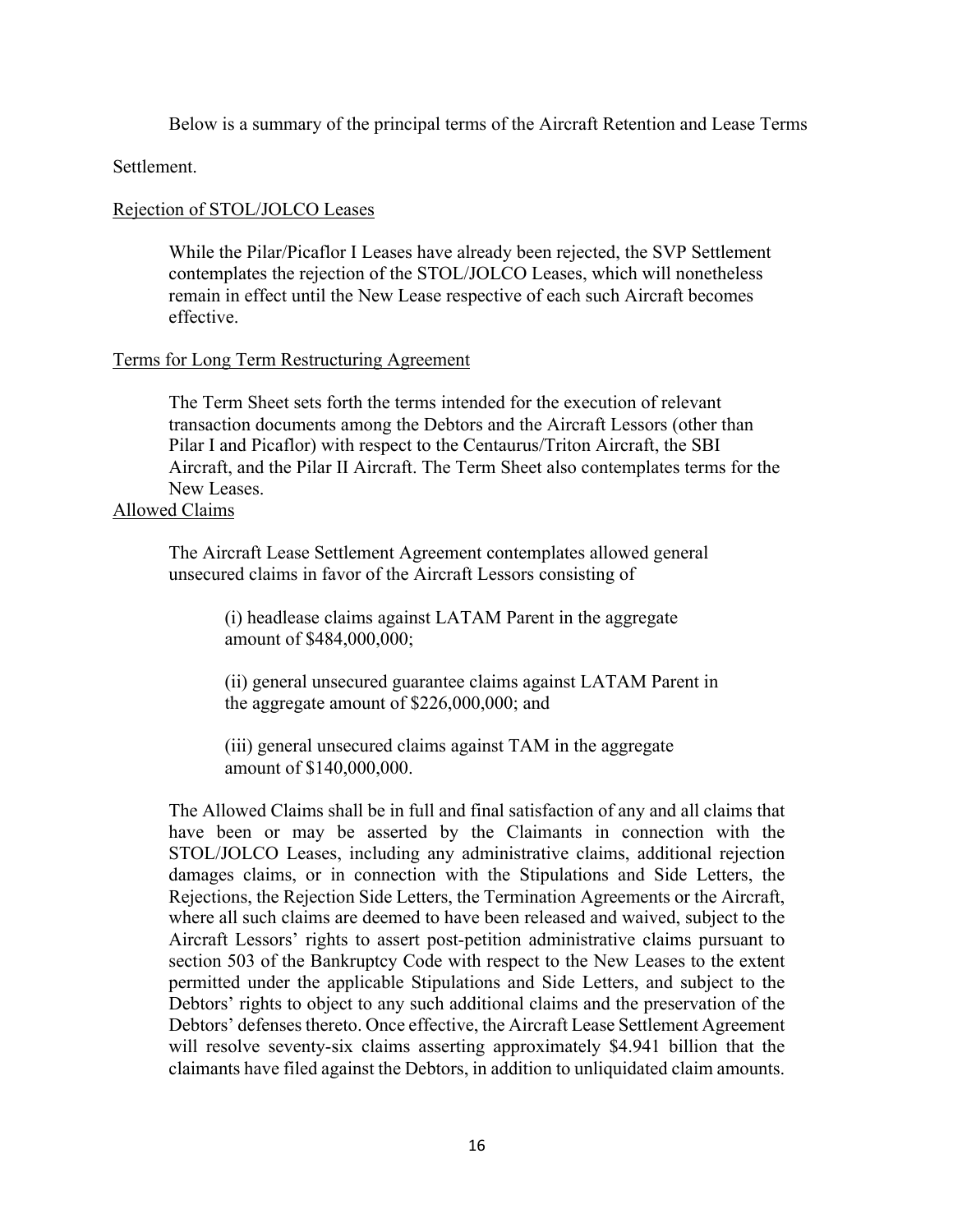Below is a summary of the principal terms of the Aircraft Retention and Lease Terms Settlement.

<u>Rejection of STOL/JOLCO Leases</u>

> While the Pilar/Picaflor I Leases have already been rejected, the SVP Settlement contemplates the rejection of the STOL/JOLCO Leases, which will nonetheless remain in effect until the New Lease respective of each such Aircraft becomes effective.

<u>Terms for Long Term Restructuring Agreement</u>

> The Term Sheet sets forth the terms intended for the execution of relevant transaction documents among the Debtors and the Aircraft Lessors (other than Pilar I and Picaflor) with respect to the Centaurus/Triton Aircraft, the SBI Aircraft, and the Pilar II Aircraft. The Term Sheet also contemplates terms for the New Leases.

<u>Allowed Claims</u>

> The Aircraft Lease Settlement Agreement contemplates allowed general unsecured claims in favor of the Aircraft Lessors consisting of
>
> > (i) headlease claims against LATAM Parent in the aggregate amount of $484,000,000;
> >
> > (ii) general unsecured guarantee claims against LATAM Parent in the aggregate amount of $226,000,000; and
> >
> > (iii) general unsecured claims against TAM in the aggregate amount of $140,000,000.
>
> The Allowed Claims shall be in full and final satisfaction of any and all claims that have been or may be asserted by the Claimants in connection with the STOL/JOLCO Leases, including any administrative claims, additional rejection damages claims, or in connection with the Stipulations and Side Letters, the Rejections, the Rejection Side Letters, the Termination Agreements or the Aircraft, where all such claims are deemed to have been released and waived, subject to the Aircraft Lessors' rights to assert post-petition administrative claims pursuant to section 503 of the Bankruptcy Code with respect to the New Leases to the extent permitted under the applicable Stipulations and Side Letters, and subject to the Debtors' rights to object to any such additional claims and the preservation of the Debtors' defenses thereto. Once effective, the Aircraft Lease Settlement Agreement will resolve seventy-six claims asserting approximately $4.941 billion that the claimants have filed against the Debtors, in addition to unliquidated claim amounts.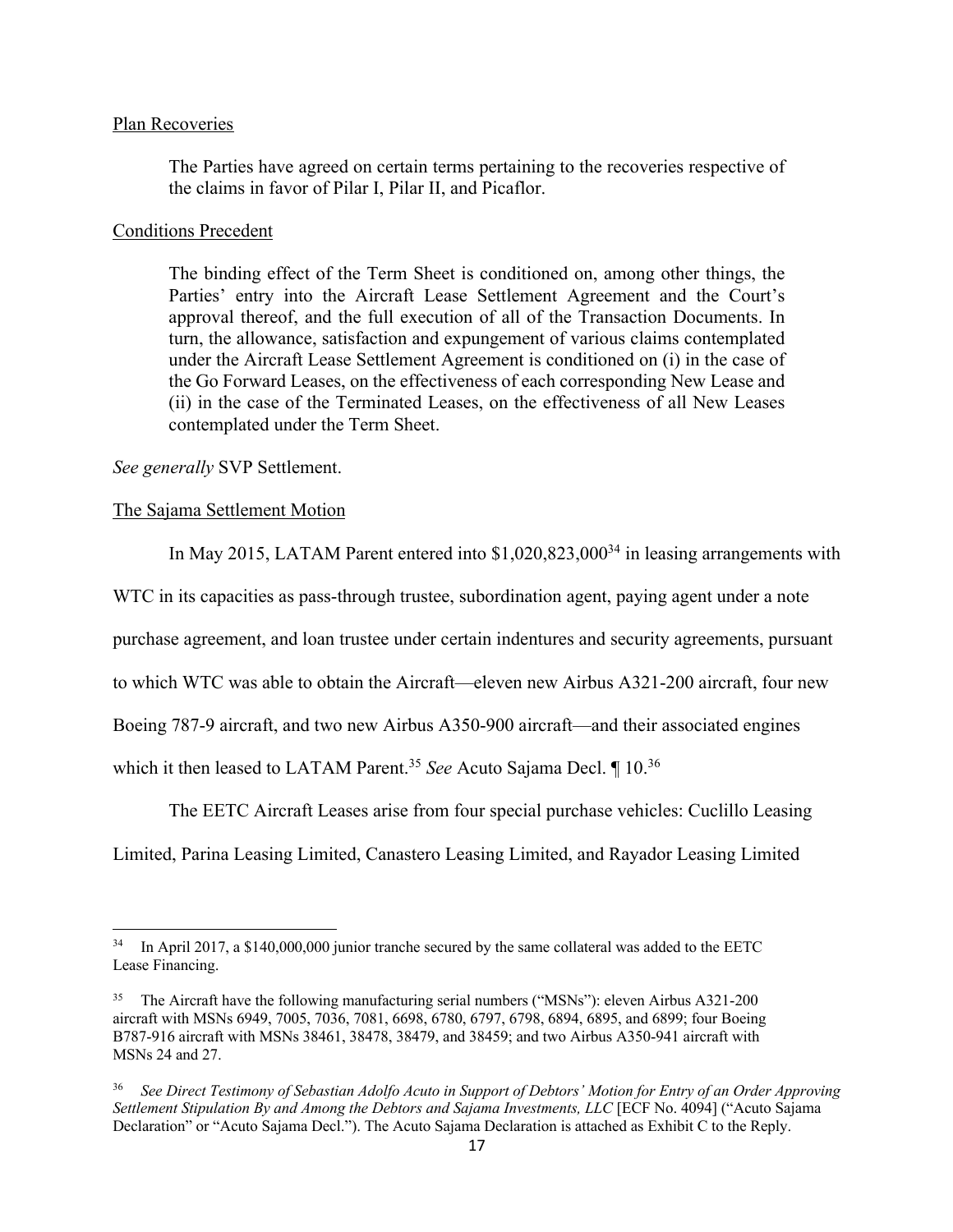Plan Recoveries

> The Parties have agreed on certain terms pertaining to the recoveries respective of the claims in favor of Pilar I, Pilar II, and Picaflor.

Conditions Precedent

> The binding effect of the Term Sheet is conditioned on, among other things, the Parties' entry into the Aircraft Lease Settlement Agreement and the Court's approval thereof, and the full execution of all of the Transaction Documents. In turn, the allowance, satisfaction and expungement of various claims contemplated under the Aircraft Lease Settlement Agreement is conditioned on (i) in the case of the Go Forward Leases, on the effectiveness of each corresponding New Lease and (ii) in the case of the Terminated Leases, on the effectiveness of all New Leases contemplated under the Term Sheet.

*See generally* SVP Settlement.

The Sajama Settlement Motion

In May 2015, LATAM Parent entered into $1,020,823,000[34] in leasing arrangements with WTC in its capacities as pass-through trustee, subordination agent, paying agent under a note purchase agreement, and loan trustee under certain indentures and security agreements, pursuant to which WTC was able to obtain the Aircraft—eleven new Airbus A321-200 aircraft, four new Boeing 787-9 aircraft, and two new Airbus A350-900 aircraft—and their associated engines which it then leased to LATAM Parent.[35] *See* Acuto Sajama Decl. ¶ 10.[36]

The EETC Aircraft Leases arise from four special purchase vehicles: Cuclillo Leasing Limited, Parina Leasing Limited, Canastero Leasing Limited, and Rayador Leasing Limited

---

[34] In April 2017, a $140,000,000 junior tranche secured by the same collateral was added to the EETC Lease Financing.

[35] The Aircraft have the following manufacturing serial numbers ("MSNs"): eleven Airbus A321-200 aircraft with MSNs 6949, 7005, 7036, 7081, 6698, 6780, 6797, 6798, 6894, 6895, and 6899; four Boeing B787-916 aircraft with MSNs 38461, 38478, 38479, and 38459; and two Airbus A350-941 aircraft with MSNs 24 and 27.

[36] *See Direct Testimony of Sebastian Adolfo Acuto in Support of Debtors' Motion for Entry of an Order Approving Settlement Stipulation By and Among the Debtors and Sajama Investments, LLC* [ECF No. 4094] ("Acuto Sajama Declaration" or "Acuto Sajama Decl."). The Acuto Sajama Declaration is attached as Exhibit C to the Reply.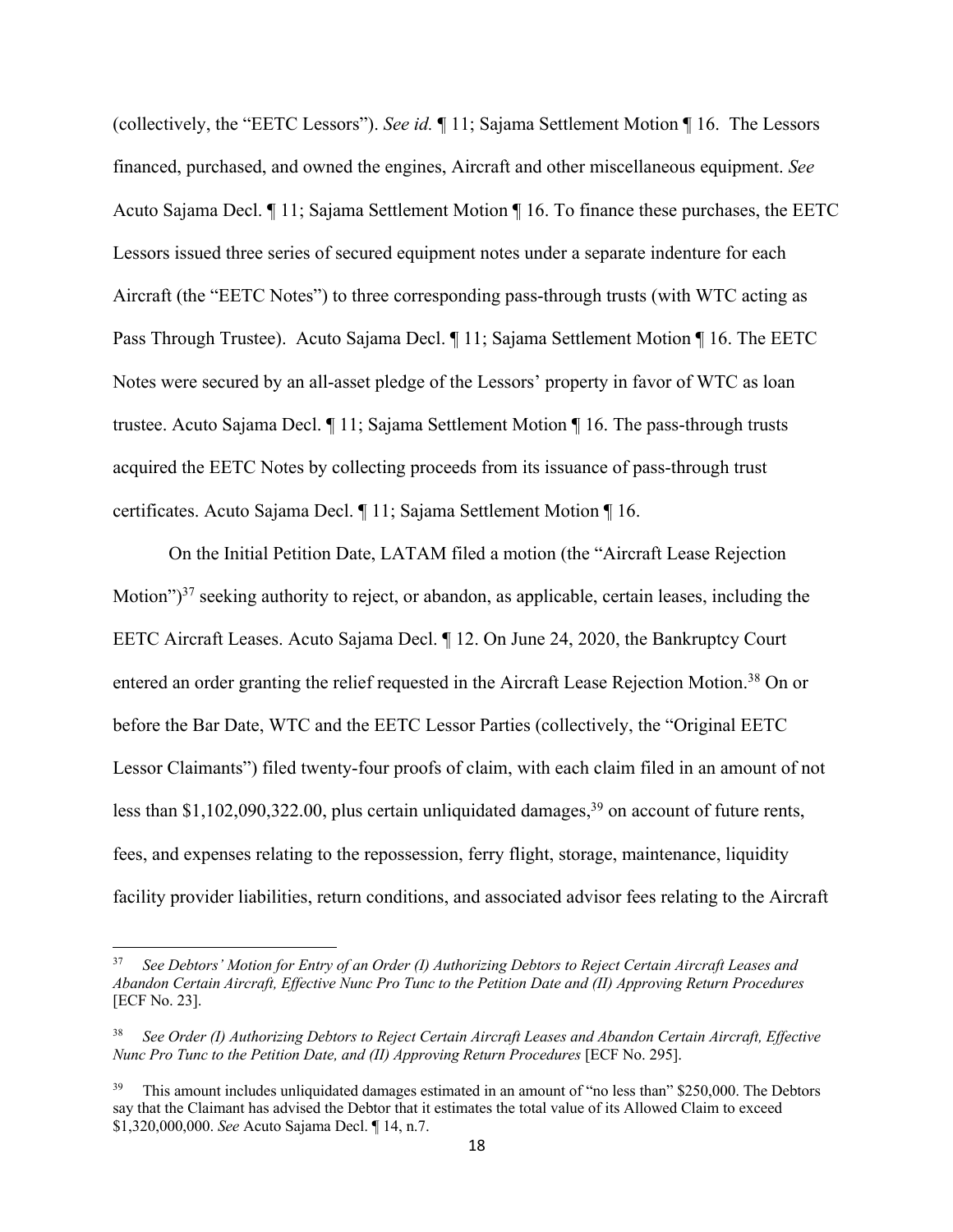(collectively, the "EETC Lessors"). *See id.* ¶ 11; Sajama Settlement Motion ¶ 16. The Lessors financed, purchased, and owned the engines, Aircraft and other miscellaneous equipment. *See* Acuto Sajama Decl. ¶ 11; Sajama Settlement Motion ¶ 16. To finance these purchases, the EETC Lessors issued three series of secured equipment notes under a separate indenture for each Aircraft (the "EETC Notes") to three corresponding pass-through trusts (with WTC acting as Pass Through Trustee). Acuto Sajama Decl. ¶ 11; Sajama Settlement Motion ¶ 16. The EETC Notes were secured by an all-asset pledge of the Lessors' property in favor of WTC as loan trustee. Acuto Sajama Decl. ¶ 11; Sajama Settlement Motion ¶ 16. The pass-through trusts acquired the EETC Notes by collecting proceeds from its issuance of pass-through trust certificates. Acuto Sajama Decl. ¶ 11; Sajama Settlement Motion ¶ 16.

On the Initial Petition Date, LATAM filed a motion (the "Aircraft Lease Rejection Motion")[37] seeking authority to reject, or abandon, as applicable, certain leases, including the EETC Aircraft Leases. Acuto Sajama Decl. ¶ 12. On June 24, 2020, the Bankruptcy Court entered an order granting the relief requested in the Aircraft Lease Rejection Motion.[38] On or before the Bar Date, WTC and the EETC Lessor Parties (collectively, the "Original EETC Lessor Claimants") filed twenty-four proofs of claim, with each claim filed in an amount of not less than $1,102,090,322.00, plus certain unliquidated damages,[39] on account of future rents, fees, and expenses relating to the repossession, ferry flight, storage, maintenance, liquidity facility provider liabilities, return conditions, and associated advisor fees relating to the Aircraft

---

[37] *See Debtors' Motion for Entry of an Order (I) Authorizing Debtors to Reject Certain Aircraft Leases and Abandon Certain Aircraft, Effective Nunc Pro Tunc to the Petition Date and (II) Approving Return Procedures* [ECF No. 23].

[38] *See Order (I) Authorizing Debtors to Reject Certain Aircraft Leases and Abandon Certain Aircraft, Effective Nunc Pro Tunc to the Petition Date, and (II) Approving Return Procedures* [ECF No. 295].

[39] This amount includes unliquidated damages estimated in an amount of "no less than" $250,000. The Debtors say that the Claimant has advised the Debtor that it estimates the total value of its Allowed Claim to exceed $1,320,000,000. *See* Acuto Sajama Decl. ¶ 14, n.7.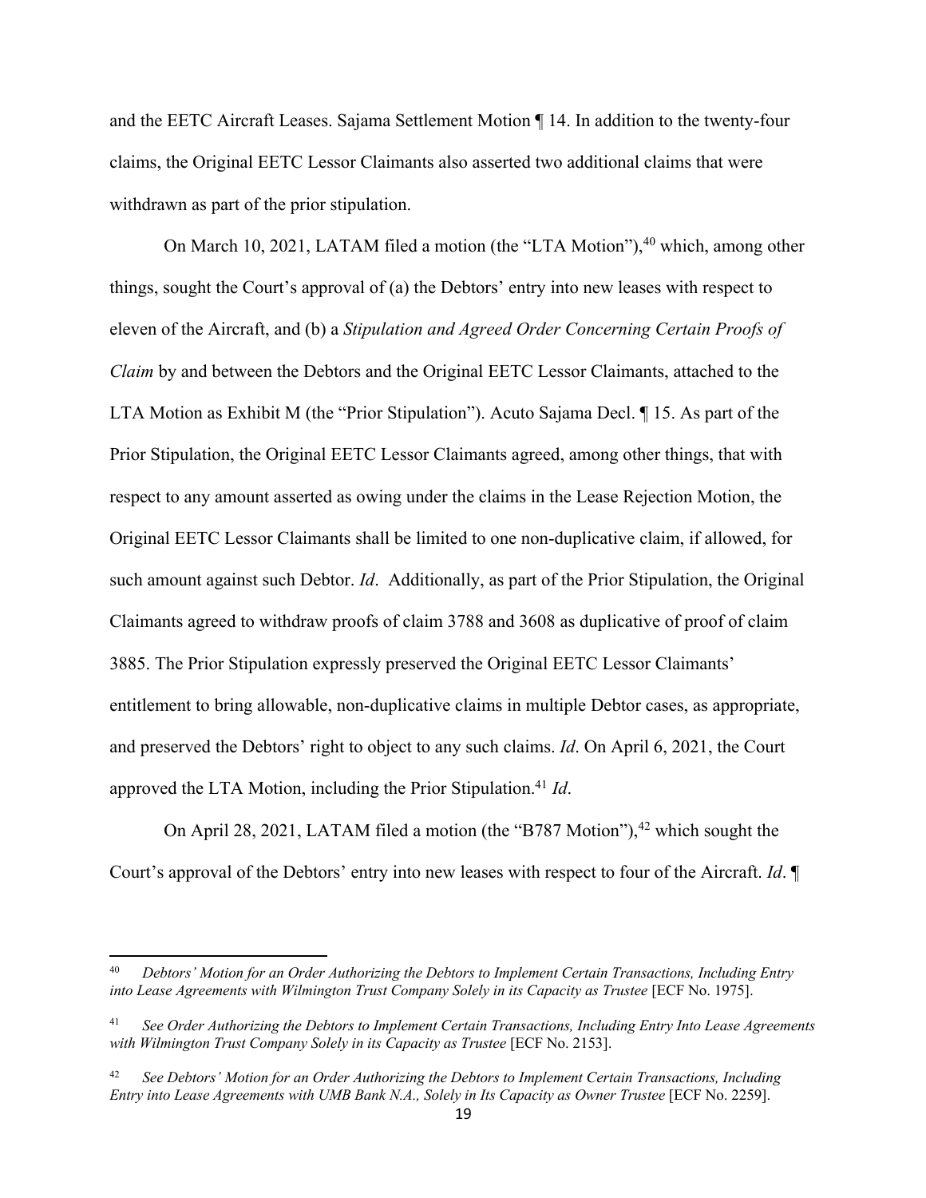and the EETC Aircraft Leases. Sajama Settlement Motion ¶ 14. In addition to the twenty-four claims, the Original EETC Lessor Claimants also asserted two additional claims that were withdrawn as part of the prior stipulation.

On March 10, 2021, LATAM filed a motion (the "LTA Motion"),[40] which, among other things, sought the Court's approval of (a) the Debtors' entry into new leases with respect to eleven of the Aircraft, and (b) a *Stipulation and Agreed Order Concerning Certain Proofs of Claim* by and between the Debtors and the Original EETC Lessor Claimants, attached to the LTA Motion as Exhibit M (the "Prior Stipulation"). Acuto Sajama Decl. ¶ 15. As part of the Prior Stipulation, the Original EETC Lessor Claimants agreed, among other things, that with respect to any amount asserted as owing under the claims in the Lease Rejection Motion, the Original EETC Lessor Claimants shall be limited to one non-duplicative claim, if allowed, for such amount against such Debtor. *Id*. Additionally, as part of the Prior Stipulation, the Original Claimants agreed to withdraw proofs of claim 3788 and 3608 as duplicative of proof of claim 3885. The Prior Stipulation expressly preserved the Original EETC Lessor Claimants' entitlement to bring allowable, non-duplicative claims in multiple Debtor cases, as appropriate, and preserved the Debtors' right to object to any such claims. *Id*. On April 6, 2021, the Court approved the LTA Motion, including the Prior Stipulation.[41] *Id*.

On April 28, 2021, LATAM filed a motion (the "B787 Motion"),[42] which sought the Court's approval of the Debtors' entry into new leases with respect to four of the Aircraft. *Id*. ¶

---

[40] *Debtors' Motion for an Order Authorizing the Debtors to Implement Certain Transactions, Including Entry into Lease Agreements with Wilmington Trust Company Solely in its Capacity as Trustee* [ECF No. 1975].

[41] *See Order Authorizing the Debtors to Implement Certain Transactions, Including Entry Into Lease Agreements with Wilmington Trust Company Solely in its Capacity as Trustee* [ECF No. 2153].

[42] *See Debtors' Motion for an Order Authorizing the Debtors to Implement Certain Transactions, Including Entry into Lease Agreements with UMB Bank N.A., Solely in Its Capacity as Owner Trustee* [ECF No. 2259].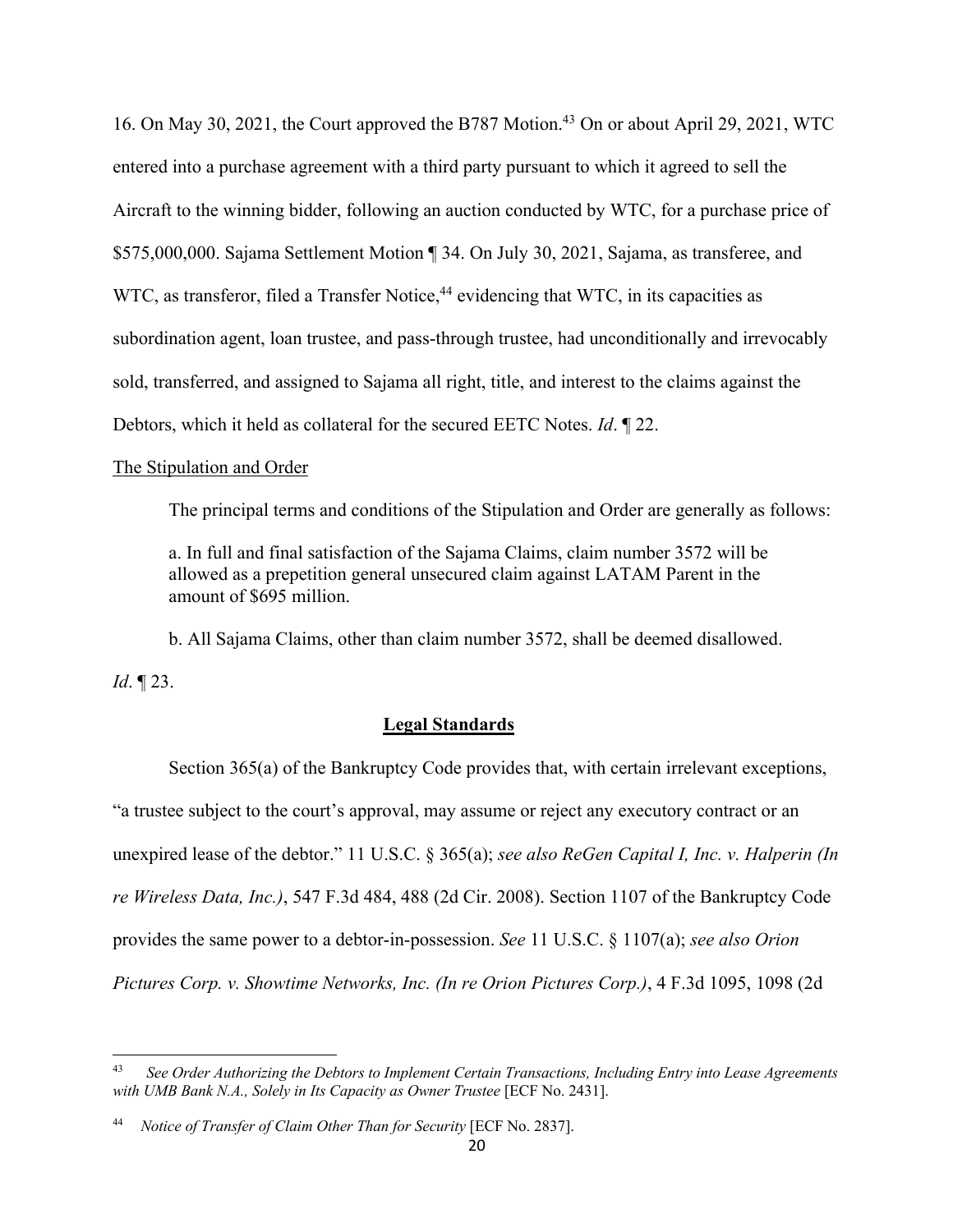16. On May 30, 2021, the Court approved the B787 Motion.[43] On or about April 29, 2021, WTC entered into a purchase agreement with a third party pursuant to which it agreed to sell the Aircraft to the winning bidder, following an auction conducted by WTC, for a purchase price of $575,000,000. Sajama Settlement Motion ¶ 34. On July 30, 2021, Sajama, as transferee, and WTC, as transferor, filed a Transfer Notice,[44] evidencing that WTC, in its capacities as subordination agent, loan trustee, and pass-through trustee, had unconditionally and irrevocably sold, transferred, and assigned to Sajama all right, title, and interest to the claims against the Debtors, which it held as collateral for the secured EETC Notes. *Id*. ¶ 22.

<u>The Stipulation and Order</u>

The principal terms and conditions of the Stipulation and Order are generally as follows:

> a. In full and final satisfaction of the Sajama Claims, claim number 3572 will be allowed as a prepetition general unsecured claim against LATAM Parent in the amount of $695 million.
>
> b. All Sajama Claims, other than claim number 3572, shall be deemed disallowed.

*Id*. ¶ 23.

## **Legal Standards**

Section 365(a) of the Bankruptcy Code provides that, with certain irrelevant exceptions, "a trustee subject to the court's approval, may assume or reject any executory contract or an unexpired lease of the debtor." 11 U.S.C. § 365(a); *see also ReGen Capital I, Inc. v. Halperin (In re Wireless Data, Inc.)*, 547 F.3d 484, 488 (2d Cir. 2008). Section 1107 of the Bankruptcy Code provides the same power to a debtor-in-possession. *See* 11 U.S.C. § 1107(a); *see also Orion Pictures Corp. v. Showtime Networks, Inc. (In re Orion Pictures Corp.)*, 4 F.3d 1095, 1098 (2d

---

[43] *See Order Authorizing the Debtors to Implement Certain Transactions, Including Entry into Lease Agreements with UMB Bank N.A., Solely in Its Capacity as Owner Trustee* [ECF No. 2431].

[44] *Notice of Transfer of Claim Other Than for Security* [ECF No. 2837].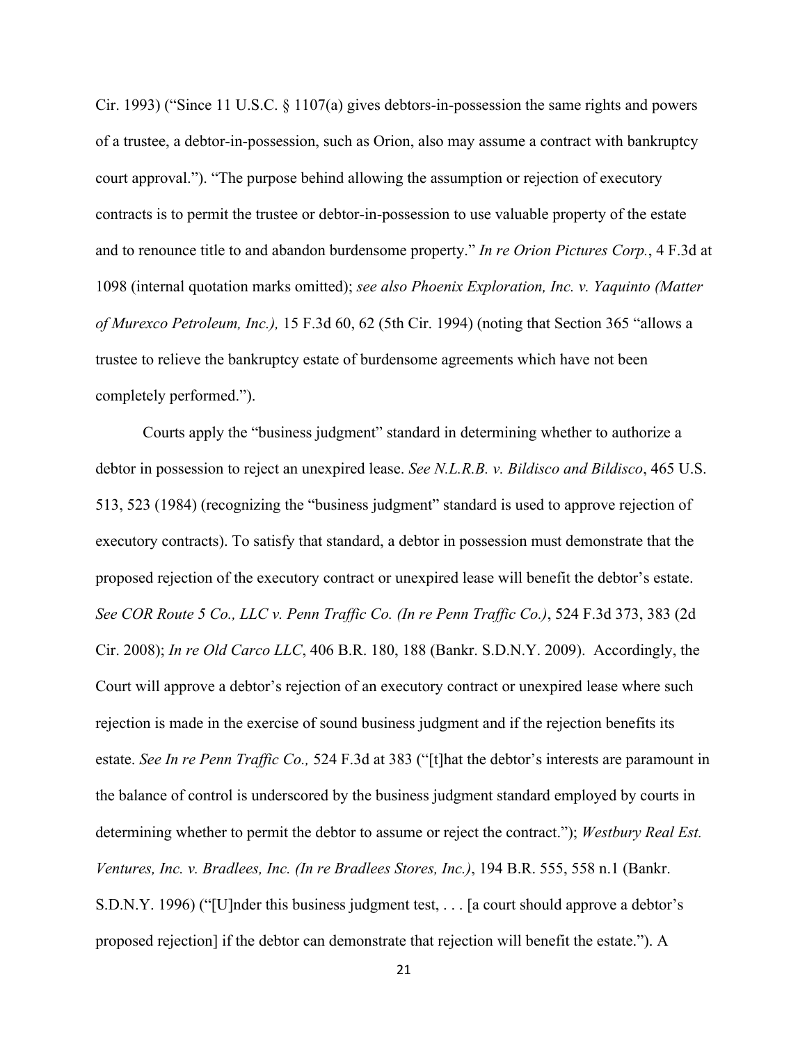Cir. 1993) ("Since 11 U.S.C. § 1107(a) gives debtors-in-possession the same rights and powers of a trustee, a debtor-in-possession, such as Orion, also may assume a contract with bankruptcy court approval."). "The purpose behind allowing the assumption or rejection of executory contracts is to permit the trustee or debtor-in-possession to use valuable property of the estate and to renounce title to and abandon burdensome property." *In re Orion Pictures Corp.*, 4 F.3d at 1098 (internal quotation marks omitted); *see also Phoenix Exploration, Inc. v. Yaquinto (Matter of Murexco Petroleum, Inc.),* 15 F.3d 60, 62 (5th Cir. 1994) (noting that Section 365 "allows a trustee to relieve the bankruptcy estate of burdensome agreements which have not been completely performed.").

Courts apply the "business judgment" standard in determining whether to authorize a debtor in possession to reject an unexpired lease. *See N.L.R.B. v. Bildisco and Bildisco*, 465 U.S. 513, 523 (1984) (recognizing the "business judgment" standard is used to approve rejection of executory contracts). To satisfy that standard, a debtor in possession must demonstrate that the proposed rejection of the executory contract or unexpired lease will benefit the debtor's estate. *See COR Route 5 Co., LLC v. Penn Traffic Co. (In re Penn Traffic Co.)*, 524 F.3d 373, 383 (2d Cir. 2008); *In re Old Carco LLC*, 406 B.R. 180, 188 (Bankr. S.D.N.Y. 2009). Accordingly, the Court will approve a debtor's rejection of an executory contract or unexpired lease where such rejection is made in the exercise of sound business judgment and if the rejection benefits its estate. *See In re Penn Traffic Co.,* 524 F.3d at 383 ("[t]hat the debtor's interests are paramount in the balance of control is underscored by the business judgment standard employed by courts in determining whether to permit the debtor to assume or reject the contract."); *Westbury Real Est. Ventures, Inc. v. Bradlees, Inc. (In re Bradlees Stores, Inc.)*, 194 B.R. 555, 558 n.1 (Bankr. S.D.N.Y. 1996) ("[U]nder this business judgment test, . . . [a court should approve a debtor's proposed rejection] if the debtor can demonstrate that rejection will benefit the estate."). A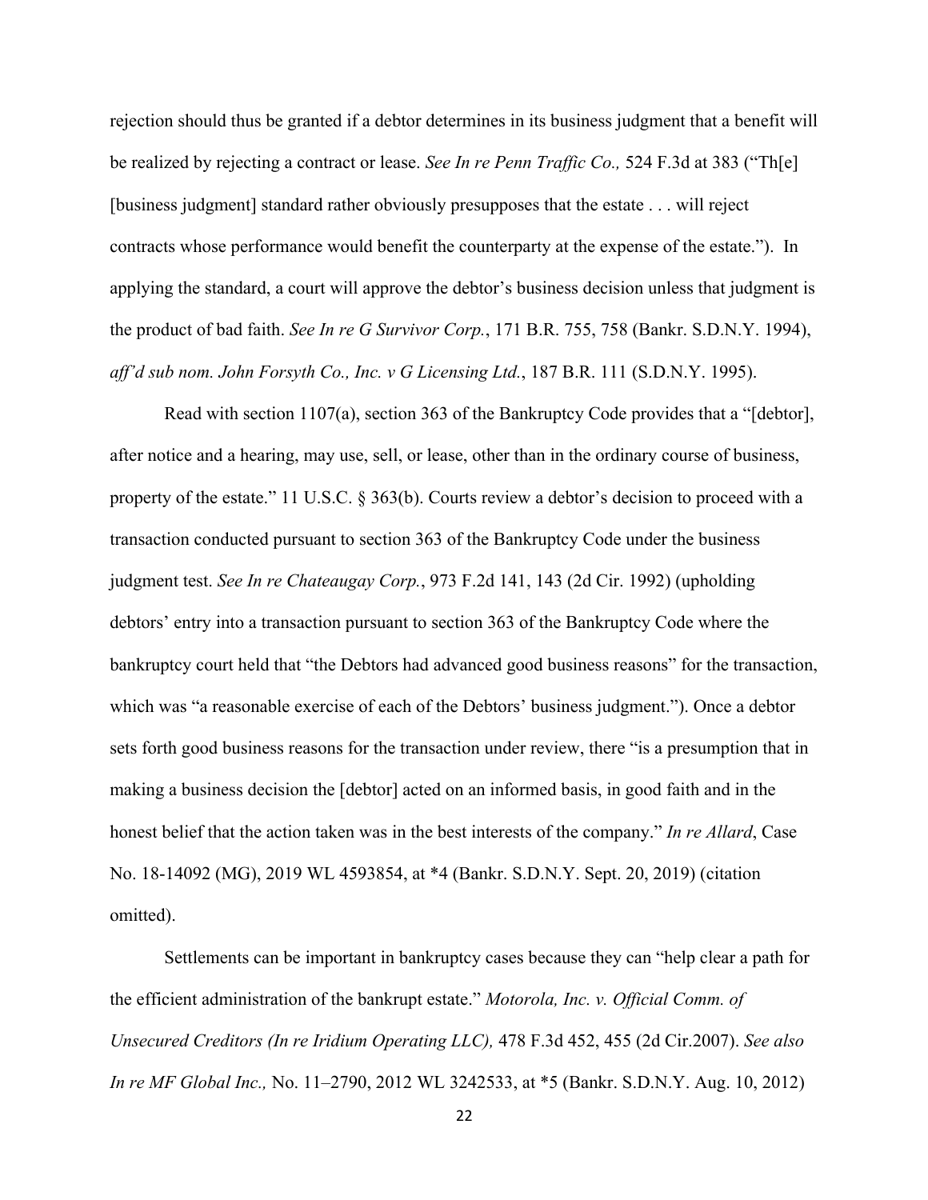rejection should thus be granted if a debtor determines in its business judgment that a benefit will be realized by rejecting a contract or lease. *See In re Penn Traffic Co.,* 524 F.3d at 383 ("Th[e] [business judgment] standard rather obviously presupposes that the estate . . . will reject contracts whose performance would benefit the counterparty at the expense of the estate."). In applying the standard, a court will approve the debtor's business decision unless that judgment is the product of bad faith. *See In re G Survivor Corp.*, 171 B.R. 755, 758 (Bankr. S.D.N.Y. 1994), *aff'd sub nom. John Forsyth Co., Inc. v G Licensing Ltd.*, 187 B.R. 111 (S.D.N.Y. 1995).

Read with section 1107(a), section 363 of the Bankruptcy Code provides that a "[debtor], after notice and a hearing, may use, sell, or lease, other than in the ordinary course of business, property of the estate." 11 U.S.C. § 363(b). Courts review a debtor's decision to proceed with a transaction conducted pursuant to section 363 of the Bankruptcy Code under the business judgment test. *See In re Chateaugay Corp.*, 973 F.2d 141, 143 (2d Cir. 1992) (upholding debtors' entry into a transaction pursuant to section 363 of the Bankruptcy Code where the bankruptcy court held that "the Debtors had advanced good business reasons" for the transaction, which was "a reasonable exercise of each of the Debtors' business judgment."). Once a debtor sets forth good business reasons for the transaction under review, there "is a presumption that in making a business decision the [debtor] acted on an informed basis, in good faith and in the honest belief that the action taken was in the best interests of the company." *In re Allard*, Case No. 18-14092 (MG), 2019 WL 4593854, at *4 (Bankr. S.D.N.Y. Sept. 20, 2019) (citation omitted).

Settlements can be important in bankruptcy cases because they can "help clear a path for the efficient administration of the bankrupt estate." *Motorola, Inc. v. Official Comm. of Unsecured Creditors (In re Iridium Operating LLC),* 478 F.3d 452, 455 (2d Cir.2007). *See also In re MF Global Inc.,* No. 11–2790, 2012 WL 3242533, at *5 (Bankr. S.D.N.Y. Aug. 10, 2012)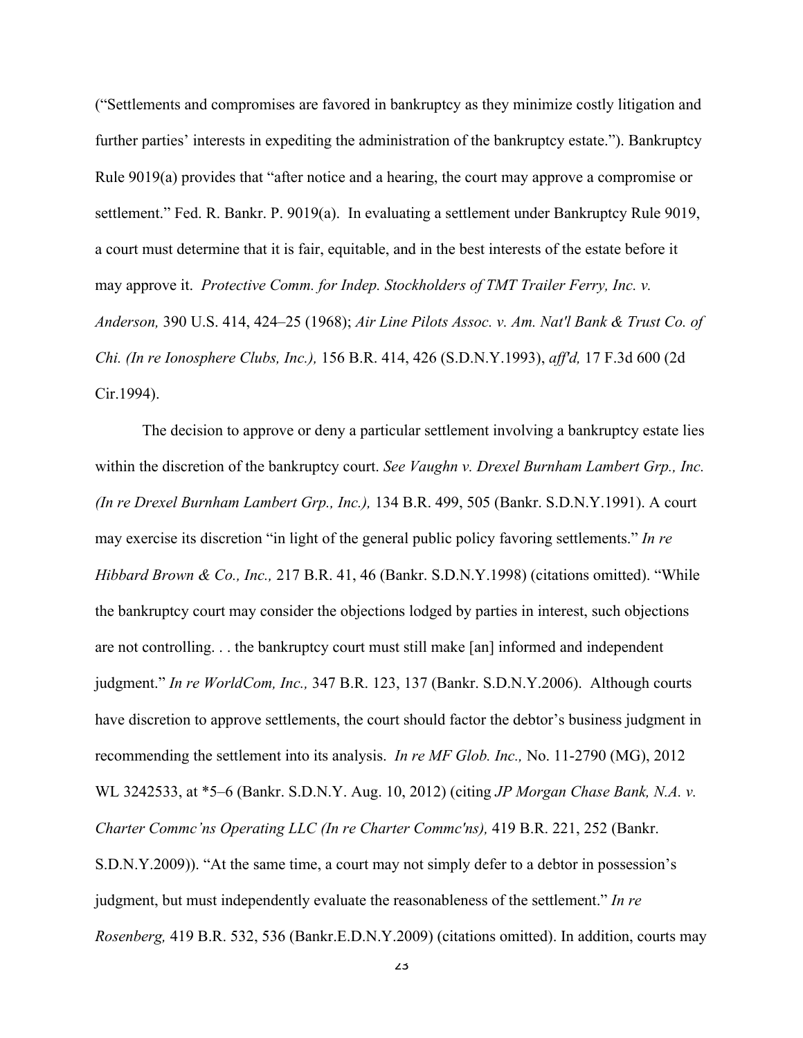("Settlements and compromises are favored in bankruptcy as they minimize costly litigation and further parties' interests in expediting the administration of the bankruptcy estate."). Bankruptcy Rule 9019(a) provides that "after notice and a hearing, the court may approve a compromise or settlement." Fed. R. Bankr. P. 9019(a). In evaluating a settlement under Bankruptcy Rule 9019, a court must determine that it is fair, equitable, and in the best interests of the estate before it may approve it. *Protective Comm. for Indep. Stockholders of TMT Trailer Ferry, Inc. v. Anderson,* 390 U.S. 414, 424–25 (1968); *Air Line Pilots Assoc. v. Am. Nat'l Bank & Trust Co. of Chi. (In re Ionosphere Clubs, Inc.),* 156 B.R. 414, 426 (S.D.N.Y.1993), *aff'd,* 17 F.3d 600 (2d Cir.1994).

The decision to approve or deny a particular settlement involving a bankruptcy estate lies within the discretion of the bankruptcy court. *See Vaughn v. Drexel Burnham Lambert Grp., Inc. (In re Drexel Burnham Lambert Grp., Inc.),* 134 B.R. 499, 505 (Bankr. S.D.N.Y.1991). A court may exercise its discretion "in light of the general public policy favoring settlements." *In re Hibbard Brown & Co., Inc.,* 217 B.R. 41, 46 (Bankr. S.D.N.Y.1998) (citations omitted). "While the bankruptcy court may consider the objections lodged by parties in interest, such objections are not controlling. . . the bankruptcy court must still make [an] informed and independent judgment." *In re WorldCom, Inc.,* 347 B.R. 123, 137 (Bankr. S.D.N.Y.2006). Although courts have discretion to approve settlements, the court should factor the debtor's business judgment in recommending the settlement into its analysis. *In re MF Glob. Inc.,* No. 11-2790 (MG), 2012 WL 3242533, at *5–6 (Bankr. S.D.N.Y. Aug. 10, 2012) (citing *JP Morgan Chase Bank, N.A. v. Charter Commc'ns Operating LLC (In re Charter Commc'ns),* 419 B.R. 221, 252 (Bankr. S.D.N.Y.2009)). "At the same time, a court may not simply defer to a debtor in possession's judgment, but must independently evaluate the reasonableness of the settlement." *In re Rosenberg,* 419 B.R. 532, 536 (Bankr.E.D.N.Y.2009) (citations omitted). In addition, courts may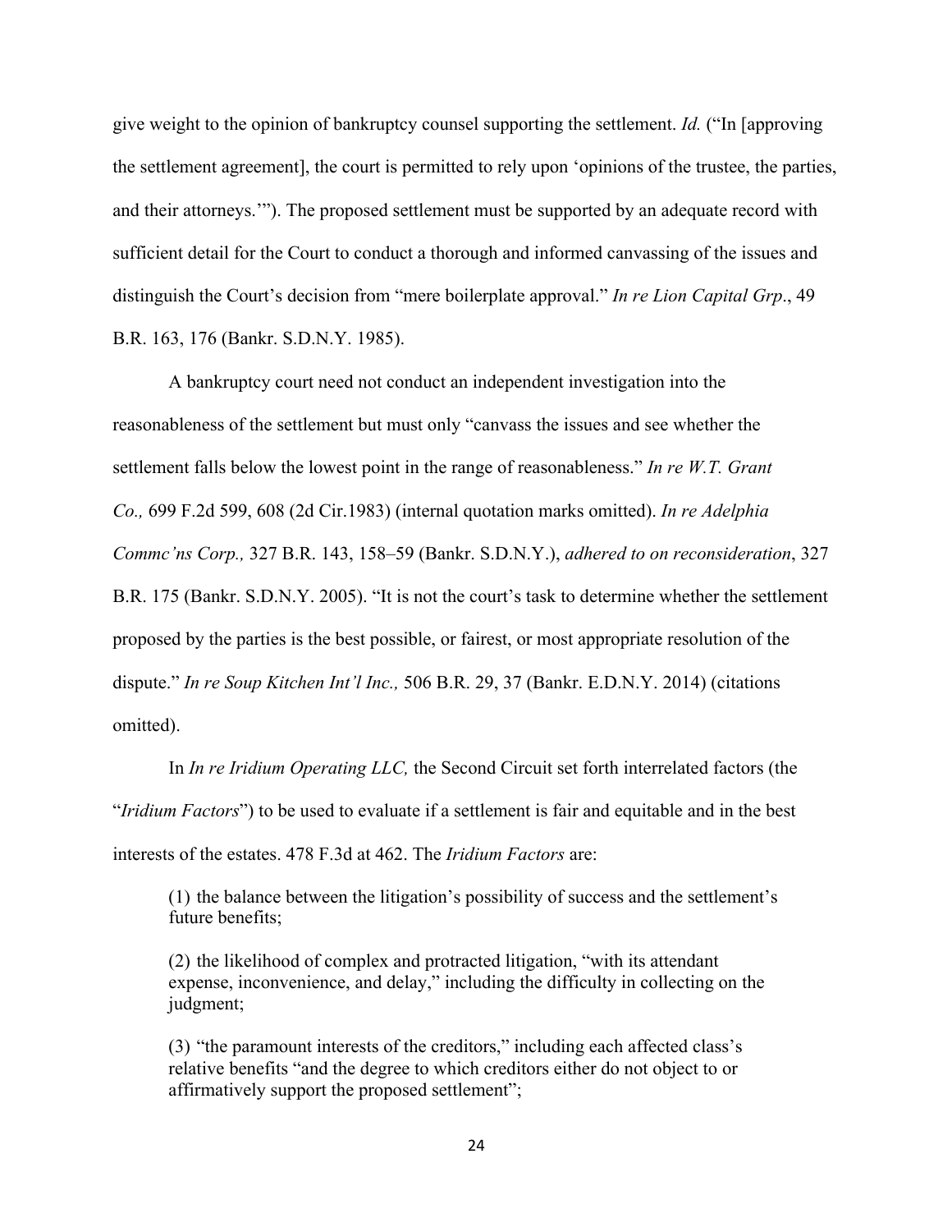give weight to the opinion of bankruptcy counsel supporting the settlement. *Id.* ("In [approving the settlement agreement], the court is permitted to rely upon 'opinions of the trustee, the parties, and their attorneys.'"). The proposed settlement must be supported by an adequate record with sufficient detail for the Court to conduct a thorough and informed canvassing of the issues and distinguish the Court's decision from "mere boilerplate approval." *In re Lion Capital Grp*., 49 B.R. 163, 176 (Bankr. S.D.N.Y. 1985).

A bankruptcy court need not conduct an independent investigation into the reasonableness of the settlement but must only "canvass the issues and see whether the settlement falls below the lowest point in the range of reasonableness." *In re W.T. Grant Co.,* 699 F.2d 599, 608 (2d Cir.1983) (internal quotation marks omitted). *In re Adelphia Commc'ns Corp.,* 327 B.R. 143, 158–59 (Bankr. S.D.N.Y.), *adhered to on reconsideration*, 327 B.R. 175 (Bankr. S.D.N.Y. 2005). "It is not the court's task to determine whether the settlement proposed by the parties is the best possible, or fairest, or most appropriate resolution of the dispute." *In re Soup Kitchen Int'l Inc.,* 506 B.R. 29, 37 (Bankr. E.D.N.Y. 2014) (citations omitted).

In *In re Iridium Operating LLC,* the Second Circuit set forth interrelated factors (the "*Iridium Factors*") to be used to evaluate if a settlement is fair and equitable and in the best interests of the estates. 478 F.3d at 462. The *Iridium Factors* are:

> (1) the balance between the litigation's possibility of success and the settlement's future benefits;
>
> (2) the likelihood of complex and protracted litigation, "with its attendant expense, inconvenience, and delay," including the difficulty in collecting on the judgment;
>
> (3) "the paramount interests of the creditors," including each affected class's relative benefits "and the degree to which creditors either do not object to or affirmatively support the proposed settlement";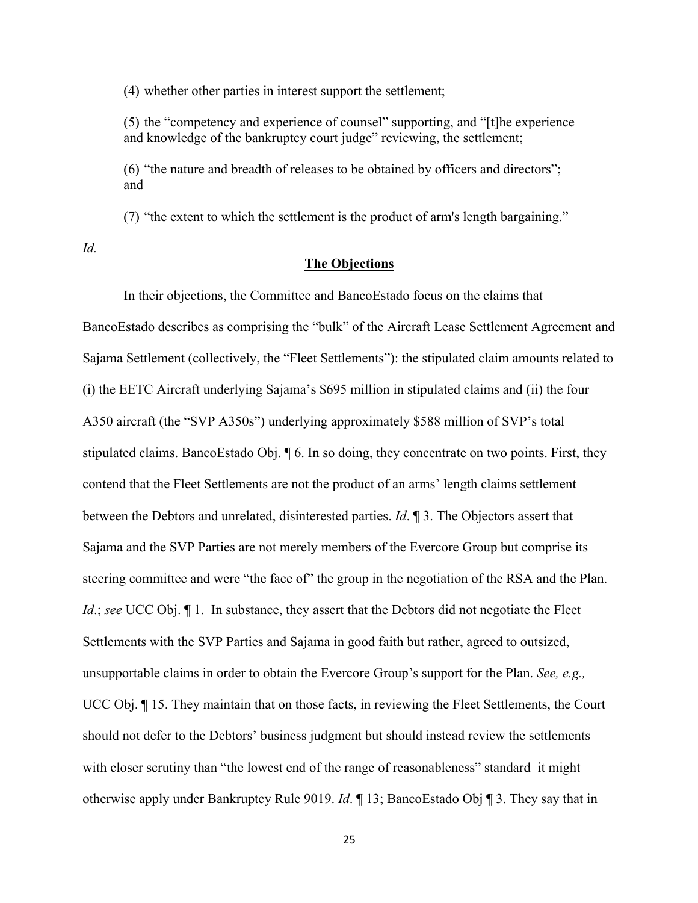(4) whether other parties in interest support the settlement;

(5) the "competency and experience of counsel" supporting, and "[t]he experience and knowledge of the bankruptcy court judge" reviewing, the settlement;

(6) "the nature and breadth of releases to be obtained by officers and directors"; and

(7) "the extent to which the settlement is the product of arm's length bargaining."

*Id.*

## **The Objections**

In their objections, the Committee and BancoEstado focus on the claims that BancoEstado describes as comprising the "bulk" of the Aircraft Lease Settlement Agreement and Sajama Settlement (collectively, the "Fleet Settlements"): the stipulated claim amounts related to (i) the EETC Aircraft underlying Sajama's $695 million in stipulated claims and (ii) the four A350 aircraft (the "SVP A350s") underlying approximately $588 million of SVP's total stipulated claims. BancoEstado Obj. ¶ 6. In so doing, they concentrate on two points. First, they contend that the Fleet Settlements are not the product of an arms' length claims settlement between the Debtors and unrelated, disinterested parties. *Id*. ¶ 3. The Objectors assert that Sajama and the SVP Parties are not merely members of the Evercore Group but comprise its steering committee and were "the face of" the group in the negotiation of the RSA and the Plan. *Id*.; *see* UCC Obj. ¶ 1. In substance, they assert that the Debtors did not negotiate the Fleet Settlements with the SVP Parties and Sajama in good faith but rather, agreed to outsized, unsupportable claims in order to obtain the Evercore Group's support for the Plan. *See, e.g.,* UCC Obj. ¶ 15. They maintain that on those facts, in reviewing the Fleet Settlements, the Court should not defer to the Debtors' business judgment but should instead review the settlements with closer scrutiny than "the lowest end of the range of reasonableness" standard it might otherwise apply under Bankruptcy Rule 9019. *Id*. ¶ 13; BancoEstado Obj ¶ 3. They say that in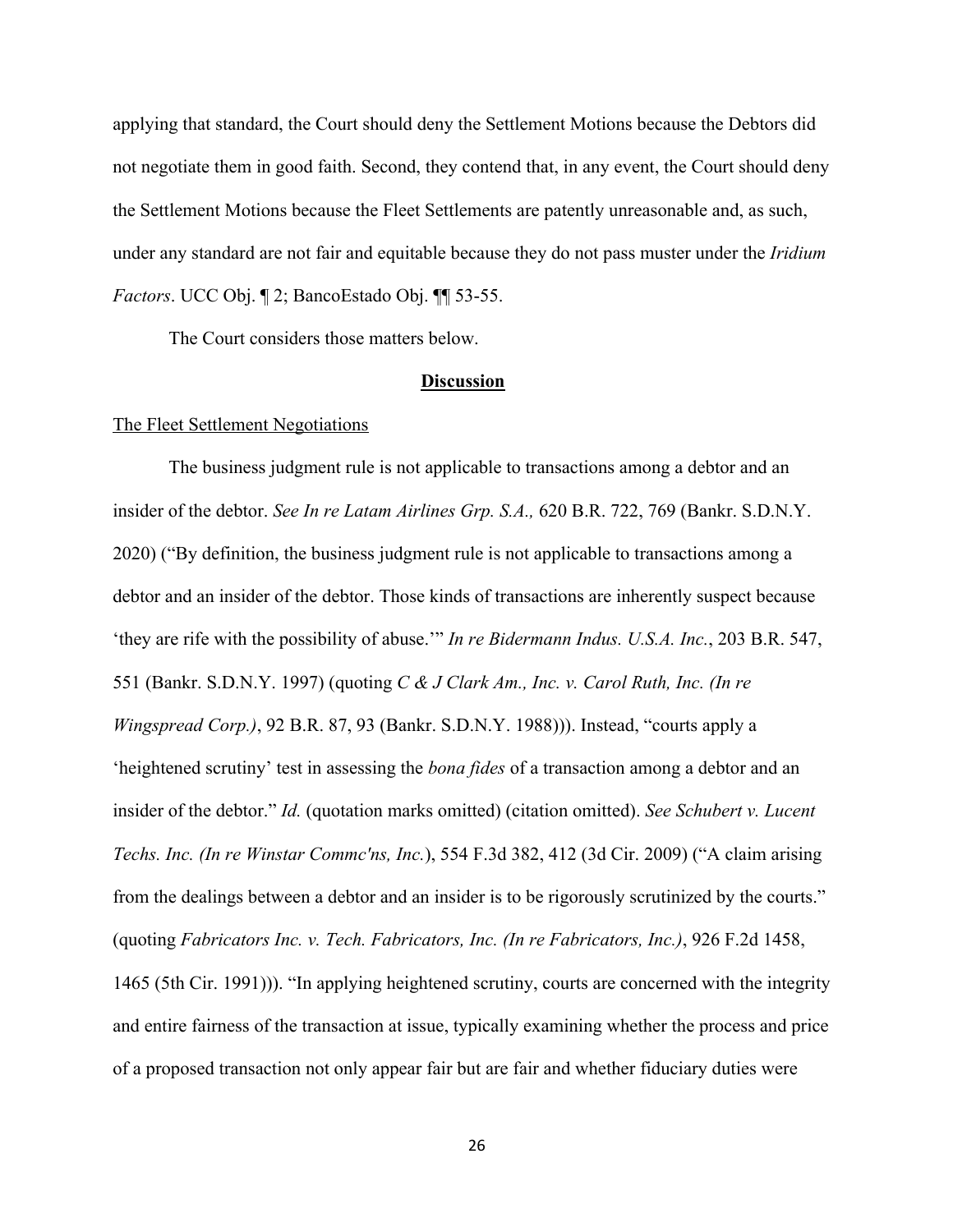applying that standard, the Court should deny the Settlement Motions because the Debtors did not negotiate them in good faith. Second, they contend that, in any event, the Court should deny the Settlement Motions because the Fleet Settlements are patently unreasonable and, as such, under any standard are not fair and equitable because they do not pass muster under the *Iridium Factors*. UCC Obj. ¶ 2; BancoEstado Obj. ¶¶ 53-55.

The Court considers those matters below.

## Discussion

### The Fleet Settlement Negotiations

The business judgment rule is not applicable to transactions among a debtor and an insider of the debtor. *See In re Latam Airlines Grp. S.A.,* 620 B.R. 722, 769 (Bankr. S.D.N.Y. 2020) ("By definition, the business judgment rule is not applicable to transactions among a debtor and an insider of the debtor. Those kinds of transactions are inherently suspect because 'they are rife with the possibility of abuse.'" *In re Bidermann Indus. U.S.A. Inc.*, 203 B.R. 547, 551 (Bankr. S.D.N.Y. 1997) (quoting *C & J Clark Am., Inc. v. Carol Ruth, Inc. (In re Wingspread Corp.)*, 92 B.R. 87, 93 (Bankr. S.D.N.Y. 1988))). Instead, "courts apply a 'heightened scrutiny' test in assessing the *bona fides* of a transaction among a debtor and an insider of the debtor." *Id.* (quotation marks omitted) (citation omitted). *See Schubert v. Lucent Techs. Inc. (In re Winstar Commc'ns, Inc.*), 554 F.3d 382, 412 (3d Cir. 2009) ("A claim arising from the dealings between a debtor and an insider is to be rigorously scrutinized by the courts." (quoting *Fabricators Inc. v. Tech. Fabricators, Inc. (In re Fabricators, Inc.)*, 926 F.2d 1458, 1465 (5th Cir. 1991))). "In applying heightened scrutiny, courts are concerned with the integrity and entire fairness of the transaction at issue, typically examining whether the process and price of a proposed transaction not only appear fair but are fair and whether fiduciary duties were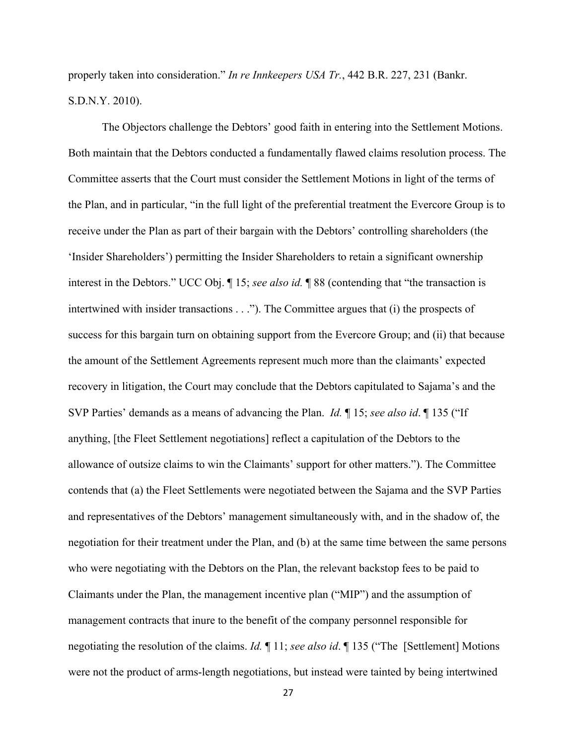properly taken into consideration." *In re Innkeepers USA Tr.*, 442 B.R. 227, 231 (Bankr. S.D.N.Y. 2010).

The Objectors challenge the Debtors' good faith in entering into the Settlement Motions. Both maintain that the Debtors conducted a fundamentally flawed claims resolution process. The Committee asserts that the Court must consider the Settlement Motions in light of the terms of the Plan, and in particular, "in the full light of the preferential treatment the Evercore Group is to receive under the Plan as part of their bargain with the Debtors' controlling shareholders (the 'Insider Shareholders') permitting the Insider Shareholders to retain a significant ownership interest in the Debtors." UCC Obj. ¶ 15; *see also id.* ¶ 88 (contending that "the transaction is intertwined with insider transactions . . ."). The Committee argues that (i) the prospects of success for this bargain turn on obtaining support from the Evercore Group; and (ii) that because the amount of the Settlement Agreements represent much more than the claimants' expected recovery in litigation, the Court may conclude that the Debtors capitulated to Sajama's and the SVP Parties' demands as a means of advancing the Plan. *Id.* ¶ 15; *see also id*. ¶ 135 ("If anything, [the Fleet Settlement negotiations] reflect a capitulation of the Debtors to the allowance of outsize claims to win the Claimants' support for other matters."). The Committee contends that (a) the Fleet Settlements were negotiated between the Sajama and the SVP Parties and representatives of the Debtors' management simultaneously with, and in the shadow of, the negotiation for their treatment under the Plan, and (b) at the same time between the same persons who were negotiating with the Debtors on the Plan, the relevant backstop fees to be paid to Claimants under the Plan, the management incentive plan ("MIP") and the assumption of management contracts that inure to the benefit of the company personnel responsible for negotiating the resolution of the claims. *Id.* ¶ 11; *see also id*. ¶ 135 ("The [Settlement] Motions were not the product of arms-length negotiations, but instead were tainted by being intertwined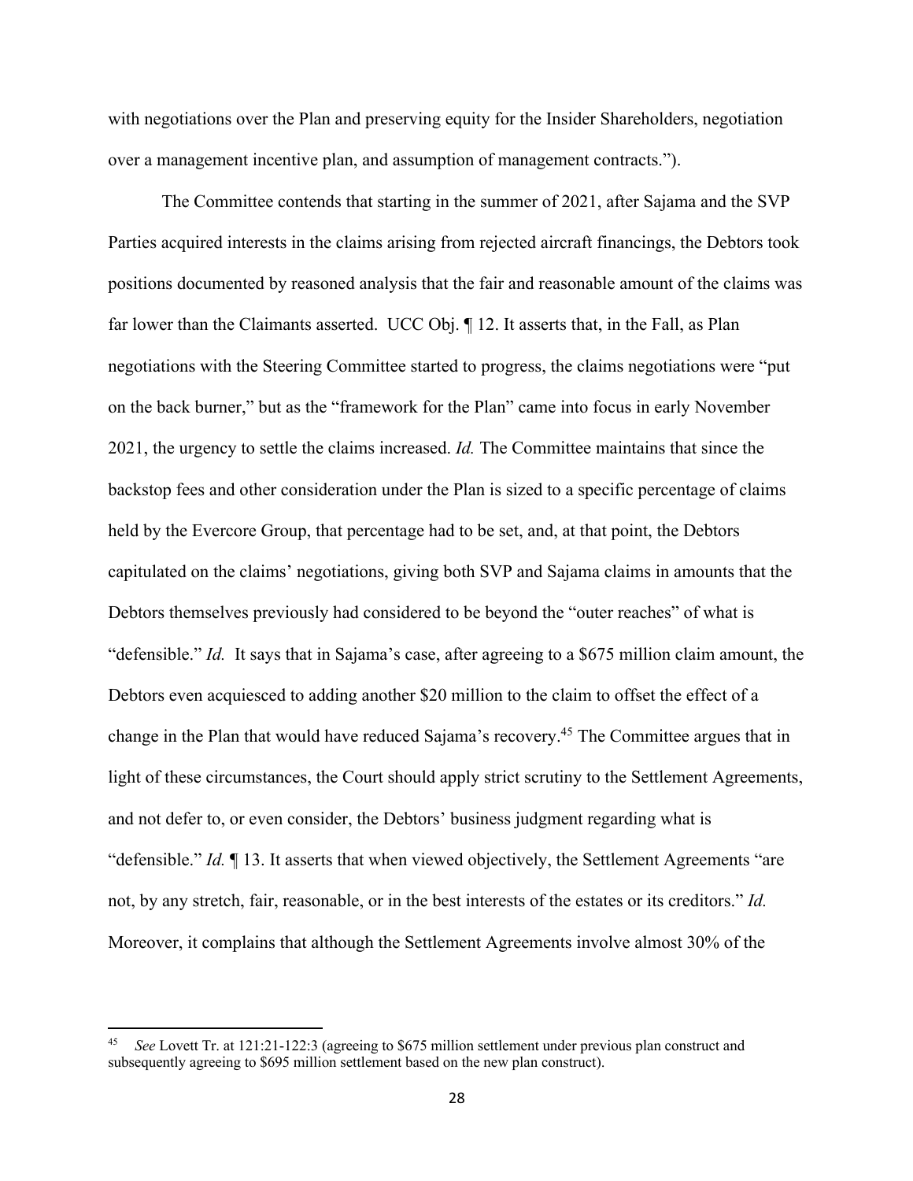with negotiations over the Plan and preserving equity for the Insider Shareholders, negotiation over a management incentive plan, and assumption of management contracts.").

The Committee contends that starting in the summer of 2021, after Sajama and the SVP Parties acquired interests in the claims arising from rejected aircraft financings, the Debtors took positions documented by reasoned analysis that the fair and reasonable amount of the claims was far lower than the Claimants asserted. UCC Obj. ¶ 12. It asserts that, in the Fall, as Plan negotiations with the Steering Committee started to progress, the claims negotiations were "put on the back burner," but as the "framework for the Plan" came into focus in early November 2021, the urgency to settle the claims increased. *Id.* The Committee maintains that since the backstop fees and other consideration under the Plan is sized to a specific percentage of claims held by the Evercore Group, that percentage had to be set, and, at that point, the Debtors capitulated on the claims' negotiations, giving both SVP and Sajama claims in amounts that the Debtors themselves previously had considered to be beyond the "outer reaches" of what is "defensible." *Id.* It says that in Sajama's case, after agreeing to a $675 million claim amount, the Debtors even acquiesced to adding another $20 million to the claim to offset the effect of a change in the Plan that would have reduced Sajama's recovery.[45] The Committee argues that in light of these circumstances, the Court should apply strict scrutiny to the Settlement Agreements, and not defer to, or even consider, the Debtors' business judgment regarding what is "defensible." *Id.* ¶ 13. It asserts that when viewed objectively, the Settlement Agreements "are not, by any stretch, fair, reasonable, or in the best interests of the estates or its creditors." *Id.* Moreover, it complains that although the Settlement Agreements involve almost 30% of the

[45] *See* Lovett Tr. at 121:21-122:3 (agreeing to $675 million settlement under previous plan construct and subsequently agreeing to $695 million settlement based on the new plan construct).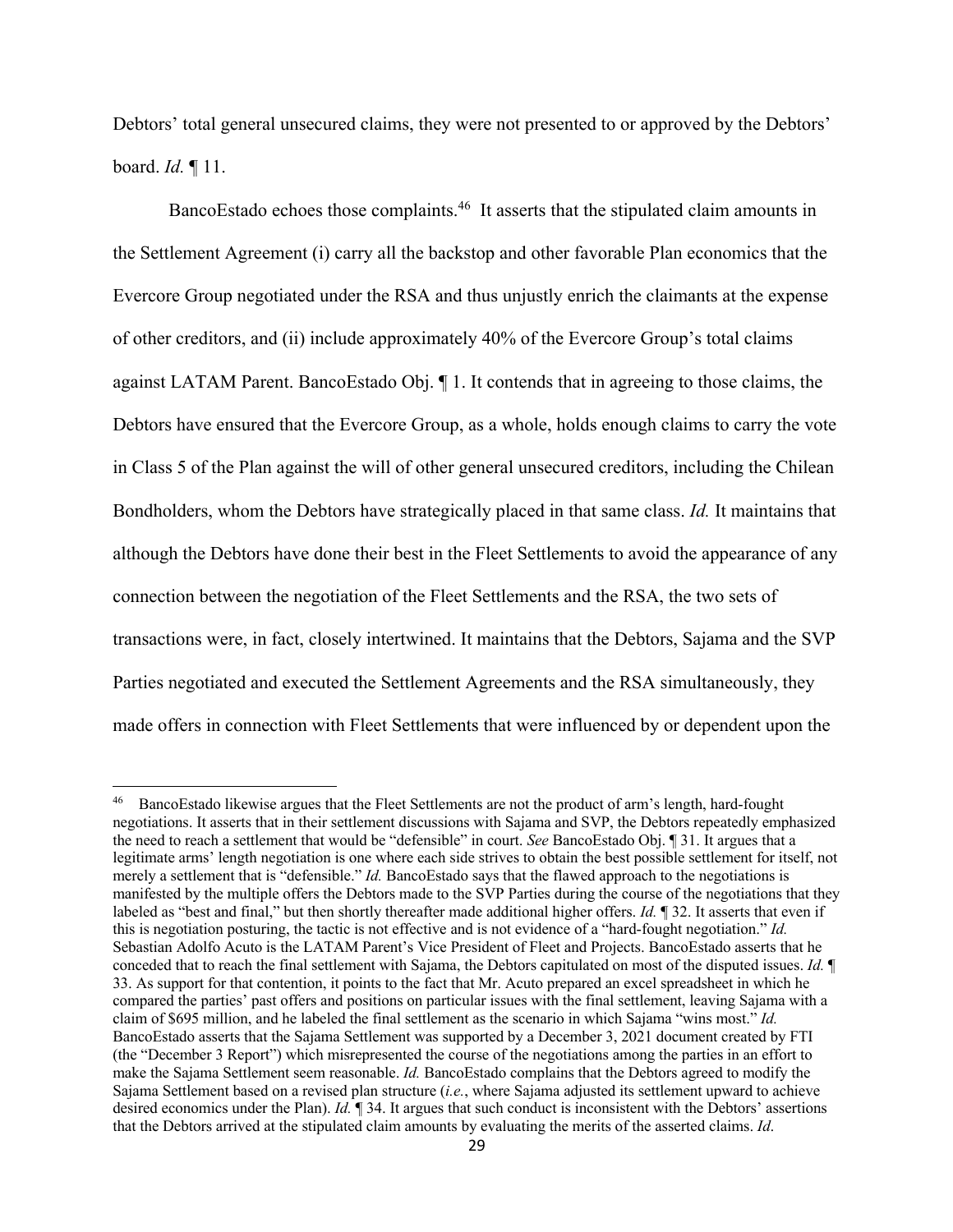Debtors' total general unsecured claims, they were not presented to or approved by the Debtors' board. *Id.* ¶ 11.

BancoEstado echoes those complaints.[46] It asserts that the stipulated claim amounts in the Settlement Agreement (i) carry all the backstop and other favorable Plan economics that the Evercore Group negotiated under the RSA and thus unjustly enrich the claimants at the expense of other creditors, and (ii) include approximately 40% of the Evercore Group's total claims against LATAM Parent. BancoEstado Obj. ¶ 1. It contends that in agreeing to those claims, the Debtors have ensured that the Evercore Group, as a whole, holds enough claims to carry the vote in Class 5 of the Plan against the will of other general unsecured creditors, including the Chilean Bondholders, whom the Debtors have strategically placed in that same class. *Id.* It maintains that although the Debtors have done their best in the Fleet Settlements to avoid the appearance of any connection between the negotiation of the Fleet Settlements and the RSA, the two sets of transactions were, in fact, closely intertwined. It maintains that the Debtors, Sajama and the SVP Parties negotiated and executed the Settlement Agreements and the RSA simultaneously, they made offers in connection with Fleet Settlements that were influenced by or dependent upon the

[46] BancoEstado likewise argues that the Fleet Settlements are not the product of arm's length, hard-fought negotiations. It asserts that in their settlement discussions with Sajama and SVP, the Debtors repeatedly emphasized the need to reach a settlement that would be "defensible" in court. *See* BancoEstado Obj. ¶ 31. It argues that a legitimate arms' length negotiation is one where each side strives to obtain the best possible settlement for itself, not merely a settlement that is "defensible." *Id.* BancoEstado says that the flawed approach to the negotiations is manifested by the multiple offers the Debtors made to the SVP Parties during the course of the negotiations that they labeled as "best and final," but then shortly thereafter made additional higher offers. *Id.* ¶ 32. It asserts that even if this is negotiation posturing, the tactic is not effective and is not evidence of a "hard-fought negotiation." *Id.* Sebastian Adolfo Acuto is the LATAM Parent's Vice President of Fleet and Projects. BancoEstado asserts that he conceded that to reach the final settlement with Sajama, the Debtors capitulated on most of the disputed issues. *Id.* ¶ 33. As support for that contention, it points to the fact that Mr. Acuto prepared an excel spreadsheet in which he compared the parties' past offers and positions on particular issues with the final settlement, leaving Sajama with a claim of $695 million, and he labeled the final settlement as the scenario in which Sajama "wins most." *Id.* BancoEstado asserts that the Sajama Settlement was supported by a December 3, 2021 document created by FTI (the "December 3 Report") which misrepresented the course of the negotiations among the parties in an effort to make the Sajama Settlement seem reasonable. *Id.* BancoEstado complains that the Debtors agreed to modify the Sajama Settlement based on a revised plan structure (*i.e.*, where Sajama adjusted its settlement upward to achieve desired economics under the Plan). *Id.* ¶ 34. It argues that such conduct is inconsistent with the Debtors' assertions that the Debtors arrived at the stipulated claim amounts by evaluating the merits of the asserted claims. *Id*.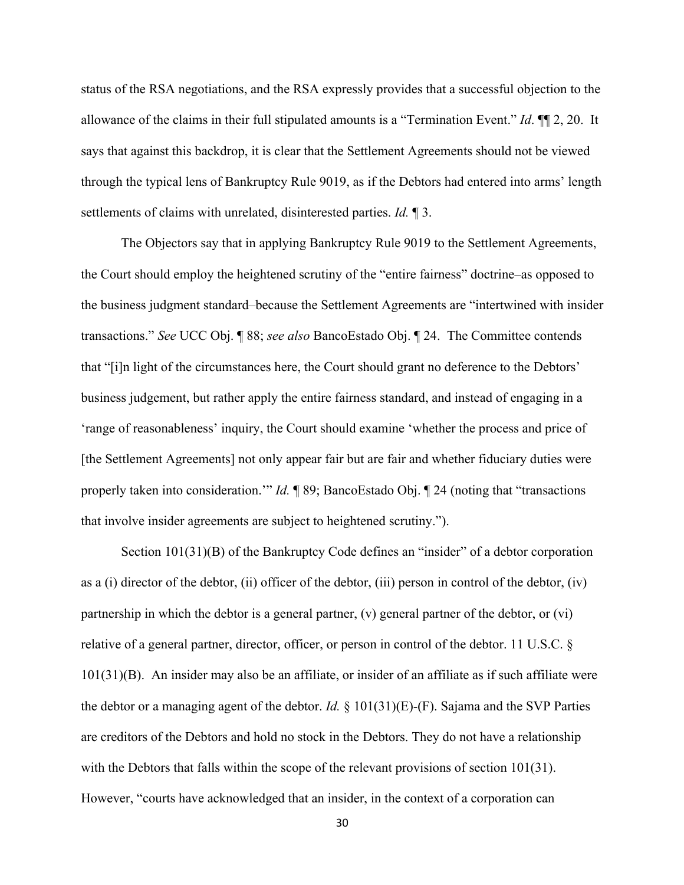status of the RSA negotiations, and the RSA expressly provides that a successful objection to the allowance of the claims in their full stipulated amounts is a "Termination Event." *Id*. ¶¶ 2, 20. It says that against this backdrop, it is clear that the Settlement Agreements should not be viewed through the typical lens of Bankruptcy Rule 9019, as if the Debtors had entered into arms' length settlements of claims with unrelated, disinterested parties. *Id.* ¶ 3.

The Objectors say that in applying Bankruptcy Rule 9019 to the Settlement Agreements, the Court should employ the heightened scrutiny of the "entire fairness" doctrine–as opposed to the business judgment standard–because the Settlement Agreements are "intertwined with insider transactions." *See* UCC Obj. ¶ 88; *see also* BancoEstado Obj. ¶ 24. The Committee contends that "[i]n light of the circumstances here, the Court should grant no deference to the Debtors' business judgement, but rather apply the entire fairness standard, and instead of engaging in a 'range of reasonableness' inquiry, the Court should examine 'whether the process and price of [the Settlement Agreements] not only appear fair but are fair and whether fiduciary duties were properly taken into consideration.'" *Id.* ¶ 89; BancoEstado Obj. ¶ 24 (noting that "transactions that involve insider agreements are subject to heightened scrutiny.").

Section 101(31)(B) of the Bankruptcy Code defines an "insider" of a debtor corporation as a (i) director of the debtor, (ii) officer of the debtor, (iii) person in control of the debtor, (iv) partnership in which the debtor is a general partner, (v) general partner of the debtor, or (vi) relative of a general partner, director, officer, or person in control of the debtor. 11 U.S.C. § 101(31)(B). An insider may also be an affiliate, or insider of an affiliate as if such affiliate were the debtor or a managing agent of the debtor. *Id.* § 101(31)(E)-(F). Sajama and the SVP Parties are creditors of the Debtors and hold no stock in the Debtors. They do not have a relationship with the Debtors that falls within the scope of the relevant provisions of section 101(31). However, "courts have acknowledged that an insider, in the context of a corporation can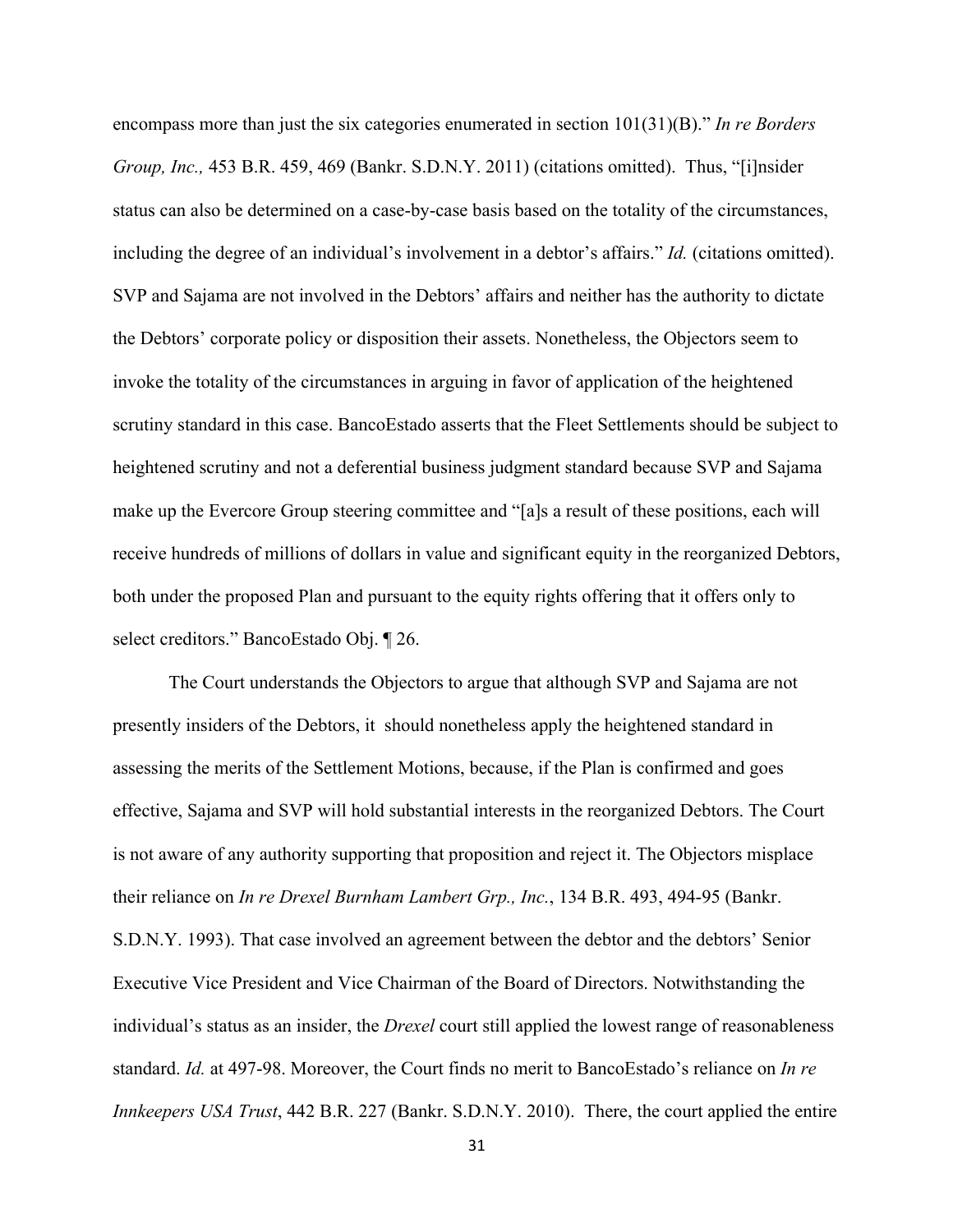encompass more than just the six categories enumerated in section 101(31)(B)." *In re Borders Group, Inc.,* 453 B.R. 459, 469 (Bankr. S.D.N.Y. 2011) (citations omitted). Thus, "[i]nsider status can also be determined on a case-by-case basis based on the totality of the circumstances, including the degree of an individual's involvement in a debtor's affairs." *Id.* (citations omitted). SVP and Sajama are not involved in the Debtors' affairs and neither has the authority to dictate the Debtors' corporate policy or disposition their assets. Nonetheless, the Objectors seem to invoke the totality of the circumstances in arguing in favor of application of the heightened scrutiny standard in this case. BancoEstado asserts that the Fleet Settlements should be subject to heightened scrutiny and not a deferential business judgment standard because SVP and Sajama make up the Evercore Group steering committee and "[a]s a result of these positions, each will receive hundreds of millions of dollars in value and significant equity in the reorganized Debtors, both under the proposed Plan and pursuant to the equity rights offering that it offers only to select creditors." BancoEstado Obj. ¶ 26.

The Court understands the Objectors to argue that although SVP and Sajama are not presently insiders of the Debtors, it should nonetheless apply the heightened standard in assessing the merits of the Settlement Motions, because, if the Plan is confirmed and goes effective, Sajama and SVP will hold substantial interests in the reorganized Debtors. The Court is not aware of any authority supporting that proposition and reject it. The Objectors misplace their reliance on *In re Drexel Burnham Lambert Grp., Inc.*, 134 B.R. 493, 494-95 (Bankr. S.D.N.Y. 1993). That case involved an agreement between the debtor and the debtors' Senior Executive Vice President and Vice Chairman of the Board of Directors. Notwithstanding the individual's status as an insider, the *Drexel* court still applied the lowest range of reasonableness standard. *Id.* at 497-98. Moreover, the Court finds no merit to BancoEstado's reliance on *In re Innkeepers USA Trust*, 442 B.R. 227 (Bankr. S.D.N.Y. 2010). There, the court applied the entire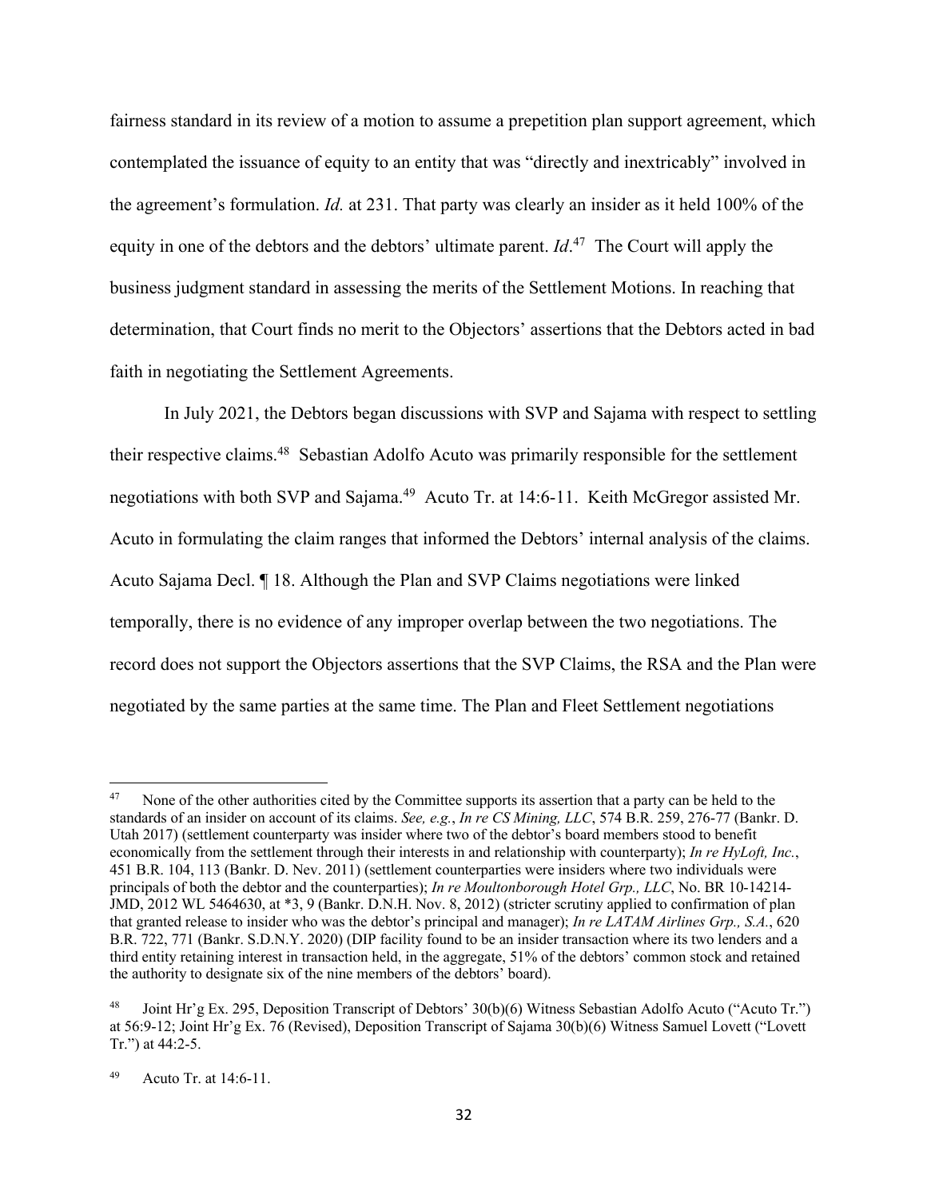fairness standard in its review of a motion to assume a prepetition plan support agreement, which contemplated the issuance of equity to an entity that was "directly and inextricably" involved in the agreement's formulation. *Id.* at 231. That party was clearly an insider as it held 100% of the equity in one of the debtors and the debtors' ultimate parent. *Id*.[47] The Court will apply the business judgment standard in assessing the merits of the Settlement Motions. In reaching that determination, that Court finds no merit to the Objectors' assertions that the Debtors acted in bad faith in negotiating the Settlement Agreements.

In July 2021, the Debtors began discussions with SVP and Sajama with respect to settling their respective claims.[48] Sebastian Adolfo Acuto was primarily responsible for the settlement negotiations with both SVP and Sajama.[49] Acuto Tr. at 14:6-11. Keith McGregor assisted Mr. Acuto in formulating the claim ranges that informed the Debtors' internal analysis of the claims. Acuto Sajama Decl. ¶ 18. Although the Plan and SVP Claims negotiations were linked temporally, there is no evidence of any improper overlap between the two negotiations. The record does not support the Objectors assertions that the SVP Claims, the RSA and the Plan were negotiated by the same parties at the same time. The Plan and Fleet Settlement negotiations

---

[47] None of the other authorities cited by the Committee supports its assertion that a party can be held to the standards of an insider on account of its claims. *See, e.g.*, *In re CS Mining, LLC*, 574 B.R. 259, 276-77 (Bankr. D. Utah 2017) (settlement counterparty was insider where two of the debtor's board members stood to benefit economically from the settlement through their interests in and relationship with counterparty); *In re HyLoft, Inc.*, 451 B.R. 104, 113 (Bankr. D. Nev. 2011) (settlement counterparties were insiders where two individuals were principals of both the debtor and the counterparties); *In re Moultonborough Hotel Grp., LLC*, No. BR 10-14214-JMD, 2012 WL 5464630, at *3, 9 (Bankr. D.N.H. Nov. 8, 2012) (stricter scrutiny applied to confirmation of plan that granted release to insider who was the debtor's principal and manager); *In re LATAM Airlines Grp., S.A.*, 620 B.R. 722, 771 (Bankr. S.D.N.Y. 2020) (DIP facility found to be an insider transaction where its two lenders and a third entity retaining interest in transaction held, in the aggregate, 51% of the debtors' common stock and retained the authority to designate six of the nine members of the debtors' board).

[48] Joint Hr'g Ex. 295, Deposition Transcript of Debtors' 30(b)(6) Witness Sebastian Adolfo Acuto ("Acuto Tr.") at 56:9-12; Joint Hr'g Ex. 76 (Revised), Deposition Transcript of Sajama 30(b)(6) Witness Samuel Lovett ("Lovett Tr.") at 44:2-5.

[49] Acuto Tr. at 14:6-11.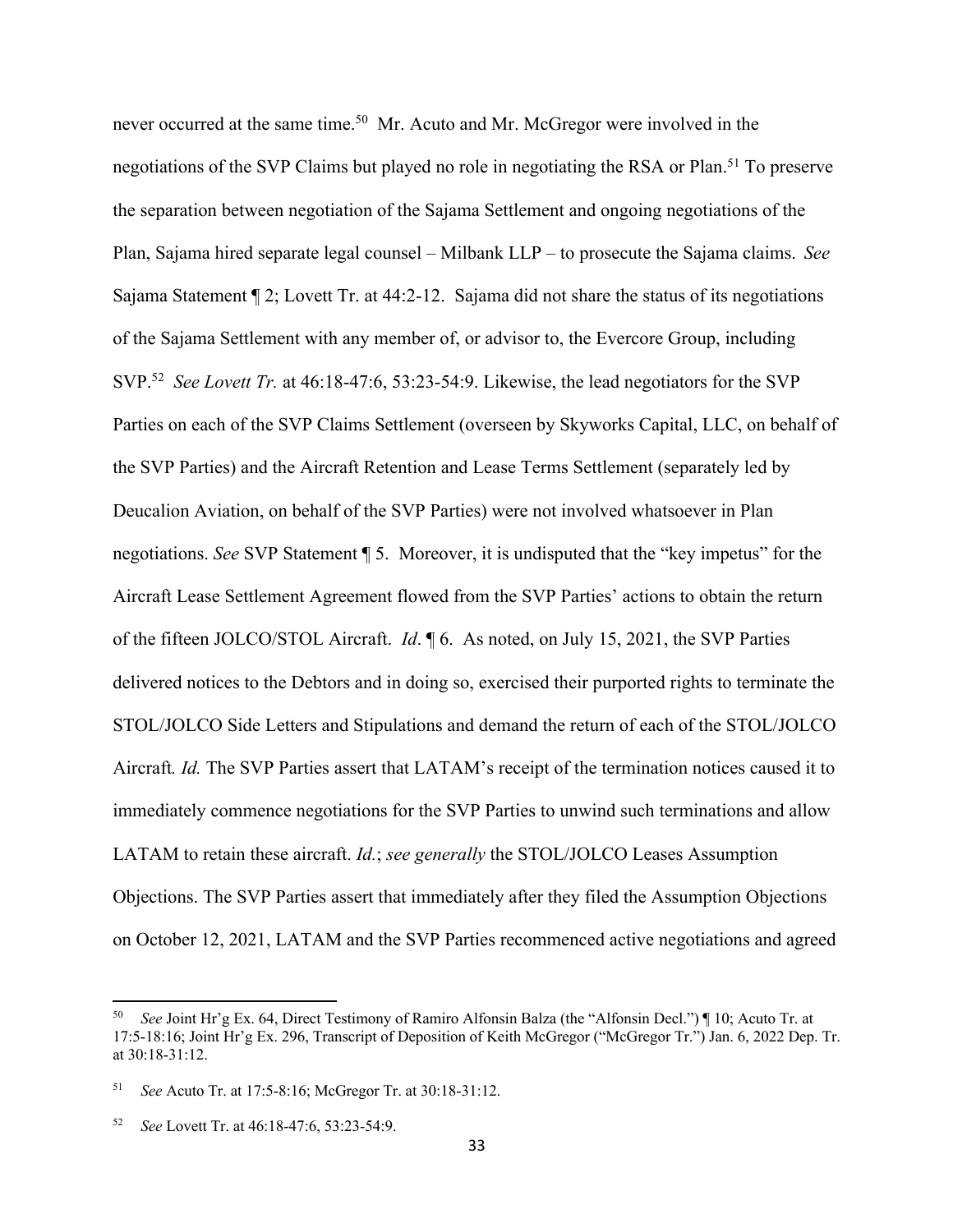never occurred at the same time.[50] Mr. Acuto and Mr. McGregor were involved in the negotiations of the SVP Claims but played no role in negotiating the RSA or Plan.[51] To preserve the separation between negotiation of the Sajama Settlement and ongoing negotiations of the Plan, Sajama hired separate legal counsel – Milbank LLP – to prosecute the Sajama claims. *See* Sajama Statement ¶ 2; Lovett Tr. at 44:2-12. Sajama did not share the status of its negotiations of the Sajama Settlement with any member of, or advisor to, the Evercore Group, including SVP.[52] *See Lovett Tr.* at 46:18-47:6, 53:23-54:9. Likewise, the lead negotiators for the SVP Parties on each of the SVP Claims Settlement (overseen by Skyworks Capital, LLC, on behalf of the SVP Parties) and the Aircraft Retention and Lease Terms Settlement (separately led by Deucalion Aviation, on behalf of the SVP Parties) were not involved whatsoever in Plan negotiations. *See* SVP Statement ¶ 5. Moreover, it is undisputed that the "key impetus" for the Aircraft Lease Settlement Agreement flowed from the SVP Parties' actions to obtain the return of the fifteen JOLCO/STOL Aircraft. *Id*. ¶ 6. As noted, on July 15, 2021, the SVP Parties delivered notices to the Debtors and in doing so, exercised their purported rights to terminate the STOL/JOLCO Side Letters and Stipulations and demand the return of each of the STOL/JOLCO Aircraft*. Id.* The SVP Parties assert that LATAM's receipt of the termination notices caused it to immediately commence negotiations for the SVP Parties to unwind such terminations and allow LATAM to retain these aircraft. *Id.*; *see generally* the STOL/JOLCO Leases Assumption Objections. The SVP Parties assert that immediately after they filed the Assumption Objections on October 12, 2021, LATAM and the SVP Parties recommenced active negotiations and agreed

---

[50] *See* Joint Hr'g Ex. 64, Direct Testimony of Ramiro Alfonsin Balza (the "Alfonsin Decl.") ¶ 10; Acuto Tr. at 17:5-18:16; Joint Hr'g Ex. 296, Transcript of Deposition of Keith McGregor ("McGregor Tr.") Jan. 6, 2022 Dep. Tr. at 30:18-31:12.

[51] *See* Acuto Tr. at 17:5-8:16; McGregor Tr. at 30:18-31:12.

[52] *See* Lovett Tr. at 46:18-47:6, 53:23-54:9.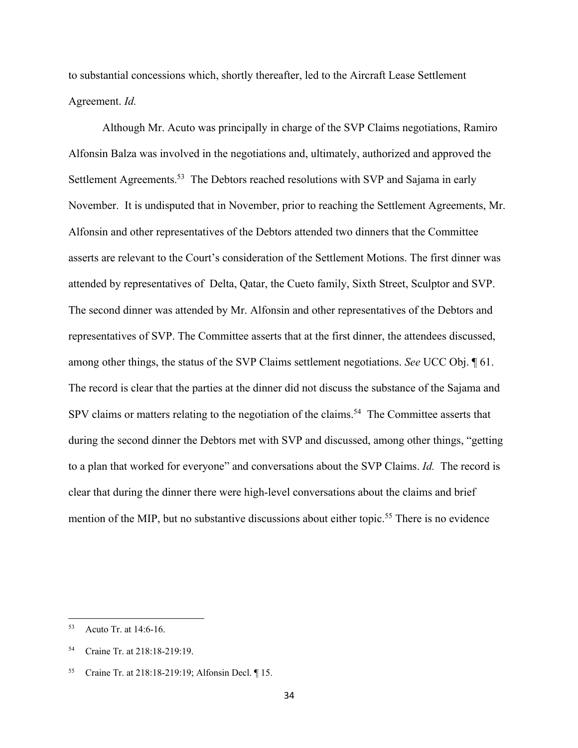to substantial concessions which, shortly thereafter, led to the Aircraft Lease Settlement Agreement. *Id.*

Although Mr. Acuto was principally in charge of the SVP Claims negotiations, Ramiro Alfonsin Balza was involved in the negotiations and, ultimately, authorized and approved the Settlement Agreements.[53] The Debtors reached resolutions with SVP and Sajama in early November. It is undisputed that in November, prior to reaching the Settlement Agreements, Mr. Alfonsin and other representatives of the Debtors attended two dinners that the Committee asserts are relevant to the Court's consideration of the Settlement Motions. The first dinner was attended by representatives of Delta, Qatar, the Cueto family, Sixth Street, Sculptor and SVP. The second dinner was attended by Mr. Alfonsin and other representatives of the Debtors and representatives of SVP. The Committee asserts that at the first dinner, the attendees discussed, among other things, the status of the SVP Claims settlement negotiations. *See* UCC Obj. ¶ 61. The record is clear that the parties at the dinner did not discuss the substance of the Sajama and SPV claims or matters relating to the negotiation of the claims.[54] The Committee asserts that during the second dinner the Debtors met with SVP and discussed, among other things, "getting to a plan that worked for everyone" and conversations about the SVP Claims. *Id.* The record is clear that during the dinner there were high-level conversations about the claims and brief mention of the MIP, but no substantive discussions about either topic.[55] There is no evidence

---

[53] Acuto Tr. at 14:6-16.

[54] Craine Tr. at 218:18-219:19.

[55] Craine Tr. at 218:18-219:19; Alfonsin Decl. ¶ 15.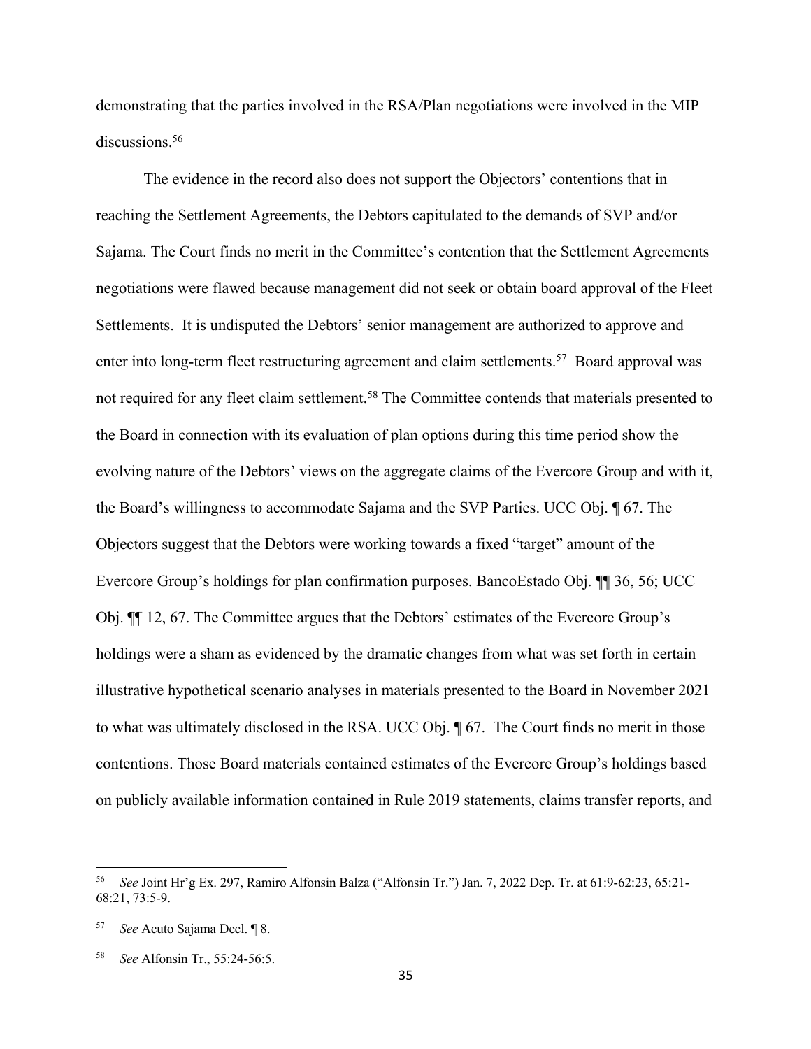demonstrating that the parties involved in the RSA/Plan negotiations were involved in the MIP discussions.[56]

The evidence in the record also does not support the Objectors' contentions that in reaching the Settlement Agreements, the Debtors capitulated to the demands of SVP and/or Sajama. The Court finds no merit in the Committee's contention that the Settlement Agreements negotiations were flawed because management did not seek or obtain board approval of the Fleet Settlements. It is undisputed the Debtors' senior management are authorized to approve and enter into long-term fleet restructuring agreement and claim settlements.[57] Board approval was not required for any fleet claim settlement.[58] The Committee contends that materials presented to the Board in connection with its evaluation of plan options during this time period show the evolving nature of the Debtors' views on the aggregate claims of the Evercore Group and with it, the Board's willingness to accommodate Sajama and the SVP Parties. UCC Obj. ¶ 67. The Objectors suggest that the Debtors were working towards a fixed "target" amount of the Evercore Group's holdings for plan confirmation purposes. BancoEstado Obj. ¶¶ 36, 56; UCC Obj. ¶¶ 12, 67. The Committee argues that the Debtors' estimates of the Evercore Group's holdings were a sham as evidenced by the dramatic changes from what was set forth in certain illustrative hypothetical scenario analyses in materials presented to the Board in November 2021 to what was ultimately disclosed in the RSA. UCC Obj. ¶ 67. The Court finds no merit in those contentions. Those Board materials contained estimates of the Evercore Group's holdings based on publicly available information contained in Rule 2019 statements, claims transfer reports, and

---

[56] *See* Joint Hr'g Ex. 297, Ramiro Alfonsin Balza ("Alfonsin Tr.") Jan. 7, 2022 Dep. Tr. at 61:9-62:23, 65:21-68:21, 73:5-9.

[57] *See* Acuto Sajama Decl. ¶ 8.

[58] *See* Alfonsin Tr., 55:24-56:5.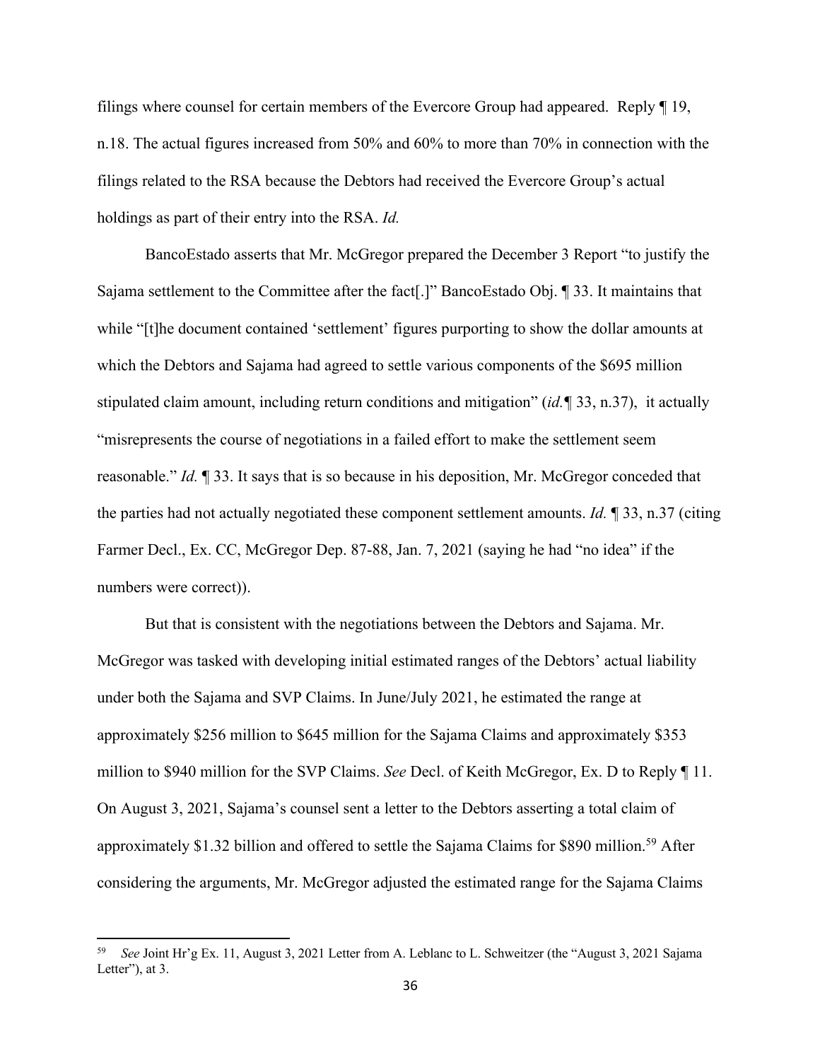filings where counsel for certain members of the Evercore Group had appeared. Reply ¶ 19, n.18. The actual figures increased from 50% and 60% to more than 70% in connection with the filings related to the RSA because the Debtors had received the Evercore Group's actual holdings as part of their entry into the RSA. *Id.*

BancoEstado asserts that Mr. McGregor prepared the December 3 Report "to justify the Sajama settlement to the Committee after the fact[.]" BancoEstado Obj. ¶ 33. It maintains that while "[t]he document contained 'settlement' figures purporting to show the dollar amounts at which the Debtors and Sajama had agreed to settle various components of the $695 million stipulated claim amount, including return conditions and mitigation" (*id.*¶ 33, n.37), it actually "misrepresents the course of negotiations in a failed effort to make the settlement seem reasonable." *Id.* ¶ 33. It says that is so because in his deposition, Mr. McGregor conceded that the parties had not actually negotiated these component settlement amounts. *Id.* ¶ 33, n.37 (citing Farmer Decl., Ex. CC, McGregor Dep. 87-88, Jan. 7, 2021 (saying he had "no idea" if the numbers were correct)).

But that is consistent with the negotiations between the Debtors and Sajama. Mr. McGregor was tasked with developing initial estimated ranges of the Debtors' actual liability under both the Sajama and SVP Claims. In June/July 2021, he estimated the range at approximately $256 million to $645 million for the Sajama Claims and approximately $353 million to $940 million for the SVP Claims. *See* Decl. of Keith McGregor, Ex. D to Reply ¶ 11. On August 3, 2021, Sajama's counsel sent a letter to the Debtors asserting a total claim of approximately $1.32 billion and offered to settle the Sajama Claims for $890 million.[59] After considering the arguments, Mr. McGregor adjusted the estimated range for the Sajama Claims

---

[59] *See* Joint Hr'g Ex. 11, August 3, 2021 Letter from A. Leblanc to L. Schweitzer (the "August 3, 2021 Sajama Letter"), at 3.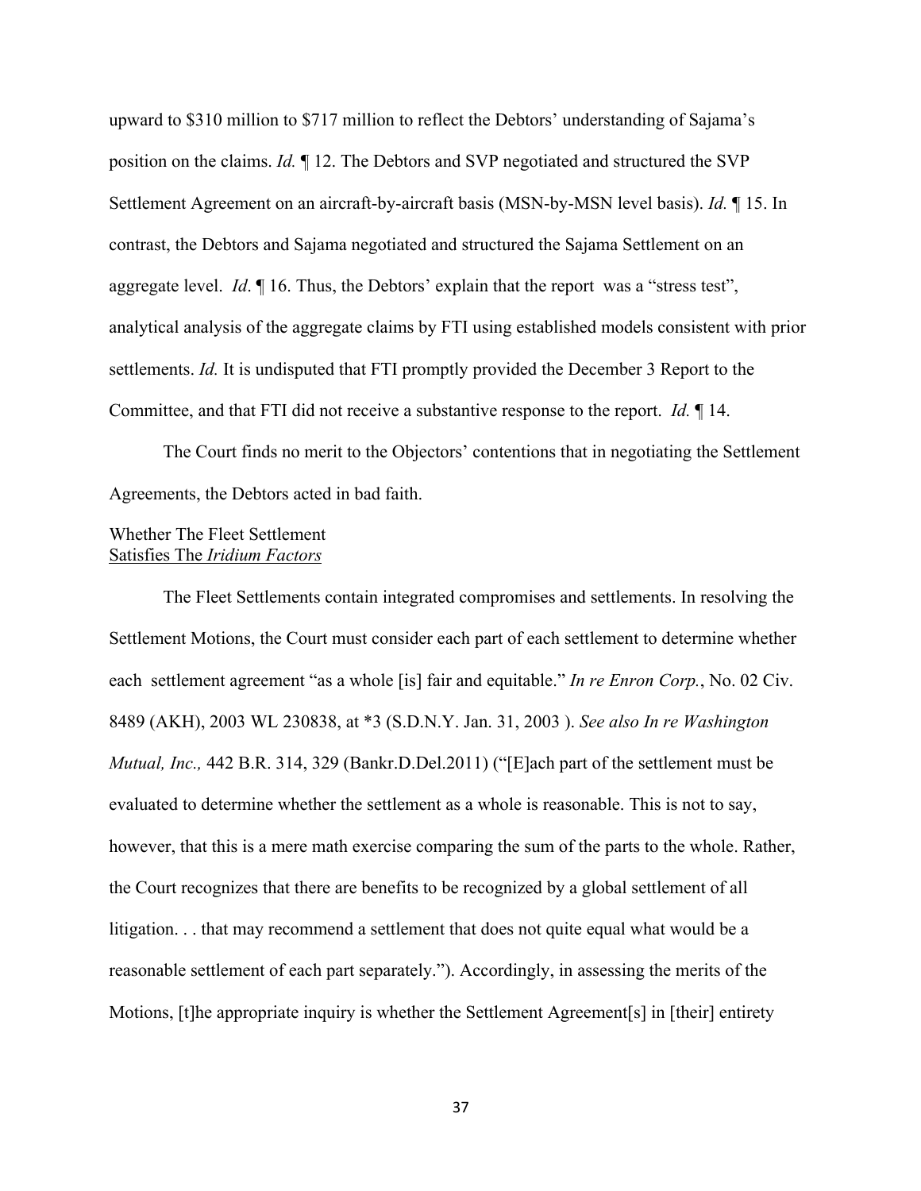upward to \$310 million to \$717 million to reflect the Debtors' understanding of Sajama's position on the claims. *Id.* ¶ 12. The Debtors and SVP negotiated and structured the SVP Settlement Agreement on an aircraft-by-aircraft basis (MSN-by-MSN level basis). *Id.* ¶ 15. In contrast, the Debtors and Sajama negotiated and structured the Sajama Settlement on an aggregate level. *Id*. ¶ 16. Thus, the Debtors' explain that the report was a "stress test", analytical analysis of the aggregate claims by FTI using established models consistent with prior settlements. *Id.* It is undisputed that FTI promptly provided the December 3 Report to the Committee, and that FTI did not receive a substantive response to the report. *Id.* ¶ 14.

The Court finds no merit to the Objectors' contentions that in negotiating the Settlement Agreements, the Debtors acted in bad faith.

Whether The Fleet Settlement
<u>Satisfies The *Iridium Factors*</u>

The Fleet Settlements contain integrated compromises and settlements. In resolving the Settlement Motions, the Court must consider each part of each settlement to determine whether each settlement agreement "as a whole [is] fair and equitable." *In re Enron Corp.*, No. 02 Civ. 8489 (AKH), 2003 WL 230838, at *3 (S.D.N.Y. Jan. 31, 2003 ). *See also In re Washington Mutual, Inc.,* 442 B.R. 314, 329 (Bankr.D.Del.2011) ("[E]ach part of the settlement must be evaluated to determine whether the settlement as a whole is reasonable. This is not to say, however, that this is a mere math exercise comparing the sum of the parts to the whole. Rather, the Court recognizes that there are benefits to be recognized by a global settlement of all litigation. . . that may recommend a settlement that does not quite equal what would be a reasonable settlement of each part separately."). Accordingly, in assessing the merits of the Motions, [t]he appropriate inquiry is whether the Settlement Agreement[s] in [their] entirety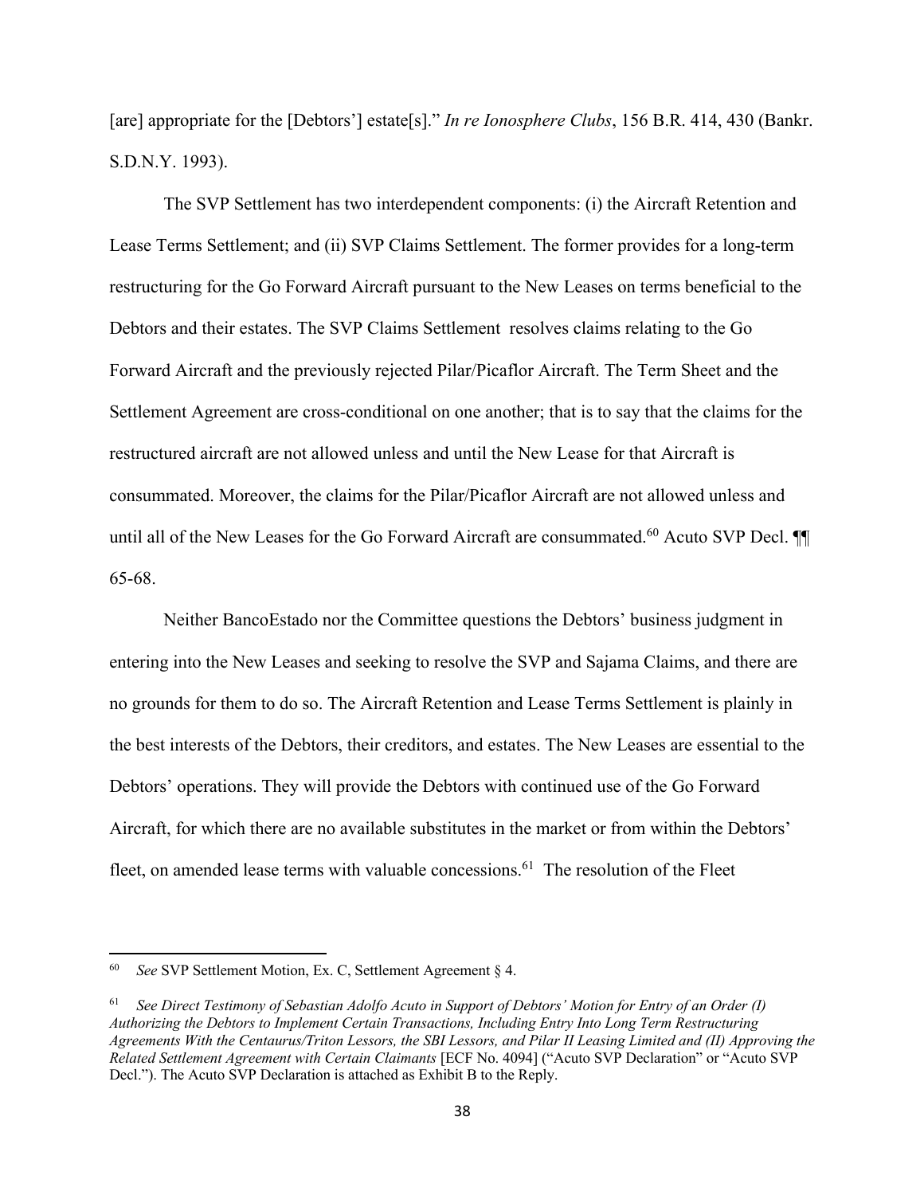[are] appropriate for the [Debtors'] estate[s]." *In re Ionosphere Clubs*, 156 B.R. 414, 430 (Bankr. S.D.N.Y. 1993).

The SVP Settlement has two interdependent components: (i) the Aircraft Retention and Lease Terms Settlement; and (ii) SVP Claims Settlement. The former provides for a long-term restructuring for the Go Forward Aircraft pursuant to the New Leases on terms beneficial to the Debtors and their estates. The SVP Claims Settlement resolves claims relating to the Go Forward Aircraft and the previously rejected Pilar/Picaflor Aircraft. The Term Sheet and the Settlement Agreement are cross-conditional on one another; that is to say that the claims for the restructured aircraft are not allowed unless and until the New Lease for that Aircraft is consummated. Moreover, the claims for the Pilar/Picaflor Aircraft are not allowed unless and until all of the New Leases for the Go Forward Aircraft are consummated.[60] Acuto SVP Decl. ¶¶ 65-68.

Neither BancoEstado nor the Committee questions the Debtors' business judgment in entering into the New Leases and seeking to resolve the SVP and Sajama Claims, and there are no grounds for them to do so. The Aircraft Retention and Lease Terms Settlement is plainly in the best interests of the Debtors, their creditors, and estates. The New Leases are essential to the Debtors' operations. They will provide the Debtors with continued use of the Go Forward Aircraft, for which there are no available substitutes in the market or from within the Debtors' fleet, on amended lease terms with valuable concessions.[61] The resolution of the Fleet

---

[60] *See* SVP Settlement Motion, Ex. C, Settlement Agreement § 4.

[61] *See Direct Testimony of Sebastian Adolfo Acuto in Support of Debtors' Motion for Entry of an Order (I) Authorizing the Debtors to Implement Certain Transactions, Including Entry Into Long Term Restructuring Agreements With the Centaurus/Triton Lessors, the SBI Lessors, and Pilar II Leasing Limited and (II) Approving the Related Settlement Agreement with Certain Claimants* [ECF No. 4094] ("Acuto SVP Declaration" or "Acuto SVP Decl."). The Acuto SVP Declaration is attached as Exhibit B to the Reply.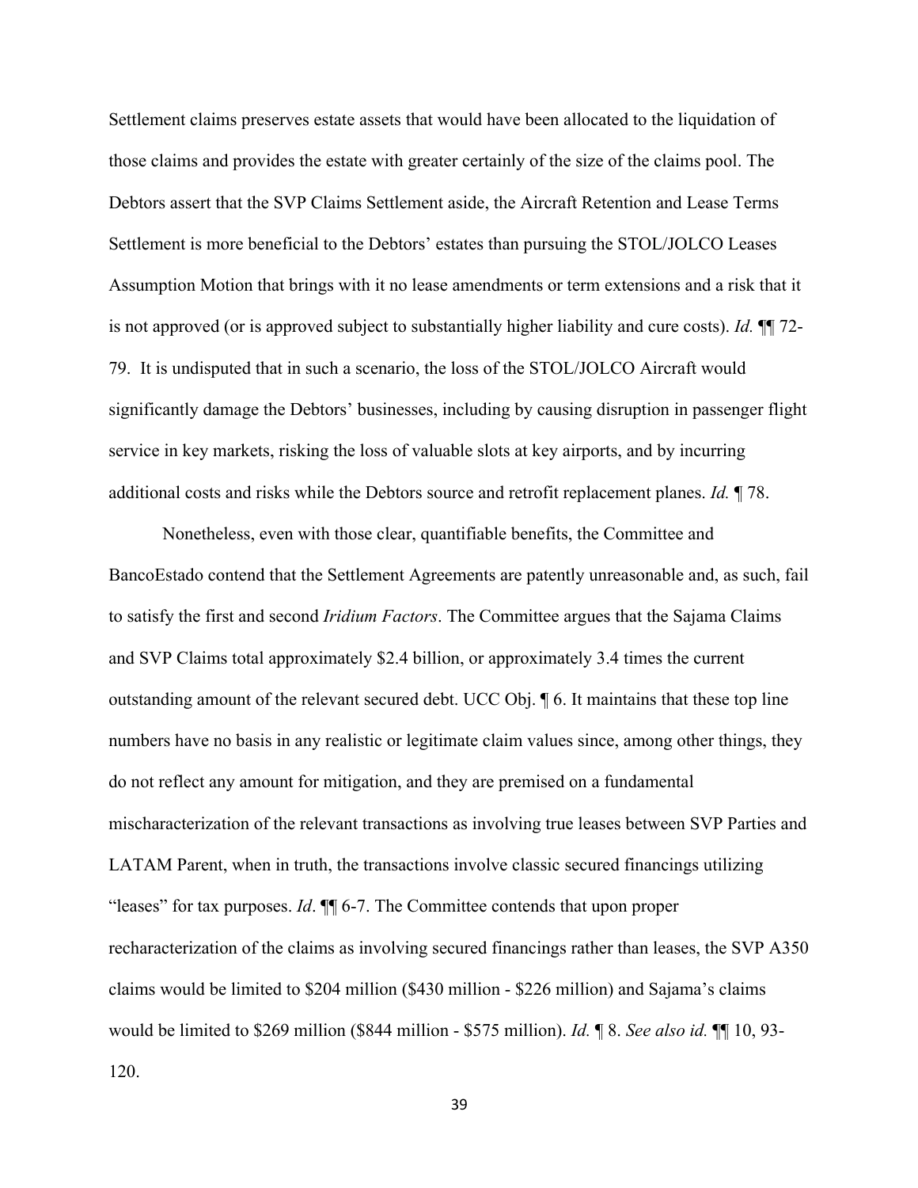Settlement claims preserves estate assets that would have been allocated to the liquidation of those claims and provides the estate with greater certainly of the size of the claims pool. The Debtors assert that the SVP Claims Settlement aside, the Aircraft Retention and Lease Terms Settlement is more beneficial to the Debtors' estates than pursuing the STOL/JOLCO Leases Assumption Motion that brings with it no lease amendments or term extensions and a risk that it is not approved (or is approved subject to substantially higher liability and cure costs). *Id.* ¶¶ 72-79. It is undisputed that in such a scenario, the loss of the STOL/JOLCO Aircraft would significantly damage the Debtors' businesses, including by causing disruption in passenger flight service in key markets, risking the loss of valuable slots at key airports, and by incurring additional costs and risks while the Debtors source and retrofit replacement planes. *Id.* ¶ 78.

Nonetheless, even with those clear, quantifiable benefits, the Committee and BancoEstado contend that the Settlement Agreements are patently unreasonable and, as such, fail to satisfy the first and second *Iridium Factors*. The Committee argues that the Sajama Claims and SVP Claims total approximately $2.4 billion, or approximately 3.4 times the current outstanding amount of the relevant secured debt. UCC Obj. ¶ 6. It maintains that these top line numbers have no basis in any realistic or legitimate claim values since, among other things, they do not reflect any amount for mitigation, and they are premised on a fundamental mischaracterization of the relevant transactions as involving true leases between SVP Parties and LATAM Parent, when in truth, the transactions involve classic secured financings utilizing "leases" for tax purposes. *Id*. ¶¶ 6-7. The Committee contends that upon proper recharacterization of the claims as involving secured financings rather than leases, the SVP A350 claims would be limited to $204 million ($430 million - $226 million) and Sajama's claims would be limited to $269 million ($844 million - $575 million). *Id.* ¶ 8. *See also id.* ¶¶ 10, 93-120.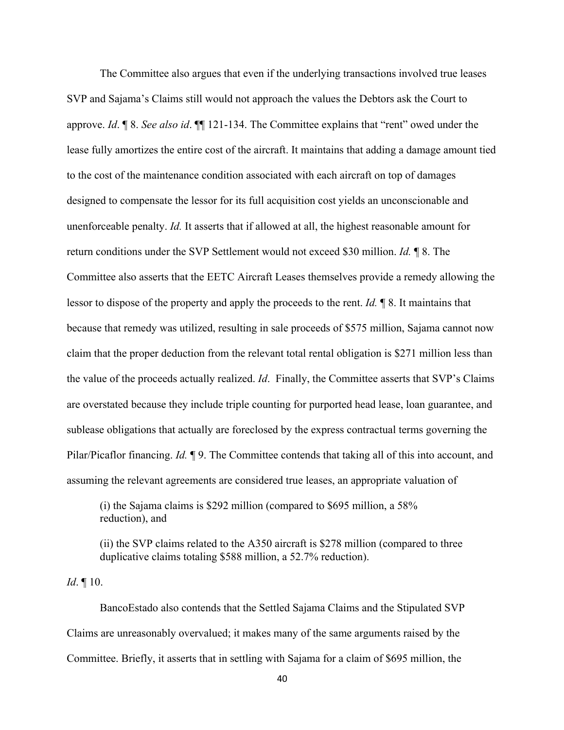The Committee also argues that even if the underlying transactions involved true leases SVP and Sajama's Claims still would not approach the values the Debtors ask the Court to approve. *Id*. ¶ 8. *See also id*. ¶¶ 121-134. The Committee explains that "rent" owed under the lease fully amortizes the entire cost of the aircraft. It maintains that adding a damage amount tied to the cost of the maintenance condition associated with each aircraft on top of damages designed to compensate the lessor for its full acquisition cost yields an unconscionable and unenforceable penalty. *Id.* It asserts that if allowed at all, the highest reasonable amount for return conditions under the SVP Settlement would not exceed $30 million. *Id.* ¶ 8. The Committee also asserts that the EETC Aircraft Leases themselves provide a remedy allowing the lessor to dispose of the property and apply the proceeds to the rent. *Id.* ¶ 8. It maintains that because that remedy was utilized, resulting in sale proceeds of $575 million, Sajama cannot now claim that the proper deduction from the relevant total rental obligation is $271 million less than the value of the proceeds actually realized. *Id*. Finally, the Committee asserts that SVP's Claims are overstated because they include triple counting for purported head lease, loan guarantee, and sublease obligations that actually are foreclosed by the express contractual terms governing the Pilar/Picaflor financing. *Id.* ¶ 9. The Committee contends that taking all of this into account, and assuming the relevant agreements are considered true leases, an appropriate valuation of

> (i) the Sajama claims is $292 million (compared to $695 million, a 58% reduction), and
>
> (ii) the SVP claims related to the A350 aircraft is $278 million (compared to three duplicative claims totaling $588 million, a 52.7% reduction).

*Id*. ¶ 10.

BancoEstado also contends that the Settled Sajama Claims and the Stipulated SVP Claims are unreasonably overvalued; it makes many of the same arguments raised by the Committee. Briefly, it asserts that in settling with Sajama for a claim of $695 million, the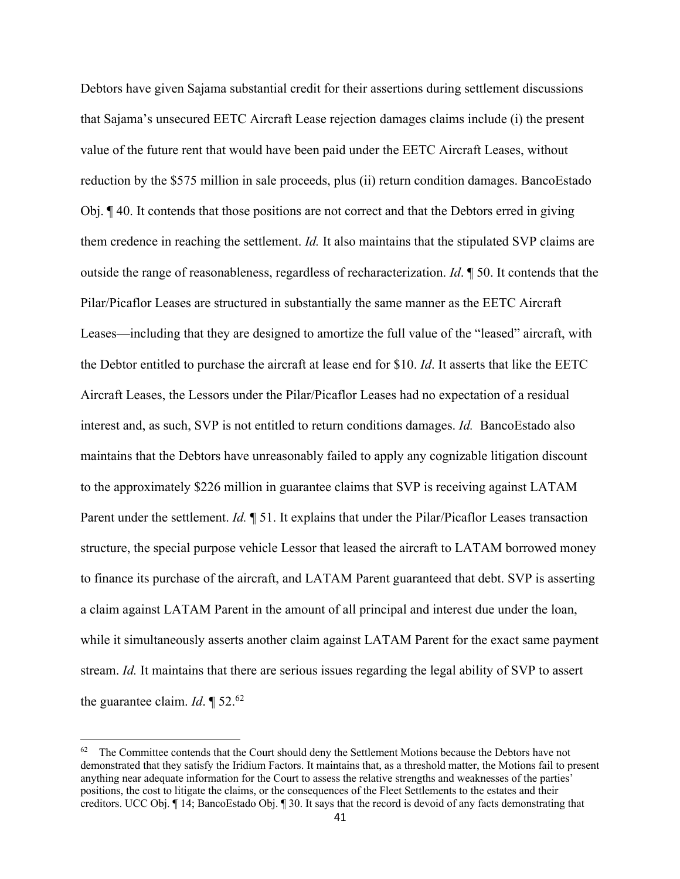Debtors have given Sajama substantial credit for their assertions during settlement discussions that Sajama's unsecured EETC Aircraft Lease rejection damages claims include (i) the present value of the future rent that would have been paid under the EETC Aircraft Leases, without reduction by the $575 million in sale proceeds, plus (ii) return condition damages. BancoEstado Obj. ¶ 40. It contends that those positions are not correct and that the Debtors erred in giving them credence in reaching the settlement. *Id.* It also maintains that the stipulated SVP claims are outside the range of reasonableness, regardless of recharacterization. *Id*. ¶ 50. It contends that the Pilar/Picaflor Leases are structured in substantially the same manner as the EETC Aircraft Leases—including that they are designed to amortize the full value of the "leased" aircraft, with the Debtor entitled to purchase the aircraft at lease end for $10. *Id*. It asserts that like the EETC Aircraft Leases, the Lessors under the Pilar/Picaflor Leases had no expectation of a residual interest and, as such, SVP is not entitled to return conditions damages. *Id.* BancoEstado also maintains that the Debtors have unreasonably failed to apply any cognizable litigation discount to the approximately $226 million in guarantee claims that SVP is receiving against LATAM Parent under the settlement. *Id.* ¶ 51. It explains that under the Pilar/Picaflor Leases transaction structure, the special purpose vehicle Lessor that leased the aircraft to LATAM borrowed money to finance its purchase of the aircraft, and LATAM Parent guaranteed that debt. SVP is asserting a claim against LATAM Parent in the amount of all principal and interest due under the loan, while it simultaneously asserts another claim against LATAM Parent for the exact same payment stream. *Id.* It maintains that there are serious issues regarding the legal ability of SVP to assert the guarantee claim. *Id*. ¶ 52.[62]

---

[62] The Committee contends that the Court should deny the Settlement Motions because the Debtors have not demonstrated that they satisfy the Iridium Factors. It maintains that, as a threshold matter, the Motions fail to present anything near adequate information for the Court to assess the relative strengths and weaknesses of the parties' positions, the cost to litigate the claims, or the consequences of the Fleet Settlements to the estates and their creditors. UCC Obj. ¶ 14; BancoEstado Obj. ¶ 30. It says that the record is devoid of any facts demonstrating that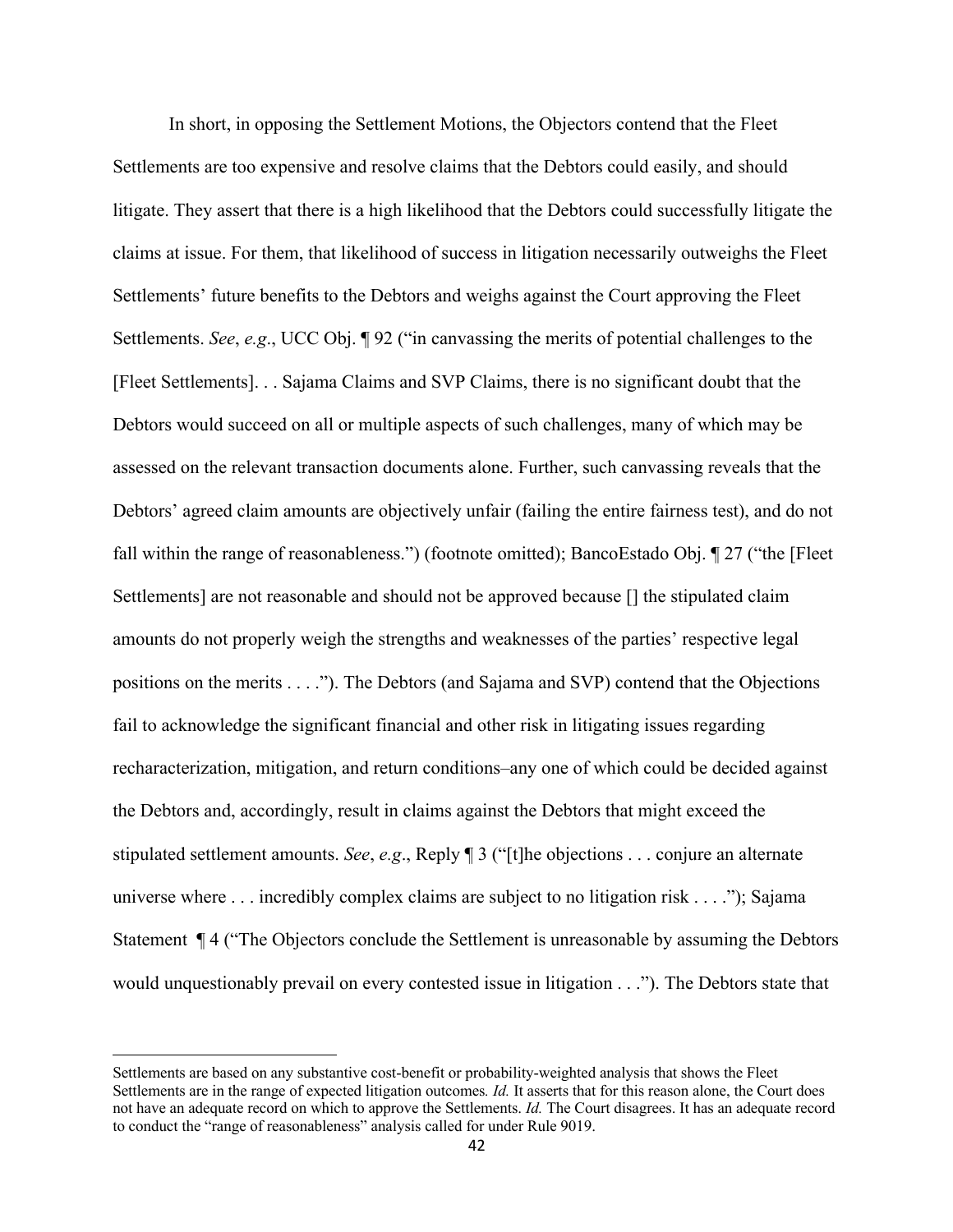In short, in opposing the Settlement Motions, the Objectors contend that the Fleet Settlements are too expensive and resolve claims that the Debtors could easily, and should litigate. They assert that there is a high likelihood that the Debtors could successfully litigate the claims at issue. For them, that likelihood of success in litigation necessarily outweighs the Fleet Settlements' future benefits to the Debtors and weighs against the Court approving the Fleet Settlements. *See*, *e.g*., UCC Obj. ¶ 92 ("in canvassing the merits of potential challenges to the [Fleet Settlements]. . . Sajama Claims and SVP Claims, there is no significant doubt that the Debtors would succeed on all or multiple aspects of such challenges, many of which may be assessed on the relevant transaction documents alone. Further, such canvassing reveals that the Debtors' agreed claim amounts are objectively unfair (failing the entire fairness test), and do not fall within the range of reasonableness.") (footnote omitted); BancoEstado Obj. ¶ 27 ("the [Fleet Settlements] are not reasonable and should not be approved because [] the stipulated claim amounts do not properly weigh the strengths and weaknesses of the parties' respective legal positions on the merits . . . ."). The Debtors (and Sajama and SVP) contend that the Objections fail to acknowledge the significant financial and other risk in litigating issues regarding recharacterization, mitigation, and return conditions–any one of which could be decided against the Debtors and, accordingly, result in claims against the Debtors that might exceed the stipulated settlement amounts. *See*, *e.g*., Reply ¶ 3 ("[t]he objections . . . conjure an alternate universe where . . . incredibly complex claims are subject to no litigation risk . . . ."); Sajama Statement ¶ 4 ("The Objectors conclude the Settlement is unreasonable by assuming the Debtors would unquestionably prevail on every contested issue in litigation . . ."). The Debtors state that

---

Settlements are based on any substantive cost-benefit or probability-weighted analysis that shows the Fleet Settlements are in the range of expected litigation outcomes*. Id.* It asserts that for this reason alone, the Court does not have an adequate record on which to approve the Settlements. *Id.* The Court disagrees. It has an adequate record to conduct the "range of reasonableness" analysis called for under Rule 9019.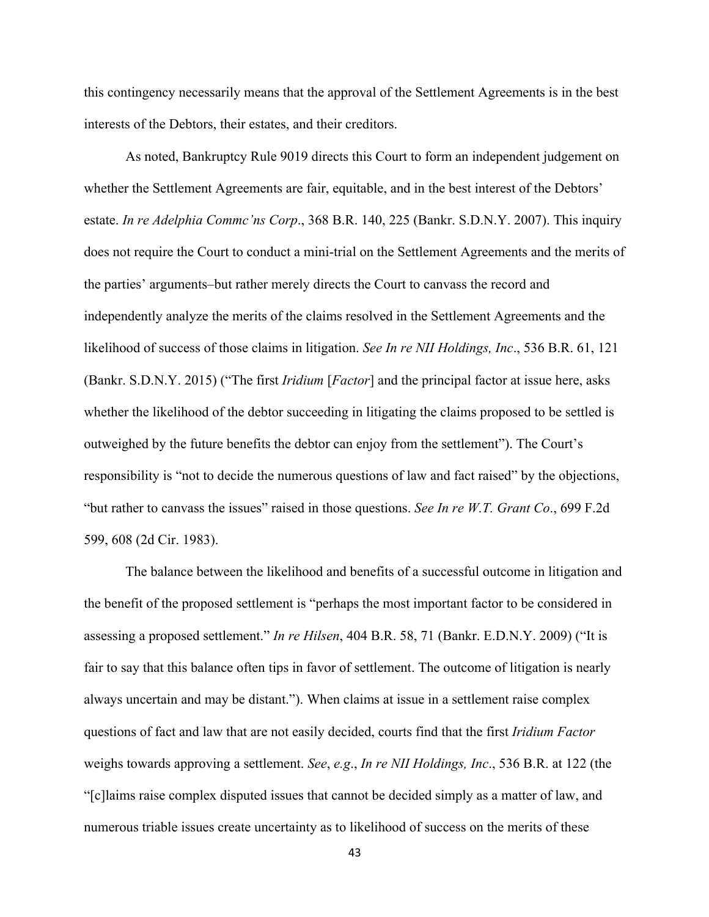this contingency necessarily means that the approval of the Settlement Agreements is in the best interests of the Debtors, their estates, and their creditors.

As noted, Bankruptcy Rule 9019 directs this Court to form an independent judgement on whether the Settlement Agreements are fair, equitable, and in the best interest of the Debtors' estate. *In re Adelphia Commc'ns Corp*., 368 B.R. 140, 225 (Bankr. S.D.N.Y. 2007). This inquiry does not require the Court to conduct a mini-trial on the Settlement Agreements and the merits of the parties' arguments–but rather merely directs the Court to canvass the record and independently analyze the merits of the claims resolved in the Settlement Agreements and the likelihood of success of those claims in litigation. *See In re NII Holdings, Inc*., 536 B.R. 61, 121 (Bankr. S.D.N.Y. 2015) ("The first *Iridium* [*Factor*] and the principal factor at issue here, asks whether the likelihood of the debtor succeeding in litigating the claims proposed to be settled is outweighed by the future benefits the debtor can enjoy from the settlement"). The Court's responsibility is "not to decide the numerous questions of law and fact raised" by the objections, "but rather to canvass the issues" raised in those questions. *See In re W.T. Grant Co*., 699 F.2d 599, 608 (2d Cir. 1983).

The balance between the likelihood and benefits of a successful outcome in litigation and the benefit of the proposed settlement is "perhaps the most important factor to be considered in assessing a proposed settlement." *In re Hilsen*, 404 B.R. 58, 71 (Bankr. E.D.N.Y. 2009) ("It is fair to say that this balance often tips in favor of settlement. The outcome of litigation is nearly always uncertain and may be distant."). When claims at issue in a settlement raise complex questions of fact and law that are not easily decided, courts find that the first *Iridium Factor* weighs towards approving a settlement. *See*, *e.g*., *In re NII Holdings, Inc*., 536 B.R. at 122 (the "[c]laims raise complex disputed issues that cannot be decided simply as a matter of law, and numerous triable issues create uncertainty as to likelihood of success on the merits of these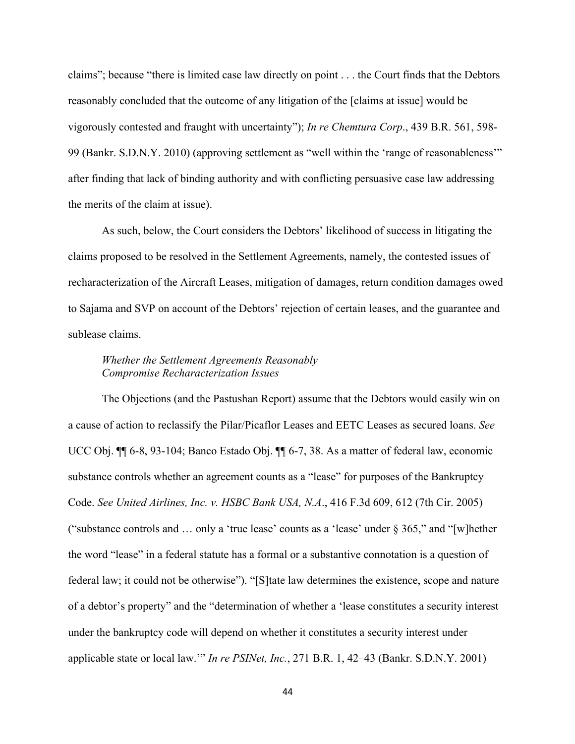claims"; because "there is limited case law directly on point . . . the Court finds that the Debtors reasonably concluded that the outcome of any litigation of the [claims at issue] would be vigorously contested and fraught with uncertainty"); *In re Chemtura Corp*., 439 B.R. 561, 598-99 (Bankr. S.D.N.Y. 2010) (approving settlement as "well within the 'range of reasonableness'" after finding that lack of binding authority and with conflicting persuasive case law addressing the merits of the claim at issue).

As such, below, the Court considers the Debtors' likelihood of success in litigating the claims proposed to be resolved in the Settlement Agreements, namely, the contested issues of recharacterization of the Aircraft Leases, mitigation of damages, return condition damages owed to Sajama and SVP on account of the Debtors' rejection of certain leases, and the guarantee and sublease claims.

*Whether the Settlement Agreements Reasonably Compromise Recharacterization Issues*

The Objections (and the Pastushan Report) assume that the Debtors would easily win on a cause of action to reclassify the Pilar/Picaflor Leases and EETC Leases as secured loans. *See* UCC Obj. ¶¶ 6-8, 93-104; Banco Estado Obj. ¶¶ 6-7, 38. As a matter of federal law, economic substance controls whether an agreement counts as a "lease" for purposes of the Bankruptcy Code. *See United Airlines, Inc. v. HSBC Bank USA, N.A*., 416 F.3d 609, 612 (7th Cir. 2005) ("substance controls and … only a 'true lease' counts as a 'lease' under § 365," and "[w]hether the word "lease" in a federal statute has a formal or a substantive connotation is a question of federal law; it could not be otherwise"). "[S]tate law determines the existence, scope and nature of a debtor's property" and the "determination of whether a 'lease constitutes a security interest under the bankruptcy code will depend on whether it constitutes a security interest under applicable state or local law.'" *In re PSINet, Inc.*, 271 B.R. 1, 42–43 (Bankr. S.D.N.Y. 2001)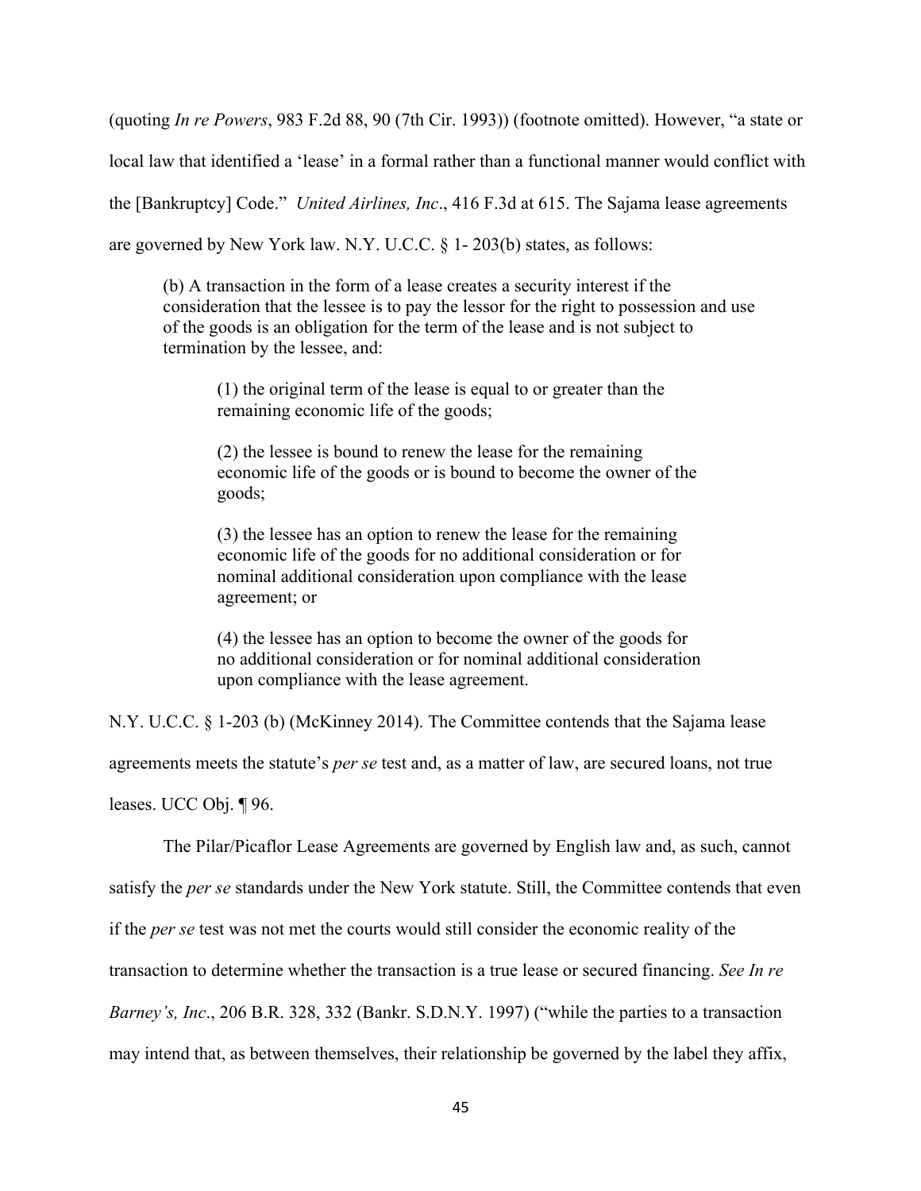(quoting *In re Powers*, 983 F.2d 88, 90 (7th Cir. 1993)) (footnote omitted). However, "a state or local law that identified a 'lease' in a formal rather than a functional manner would conflict with the [Bankruptcy] Code." *United Airlines, Inc*., 416 F.3d at 615. The Sajama lease agreements are governed by New York law. N.Y. U.C.C. § 1- 203(b) states, as follows:

> (b) A transaction in the form of a lease creates a security interest if the consideration that the lessee is to pay the lessor for the right to possession and use of the goods is an obligation for the term of the lease and is not subject to termination by the lessee, and:
>
> > (1) the original term of the lease is equal to or greater than the remaining economic life of the goods;
> >
> > (2) the lessee is bound to renew the lease for the remaining economic life of the goods or is bound to become the owner of the goods;
> >
> > (3) the lessee has an option to renew the lease for the remaining economic life of the goods for no additional consideration or for nominal additional consideration upon compliance with the lease agreement; or
> >
> > (4) the lessee has an option to become the owner of the goods for no additional consideration or for nominal additional consideration upon compliance with the lease agreement.

N.Y. U.C.C. § 1-203 (b) (McKinney 2014). The Committee contends that the Sajama lease agreements meets the statute's *per se* test and, as a matter of law, are secured loans, not true leases. UCC Obj. ¶ 96.

The Pilar/Picaflor Lease Agreements are governed by English law and, as such, cannot satisfy the *per se* standards under the New York statute. Still, the Committee contends that even if the *per se* test was not met the courts would still consider the economic reality of the transaction to determine whether the transaction is a true lease or secured financing. *See In re Barney's, Inc*., 206 B.R. 328, 332 (Bankr. S.D.N.Y. 1997) ("while the parties to a transaction may intend that, as between themselves, their relationship be governed by the label they affix,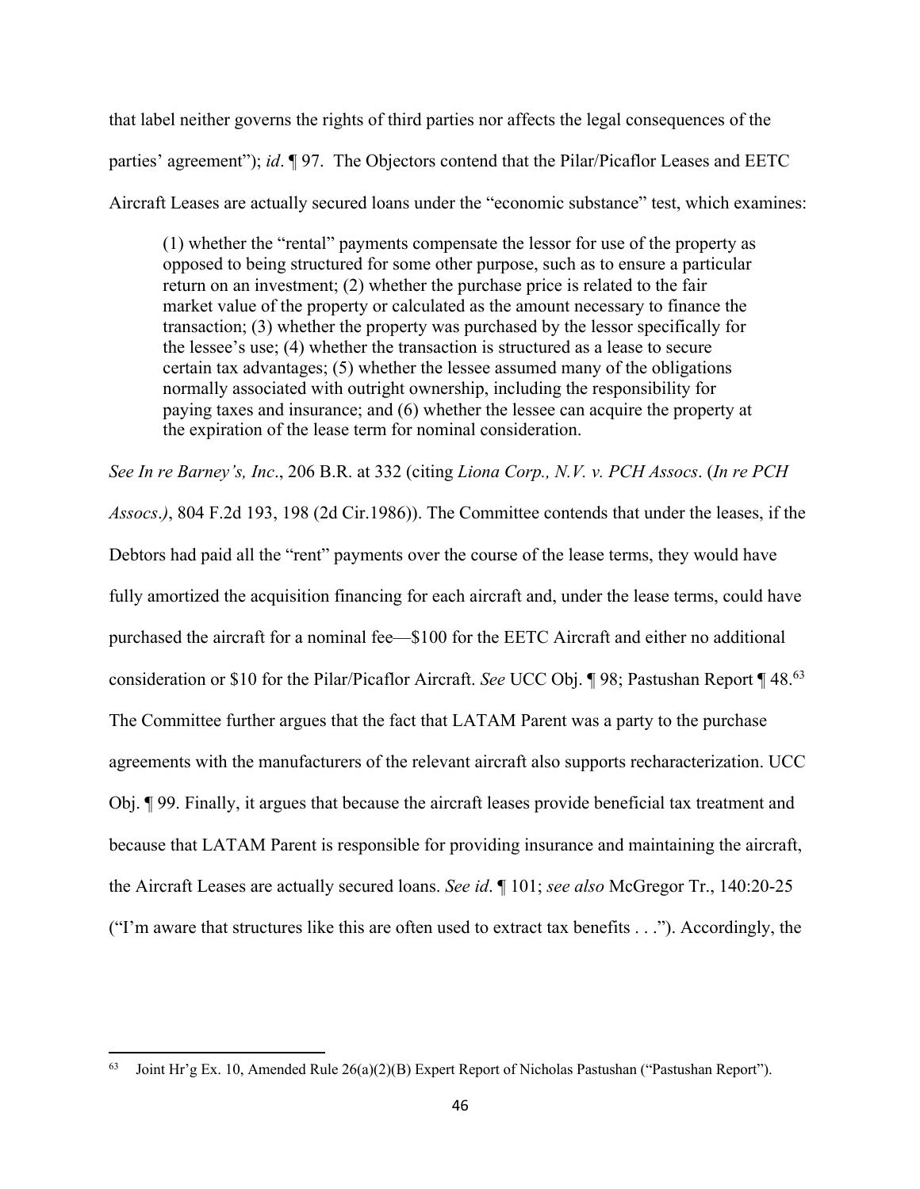that label neither governs the rights of third parties nor affects the legal consequences of the parties' agreement"); *id*. ¶ 97. The Objectors contend that the Pilar/Picaflor Leases and EETC Aircraft Leases are actually secured loans under the "economic substance" test, which examines:

> (1) whether the "rental" payments compensate the lessor for use of the property as opposed to being structured for some other purpose, such as to ensure a particular return on an investment; (2) whether the purchase price is related to the fair market value of the property or calculated as the amount necessary to finance the transaction; (3) whether the property was purchased by the lessor specifically for the lessee's use; (4) whether the transaction is structured as a lease to secure certain tax advantages; (5) whether the lessee assumed many of the obligations normally associated with outright ownership, including the responsibility for paying taxes and insurance; and (6) whether the lessee can acquire the property at the expiration of the lease term for nominal consideration.

*See In re Barney's, Inc*., 206 B.R. at 332 (citing *Liona Corp., N.V. v. PCH Assocs*. (*In re PCH Assocs.)*, 804 F.2d 193, 198 (2d Cir.1986)). The Committee contends that under the leases, if the Debtors had paid all the "rent" payments over the course of the lease terms, they would have fully amortized the acquisition financing for each aircraft and, under the lease terms, could have purchased the aircraft for a nominal fee—$100 for the EETC Aircraft and either no additional consideration or $10 for the Pilar/Picaflor Aircraft. *See* UCC Obj. ¶ 98; Pastushan Report ¶ 48.[63] The Committee further argues that the fact that LATAM Parent was a party to the purchase agreements with the manufacturers of the relevant aircraft also supports recharacterization. UCC Obj. ¶ 99. Finally, it argues that because the aircraft leases provide beneficial tax treatment and because that LATAM Parent is responsible for providing insurance and maintaining the aircraft, the Aircraft Leases are actually secured loans. *See id*. ¶ 101; *see also* McGregor Tr., 140:20-25 ("I'm aware that structures like this are often used to extract tax benefits . . ."). Accordingly, the

[63] Joint Hr'g Ex. 10, Amended Rule 26(a)(2)(B) Expert Report of Nicholas Pastushan ("Pastushan Report").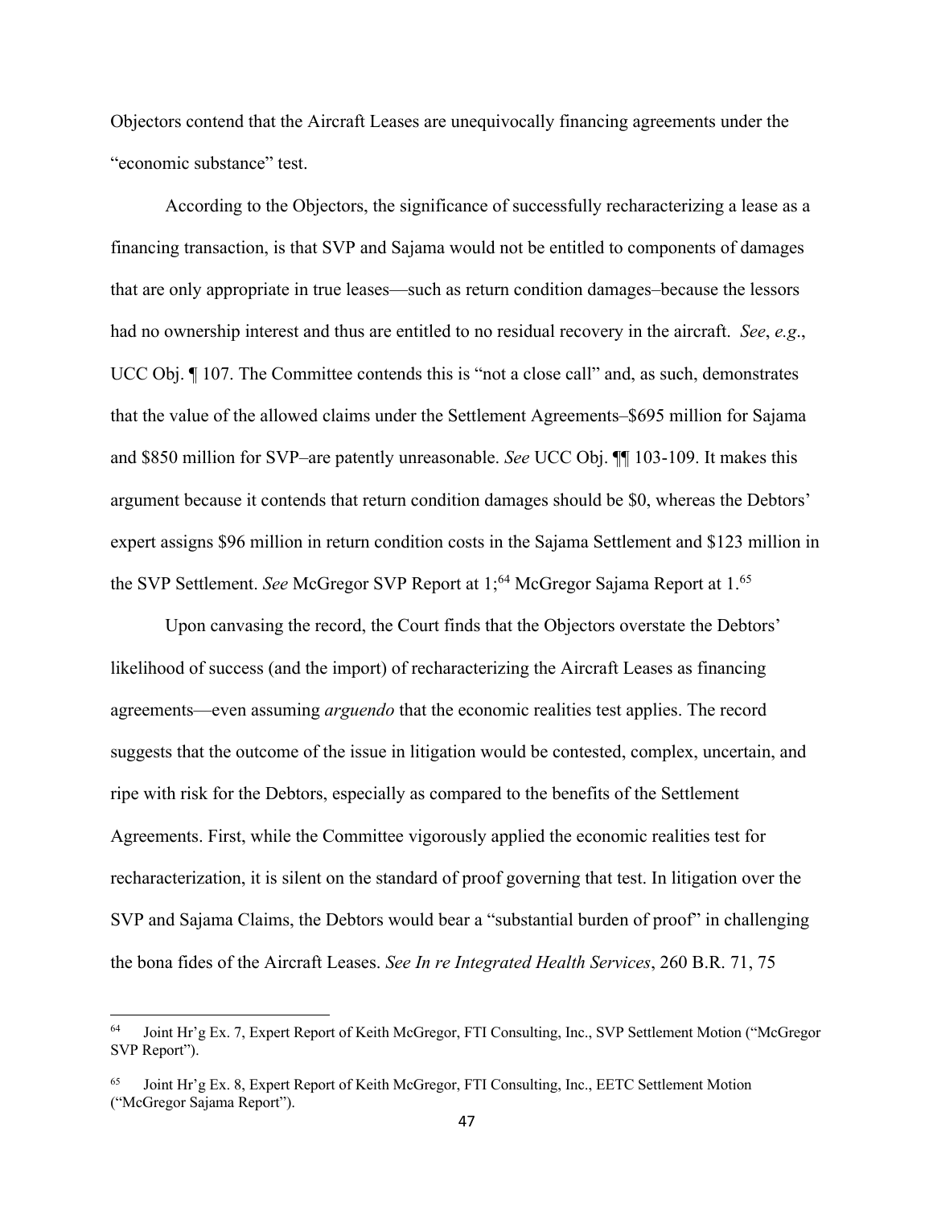Objectors contend that the Aircraft Leases are unequivocally financing agreements under the "economic substance" test.

According to the Objectors, the significance of successfully recharacterizing a lease as a financing transaction, is that SVP and Sajama would not be entitled to components of damages that are only appropriate in true leases—such as return condition damages–because the lessors had no ownership interest and thus are entitled to no residual recovery in the aircraft. *See*, *e.g*., UCC Obj. ¶ 107. The Committee contends this is "not a close call" and, as such, demonstrates that the value of the allowed claims under the Settlement Agreements–$695 million for Sajama and $850 million for SVP–are patently unreasonable. *See* UCC Obj. ¶¶ 103-109. It makes this argument because it contends that return condition damages should be $0, whereas the Debtors' expert assigns $96 million in return condition costs in the Sajama Settlement and $123 million in the SVP Settlement. *See* McGregor SVP Report at 1;[64] McGregor Sajama Report at 1.[65]

Upon canvasing the record, the Court finds that the Objectors overstate the Debtors' likelihood of success (and the import) of recharacterizing the Aircraft Leases as financing agreements—even assuming *arguendo* that the economic realities test applies. The record suggests that the outcome of the issue in litigation would be contested, complex, uncertain, and ripe with risk for the Debtors, especially as compared to the benefits of the Settlement Agreements. First, while the Committee vigorously applied the economic realities test for recharacterization, it is silent on the standard of proof governing that test. In litigation over the SVP and Sajama Claims, the Debtors would bear a "substantial burden of proof" in challenging the bona fides of the Aircraft Leases. *See In re Integrated Health Services*, 260 B.R. 71, 75

---

[64] Joint Hr'g Ex. 7, Expert Report of Keith McGregor, FTI Consulting, Inc., SVP Settlement Motion ("McGregor SVP Report").

[65] Joint Hr'g Ex. 8, Expert Report of Keith McGregor, FTI Consulting, Inc., EETC Settlement Motion ("McGregor Sajama Report").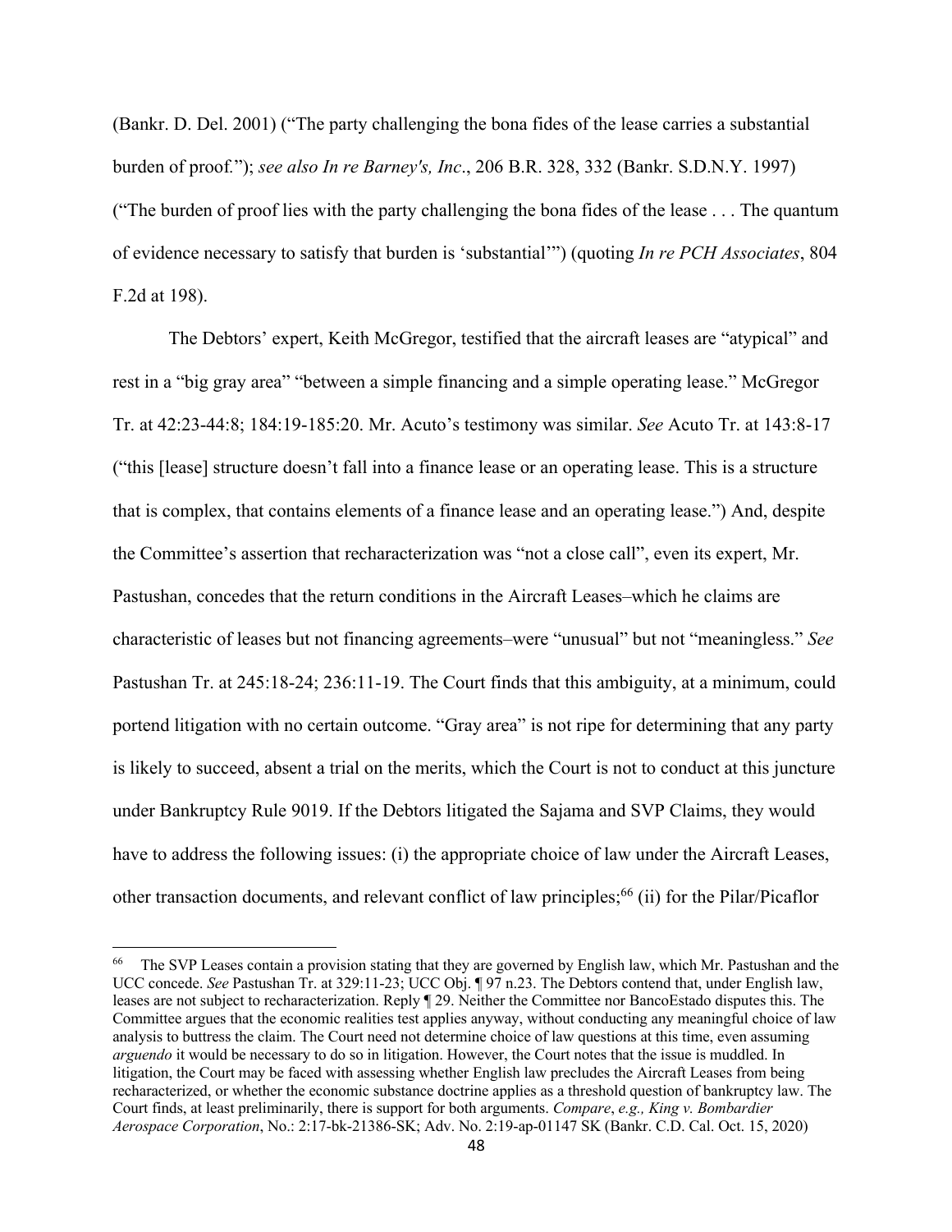(Bankr. D. Del. 2001) ("The party challenging the bona fides of the lease carries a substantial burden of proof."); *see also In re Barney's, Inc*., 206 B.R. 328, 332 (Bankr. S.D.N.Y. 1997) ("The burden of proof lies with the party challenging the bona fides of the lease . . . The quantum of evidence necessary to satisfy that burden is 'substantial'") (quoting *In re PCH Associates*, 804 F.2d at 198).

The Debtors' expert, Keith McGregor, testified that the aircraft leases are "atypical" and rest in a "big gray area" "between a simple financing and a simple operating lease." McGregor Tr. at 42:23-44:8; 184:19-185:20. Mr. Acuto's testimony was similar. *See* Acuto Tr. at 143:8-17 ("this [lease] structure doesn't fall into a finance lease or an operating lease. This is a structure that is complex, that contains elements of a finance lease and an operating lease.") And, despite the Committee's assertion that recharacterization was "not a close call", even its expert, Mr. Pastushan, concedes that the return conditions in the Aircraft Leases–which he claims are characteristic of leases but not financing agreements–were "unusual" but not "meaningless." *See* Pastushan Tr. at 245:18-24; 236:11-19. The Court finds that this ambiguity, at a minimum, could portend litigation with no certain outcome. "Gray area" is not ripe for determining that any party is likely to succeed, absent a trial on the merits, which the Court is not to conduct at this juncture under Bankruptcy Rule 9019. If the Debtors litigated the Sajama and SVP Claims, they would have to address the following issues: (i) the appropriate choice of law under the Aircraft Leases, other transaction documents, and relevant conflict of law principles;[66] (ii) for the Pilar/Picaflor

[66] The SVP Leases contain a provision stating that they are governed by English law, which Mr. Pastushan and the UCC concede. *See* Pastushan Tr. at 329:11-23; UCC Obj. ¶ 97 n.23. The Debtors contend that, under English law, leases are not subject to recharacterization. Reply ¶ 29. Neither the Committee nor BancoEstado disputes this. The Committee argues that the economic realities test applies anyway, without conducting any meaningful choice of law analysis to buttress the claim. The Court need not determine choice of law questions at this time, even assuming *arguendo* it would be necessary to do so in litigation. However, the Court notes that the issue is muddled. In litigation, the Court may be faced with assessing whether English law precludes the Aircraft Leases from being recharacterized, or whether the economic substance doctrine applies as a threshold question of bankruptcy law. The Court finds, at least preliminarily, there is support for both arguments. *Compare*, *e.g., King v. Bombardier Aerospace Corporation*, No.: 2:17-bk-21386-SK; Adv. No. 2:19-ap-01147 SK (Bankr. C.D. Cal. Oct. 15, 2020)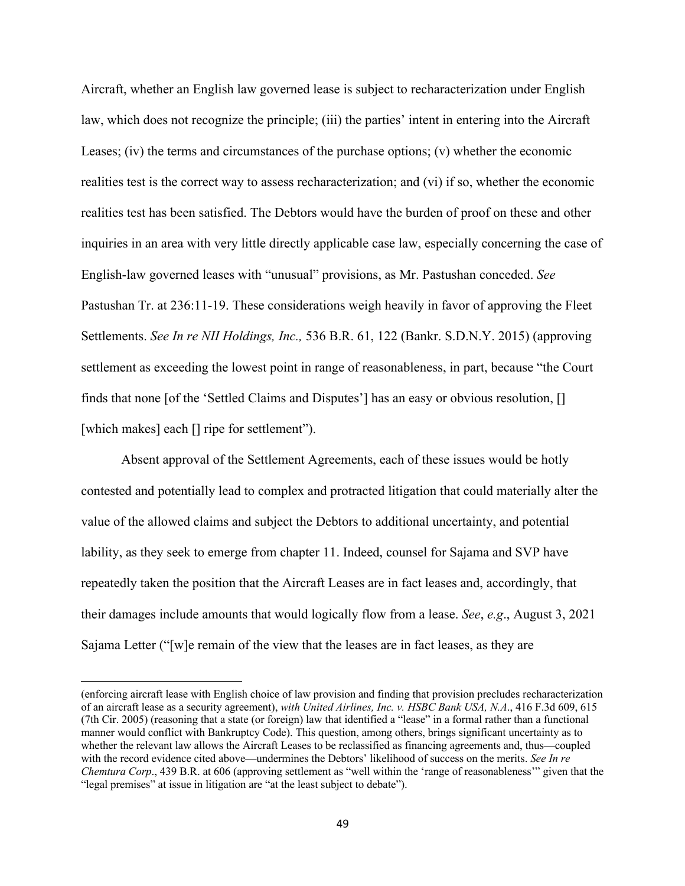Aircraft, whether an English law governed lease is subject to recharacterization under English law, which does not recognize the principle; (iii) the parties' intent in entering into the Aircraft Leases; (iv) the terms and circumstances of the purchase options; (v) whether the economic realities test is the correct way to assess recharacterization; and (vi) if so, whether the economic realities test has been satisfied. The Debtors would have the burden of proof on these and other inquiries in an area with very little directly applicable case law, especially concerning the case of English-law governed leases with "unusual" provisions, as Mr. Pastushan conceded. *See* Pastushan Tr. at 236:11-19. These considerations weigh heavily in favor of approving the Fleet Settlements. *See In re NII Holdings, Inc.,* 536 B.R. 61, 122 (Bankr. S.D.N.Y. 2015) (approving settlement as exceeding the lowest point in range of reasonableness, in part, because "the Court finds that none [of the 'Settled Claims and Disputes'] has an easy or obvious resolution, [] [which makes] each [] ripe for settlement").

Absent approval of the Settlement Agreements, each of these issues would be hotly contested and potentially lead to complex and protracted litigation that could materially alter the value of the allowed claims and subject the Debtors to additional uncertainty, and potential liability, as they seek to emerge from chapter 11. Indeed, counsel for Sajama and SVP have repeatedly taken the position that the Aircraft Leases are in fact leases and, accordingly, that their damages include amounts that would logically flow from a lease. *See*, *e.g*., August 3, 2021 Sajama Letter ("[w]e remain of the view that the leases are in fact leases, as they are

---

(enforcing aircraft lease with English choice of law provision and finding that provision precludes recharacterization of an aircraft lease as a security agreement), *with United Airlines, Inc. v. HSBC Bank USA, N.A*., 416 F.3d 609, 615 (7th Cir. 2005) (reasoning that a state (or foreign) law that identified a "lease" in a formal rather than a functional manner would conflict with Bankruptcy Code). This question, among others, brings significant uncertainty as to whether the relevant law allows the Aircraft Leases to be reclassified as financing agreements and, thus—coupled with the record evidence cited above—undermines the Debtors' likelihood of success on the merits. *See In re Chemtura Corp*., 439 B.R. at 606 (approving settlement as "well within the 'range of reasonableness'" given that the "legal premises" at issue in litigation are "at the least subject to debate").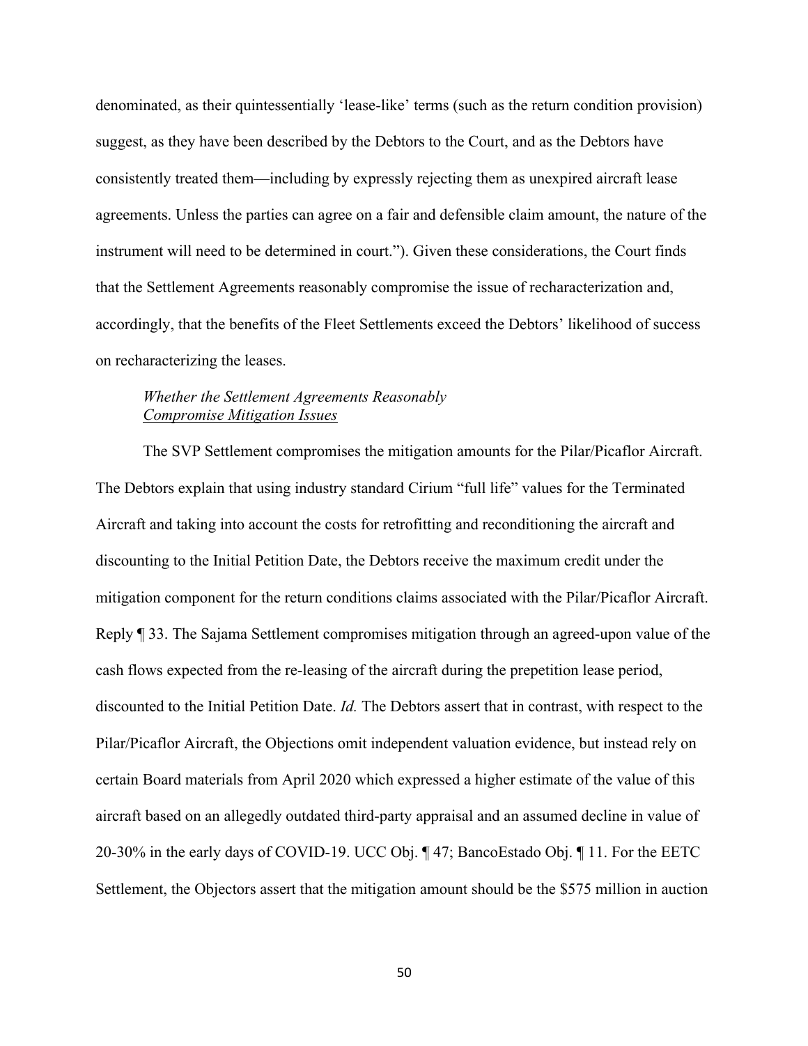denominated, as their quintessentially 'lease-like' terms (such as the return condition provision) suggest, as they have been described by the Debtors to the Court, and as the Debtors have consistently treated them—including by expressly rejecting them as unexpired aircraft lease agreements. Unless the parties can agree on a fair and defensible claim amount, the nature of the instrument will need to be determined in court."). Given these considerations, the Court finds that the Settlement Agreements reasonably compromise the issue of recharacterization and, accordingly, that the benefits of the Fleet Settlements exceed the Debtors' likelihood of success on recharacterizing the leases.

*Whether the Settlement Agreements Reasonably*
*<u>Compromise Mitigation Issues</u>*

The SVP Settlement compromises the mitigation amounts for the Pilar/Picaflor Aircraft. The Debtors explain that using industry standard Cirium "full life" values for the Terminated Aircraft and taking into account the costs for retrofitting and reconditioning the aircraft and discounting to the Initial Petition Date, the Debtors receive the maximum credit under the mitigation component for the return conditions claims associated with the Pilar/Picaflor Aircraft. Reply ¶ 33. The Sajama Settlement compromises mitigation through an agreed-upon value of the cash flows expected from the re-leasing of the aircraft during the prepetition lease period, discounted to the Initial Petition Date. *Id.* The Debtors assert that in contrast, with respect to the Pilar/Picaflor Aircraft, the Objections omit independent valuation evidence, but instead rely on certain Board materials from April 2020 which expressed a higher estimate of the value of this aircraft based on an allegedly outdated third-party appraisal and an assumed decline in value of 20-30% in the early days of COVID-19. UCC Obj. ¶ 47; BancoEstado Obj. ¶ 11. For the EETC Settlement, the Objectors assert that the mitigation amount should be the $575 million in auction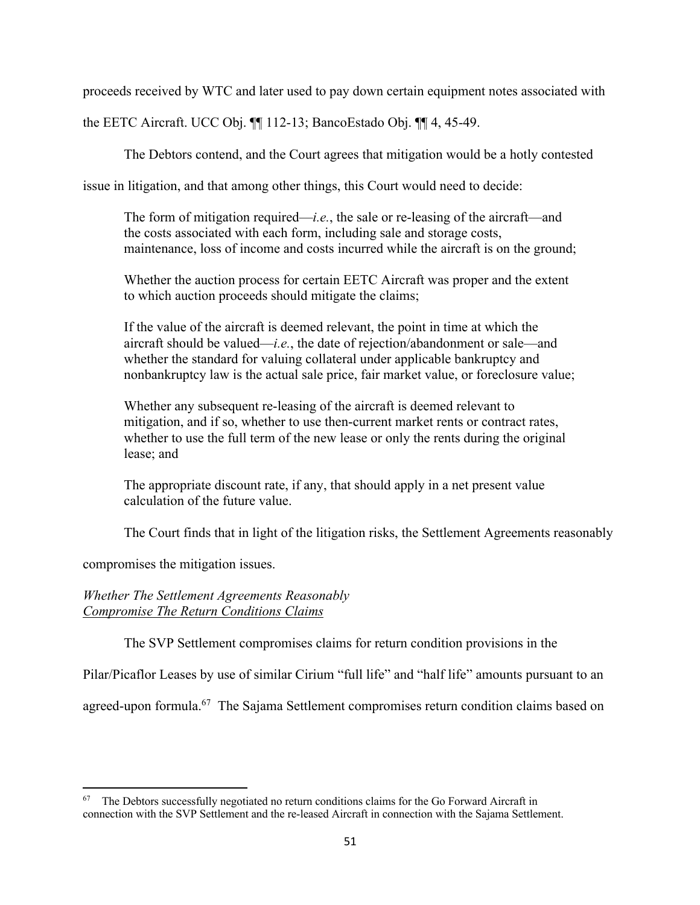proceeds received by WTC and later used to pay down certain equipment notes associated with the EETC Aircraft. UCC Obj. ¶¶ 112-13; BancoEstado Obj. ¶¶ 4, 45-49.

The Debtors contend, and the Court agrees that mitigation would be a hotly contested issue in litigation, and that among other things, this Court would need to decide:

> The form of mitigation required—*i.e.*, the sale or re-leasing of the aircraft—and the costs associated with each form, including sale and storage costs, maintenance, loss of income and costs incurred while the aircraft is on the ground;
>
> Whether the auction process for certain EETC Aircraft was proper and the extent to which auction proceeds should mitigate the claims;
>
> If the value of the aircraft is deemed relevant, the point in time at which the aircraft should be valued—*i.e.*, the date of rejection/abandonment or sale—and whether the standard for valuing collateral under applicable bankruptcy and nonbankruptcy law is the actual sale price, fair market value, or foreclosure value;
>
> Whether any subsequent re-leasing of the aircraft is deemed relevant to mitigation, and if so, whether to use then-current market rents or contract rates, whether to use the full term of the new lease or only the rents during the original lease; and
>
> The appropriate discount rate, if any, that should apply in a net present value calculation of the future value.

The Court finds that in light of the litigation risks, the Settlement Agreements reasonably compromises the mitigation issues.

*Whether The Settlement Agreements Reasonably*
*<u>Compromise The Return Conditions Claims</u>*

The SVP Settlement compromises claims for return condition provisions in the Pilar/Picaflor Leases by use of similar Cirium "full life" and "half life" amounts pursuant to an agreed-upon formula.[67] The Sajama Settlement compromises return condition claims based on

---

[67] The Debtors successfully negotiated no return conditions claims for the Go Forward Aircraft in connection with the SVP Settlement and the re-leased Aircraft in connection with the Sajama Settlement.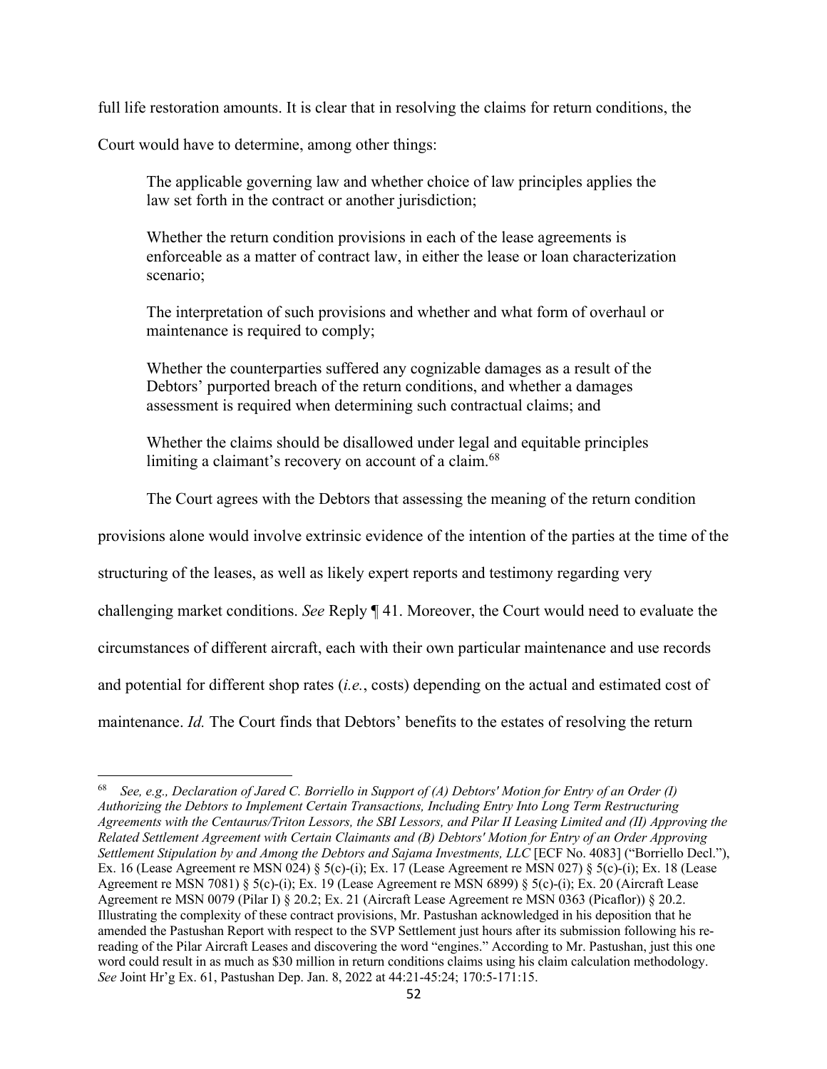full life restoration amounts. It is clear that in resolving the claims for return conditions, the Court would have to determine, among other things:

> The applicable governing law and whether choice of law principles applies the law set forth in the contract or another jurisdiction;
>
> Whether the return condition provisions in each of the lease agreements is enforceable as a matter of contract law, in either the lease or loan characterization scenario;
>
> The interpretation of such provisions and whether and what form of overhaul or maintenance is required to comply;
>
> Whether the counterparties suffered any cognizable damages as a result of the Debtors' purported breach of the return conditions, and whether a damages assessment is required when determining such contractual claims; and
>
> Whether the claims should be disallowed under legal and equitable principles limiting a claimant's recovery on account of a claim.[68]

The Court agrees with the Debtors that assessing the meaning of the return condition provisions alone would involve extrinsic evidence of the intention of the parties at the time of the structuring of the leases, as well as likely expert reports and testimony regarding very challenging market conditions. *See* Reply ¶ 41. Moreover, the Court would need to evaluate the circumstances of different aircraft, each with their own particular maintenance and use records and potential for different shop rates (*i.e.*, costs) depending on the actual and estimated cost of maintenance. *Id.* The Court finds that Debtors' benefits to the estates of resolving the return

---

[68] *See, e.g., Declaration of Jared C. Borriello in Support of (A) Debtors' Motion for Entry of an Order (I) Authorizing the Debtors to Implement Certain Transactions, Including Entry Into Long Term Restructuring Agreements with the Centaurus/Triton Lessors, the SBI Lessors, and Pilar II Leasing Limited and (II) Approving the Related Settlement Agreement with Certain Claimants and (B) Debtors' Motion for Entry of an Order Approving Settlement Stipulation by and Among the Debtors and Sajama Investments, LLC* [ECF No. 4083] ("Borriello Decl."), Ex. 16 (Lease Agreement re MSN 024) § 5(c)-(i); Ex. 17 (Lease Agreement re MSN 027) § 5(c)-(i); Ex. 18 (Lease Agreement re MSN 7081) § 5(c)-(i); Ex. 19 (Lease Agreement re MSN 6899) § 5(c)-(i); Ex. 20 (Aircraft Lease Agreement re MSN 0079 (Pilar I) § 20.2; Ex. 21 (Aircraft Lease Agreement re MSN 0363 (Picaflor)) § 20.2. Illustrating the complexity of these contract provisions, Mr. Pastushan acknowledged in his deposition that he amended the Pastushan Report with respect to the SVP Settlement just hours after its submission following his re-reading of the Pilar Aircraft Leases and discovering the word "engines." According to Mr. Pastushan, just this one word could result in as much as $30 million in return conditions claims using his claim calculation methodology. *See* Joint Hr'g Ex. 61, Pastushan Dep. Jan. 8, 2022 at 44:21-45:24; 170:5-171:15.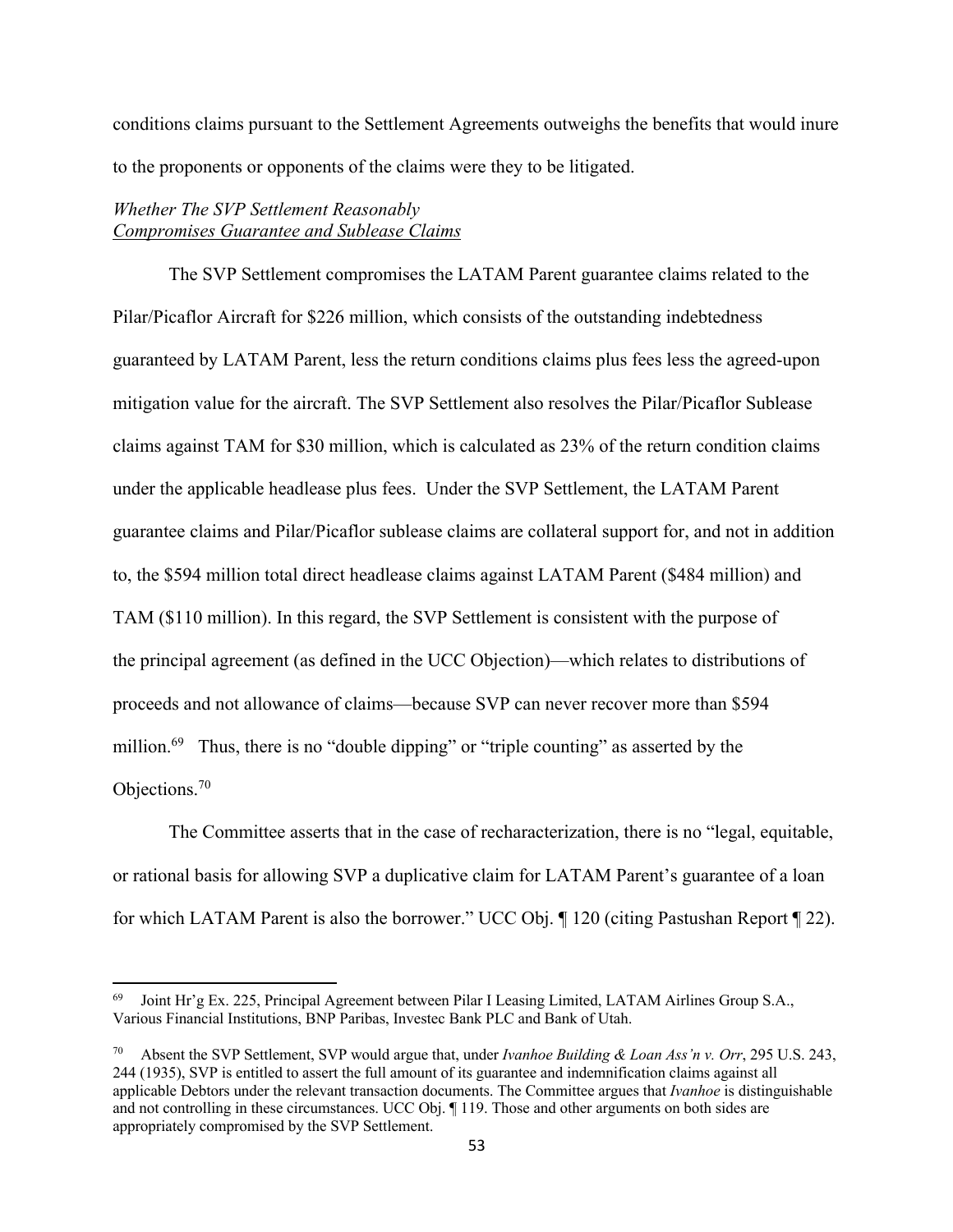conditions claims pursuant to the Settlement Agreements outweighs the benefits that would inure to the proponents or opponents of the claims were they to be litigated.

*Whether The SVP Settlement Reasonably*
*<u>Compromises Guarantee and Sublease Claims</u>*

The SVP Settlement compromises the LATAM Parent guarantee claims related to the Pilar/Picaflor Aircraft for $226 million, which consists of the outstanding indebtedness guaranteed by LATAM Parent, less the return conditions claims plus fees less the agreed-upon mitigation value for the aircraft. The SVP Settlement also resolves the Pilar/Picaflor Sublease claims against TAM for $30 million, which is calculated as 23% of the return condition claims under the applicable headlease plus fees. Under the SVP Settlement, the LATAM Parent guarantee claims and Pilar/Picaflor sublease claims are collateral support for, and not in addition to, the $594 million total direct headlease claims against LATAM Parent ($484 million) and TAM ($110 million). In this regard, the SVP Settlement is consistent with the purpose of the principal agreement (as defined in the UCC Objection)—which relates to distributions of proceeds and not allowance of claims—because SVP can never recover more than $594 million.[69] Thus, there is no "double dipping" or "triple counting" as asserted by the Objections.[70]

The Committee asserts that in the case of recharacterization, there is no "legal, equitable, or rational basis for allowing SVP a duplicative claim for LATAM Parent's guarantee of a loan for which LATAM Parent is also the borrower." UCC Obj. ¶ 120 (citing Pastushan Report ¶ 22).

---

[69] Joint Hr'g Ex. 225, Principal Agreement between Pilar I Leasing Limited, LATAM Airlines Group S.A., Various Financial Institutions, BNP Paribas, Investec Bank PLC and Bank of Utah.

[70] Absent the SVP Settlement, SVP would argue that, under *Ivanhoe Building & Loan Ass'n v. Orr*, 295 U.S. 243, 244 (1935), SVP is entitled to assert the full amount of its guarantee and indemnification claims against all applicable Debtors under the relevant transaction documents. The Committee argues that *Ivanhoe* is distinguishable and not controlling in these circumstances. UCC Obj. ¶ 119. Those and other arguments on both sides are appropriately compromised by the SVP Settlement.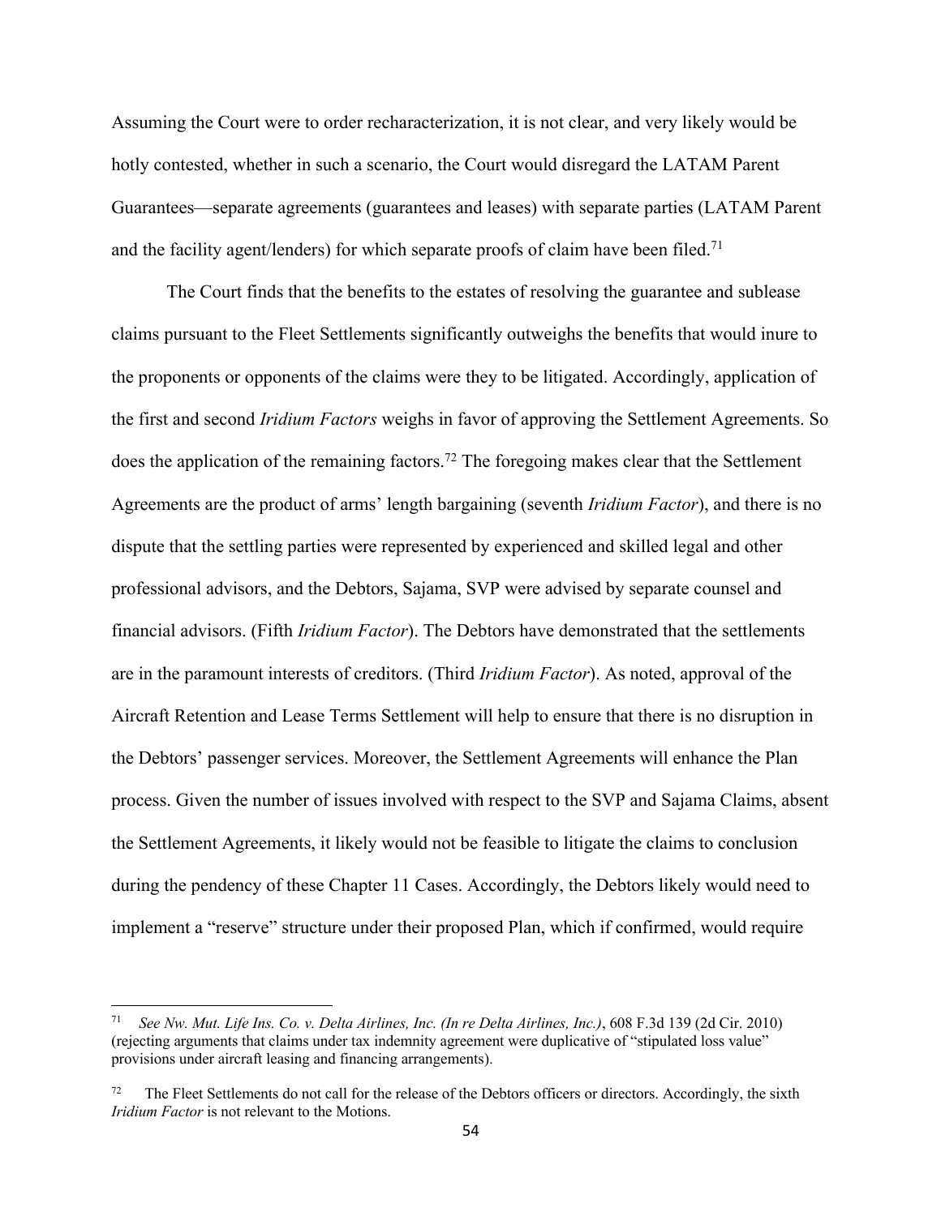Assuming the Court were to order recharacterization, it is not clear, and very likely would be hotly contested, whether in such a scenario, the Court would disregard the LATAM Parent Guarantees—separate agreements (guarantees and leases) with separate parties (LATAM Parent and the facility agent/lenders) for which separate proofs of claim have been filed.[71]

The Court finds that the benefits to the estates of resolving the guarantee and sublease claims pursuant to the Fleet Settlements significantly outweighs the benefits that would inure to the proponents or opponents of the claims were they to be litigated. Accordingly, application of the first and second *Iridium Factors* weighs in favor of approving the Settlement Agreements. So does the application of the remaining factors.[72] The foregoing makes clear that the Settlement Agreements are the product of arms' length bargaining (seventh *Iridium Factor*), and there is no dispute that the settling parties were represented by experienced and skilled legal and other professional advisors, and the Debtors, Sajama, SVP were advised by separate counsel and financial advisors. (Fifth *Iridium Factor*). The Debtors have demonstrated that the settlements are in the paramount interests of creditors. (Third *Iridium Factor*). As noted, approval of the Aircraft Retention and Lease Terms Settlement will help to ensure that there is no disruption in the Debtors' passenger services. Moreover, the Settlement Agreements will enhance the Plan process. Given the number of issues involved with respect to the SVP and Sajama Claims, absent the Settlement Agreements, it likely would not be feasible to litigate the claims to conclusion during the pendency of these Chapter 11 Cases. Accordingly, the Debtors likely would need to implement a "reserve" structure under their proposed Plan, which if confirmed, would require

---

[71] *See Nw. Mut. Life Ins. Co. v. Delta Airlines, Inc. (In re Delta Airlines, Inc.)*, 608 F.3d 139 (2d Cir. 2010) (rejecting arguments that claims under tax indemnity agreement were duplicative of "stipulated loss value" provisions under aircraft leasing and financing arrangements).

[72] The Fleet Settlements do not call for the release of the Debtors officers or directors. Accordingly, the sixth *Iridium Factor* is not relevant to the Motions.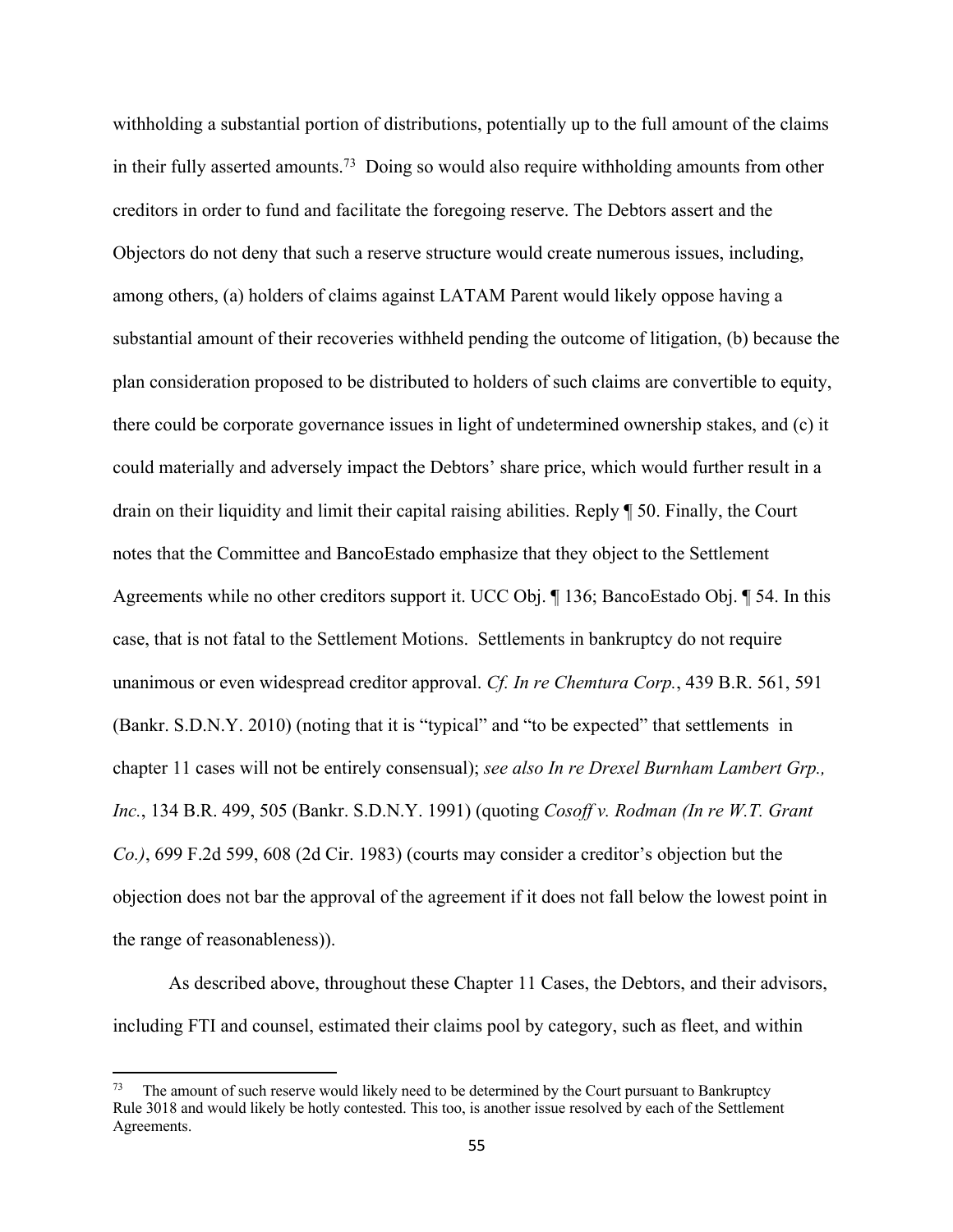withholding a substantial portion of distributions, potentially up to the full amount of the claims in their fully asserted amounts.[73] Doing so would also require withholding amounts from other creditors in order to fund and facilitate the foregoing reserve. The Debtors assert and the Objectors do not deny that such a reserve structure would create numerous issues, including, among others, (a) holders of claims against LATAM Parent would likely oppose having a substantial amount of their recoveries withheld pending the outcome of litigation, (b) because the plan consideration proposed to be distributed to holders of such claims are convertible to equity, there could be corporate governance issues in light of undetermined ownership stakes, and (c) it could materially and adversely impact the Debtors' share price, which would further result in a drain on their liquidity and limit their capital raising abilities. Reply ¶ 50. Finally, the Court notes that the Committee and BancoEstado emphasize that they object to the Settlement Agreements while no other creditors support it. UCC Obj. ¶ 136; BancoEstado Obj. ¶ 54. In this case, that is not fatal to the Settlement Motions. Settlements in bankruptcy do not require unanimous or even widespread creditor approval. *Cf. In re Chemtura Corp.*, 439 B.R. 561, 591 (Bankr. S.D.N.Y. 2010) (noting that it is "typical" and "to be expected" that settlements in chapter 11 cases will not be entirely consensual); *see also In re Drexel Burnham Lambert Grp., Inc.*, 134 B.R. 499, 505 (Bankr. S.D.N.Y. 1991) (quoting *Cosoff v. Rodman (In re W.T. Grant Co.)*, 699 F.2d 599, 608 (2d Cir. 1983) (courts may consider a creditor's objection but the objection does not bar the approval of the agreement if it does not fall below the lowest point in the range of reasonableness)).

As described above, throughout these Chapter 11 Cases, the Debtors, and their advisors, including FTI and counsel, estimated their claims pool by category, such as fleet, and within

---

[73] The amount of such reserve would likely need to be determined by the Court pursuant to Bankruptcy Rule 3018 and would likely be hotly contested. This too, is another issue resolved by each of the Settlement Agreements.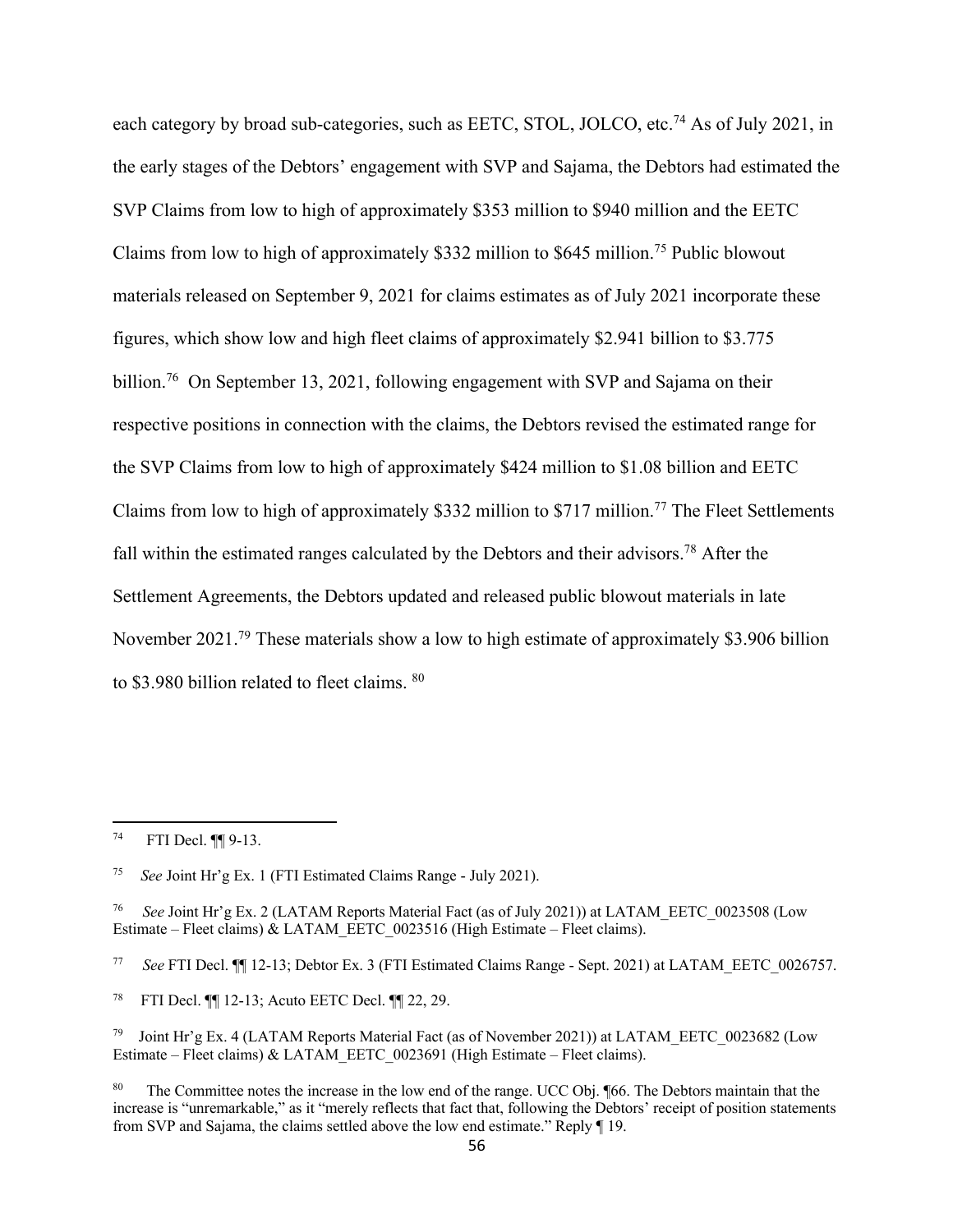each category by broad sub-categories, such as EETC, STOL, JOLCO, etc.[74] As of July 2021, in the early stages of the Debtors' engagement with SVP and Sajama, the Debtors had estimated the SVP Claims from low to high of approximately $353 million to $940 million and the EETC Claims from low to high of approximately $332 million to $645 million.[75] Public blowout materials released on September 9, 2021 for claims estimates as of July 2021 incorporate these figures, which show low and high fleet claims of approximately $2.941 billion to $3.775 billion.[76] On September 13, 2021, following engagement with SVP and Sajama on their respective positions in connection with the claims, the Debtors revised the estimated range for the SVP Claims from low to high of approximately $424 million to $1.08 billion and EETC Claims from low to high of approximately $332 million to $717 million.[77] The Fleet Settlements fall within the estimated ranges calculated by the Debtors and their advisors.[78] After the Settlement Agreements, the Debtors updated and released public blowout materials in late November 2021.[79] These materials show a low to high estimate of approximately $3.906 billion to $3.980 billion related to fleet claims.[80]

---

[74] FTI Decl. ¶¶ 9-13.

[75] *See* Joint Hr'g Ex. 1 (FTI Estimated Claims Range - July 2021).

[76] *See* Joint Hr'g Ex. 2 (LATAM Reports Material Fact (as of July 2021)) at LATAM_EETC_0023508 (Low Estimate – Fleet claims) & LATAM_EETC_0023516 (High Estimate – Fleet claims).

[77] *See* FTI Decl. ¶¶ 12-13; Debtor Ex. 3 (FTI Estimated Claims Range - Sept. 2021) at LATAM_EETC_0026757.

[78] FTI Decl. ¶¶ 12-13; Acuto EETC Decl. ¶¶ 22, 29.

[79] Joint Hr'g Ex. 4 (LATAM Reports Material Fact (as of November 2021)) at LATAM_EETC_0023682 (Low Estimate – Fleet claims) & LATAM_EETC_0023691 (High Estimate – Fleet claims).

[80] The Committee notes the increase in the low end of the range. UCC Obj. ¶66. The Debtors maintain that the increase is "unremarkable," as it "merely reflects that fact that, following the Debtors' receipt of position statements from SVP and Sajama, the claims settled above the low end estimate." Reply ¶ 19.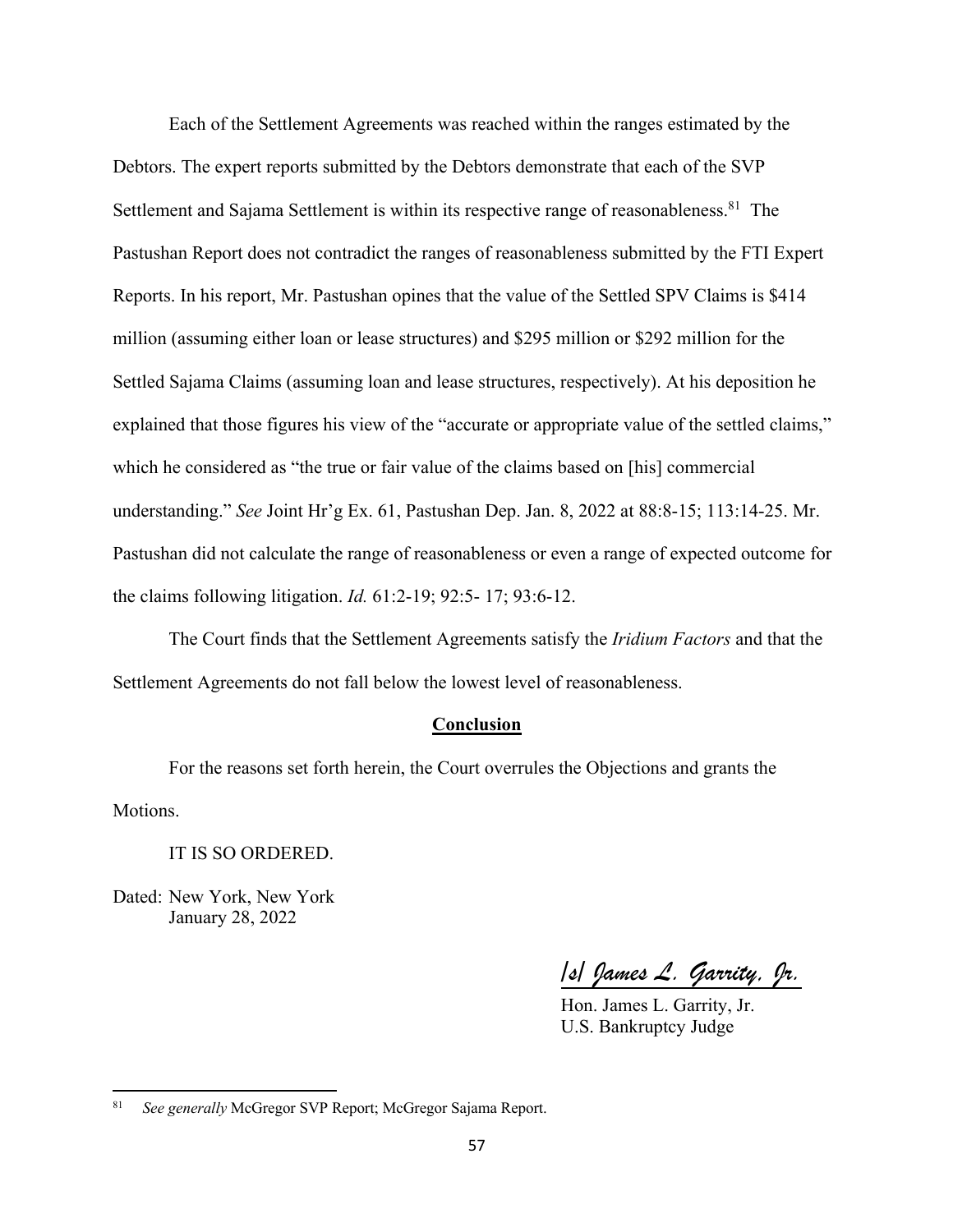Each of the Settlement Agreements was reached within the ranges estimated by the Debtors. The expert reports submitted by the Debtors demonstrate that each of the SVP Settlement and Sajama Settlement is within its respective range of reasonableness.[81] The Pastushan Report does not contradict the ranges of reasonableness submitted by the FTI Expert Reports. In his report, Mr. Pastushan opines that the value of the Settled SPV Claims is $414 million (assuming either loan or lease structures) and $295 million or $292 million for the Settled Sajama Claims (assuming loan and lease structures, respectively). At his deposition he explained that those figures his view of the "accurate or appropriate value of the settled claims," which he considered as "the true or fair value of the claims based on [his] commercial understanding." *See* Joint Hr'g Ex. 61, Pastushan Dep. Jan. 8, 2022 at 88:8-15; 113:14-25. Mr. Pastushan did not calculate the range of reasonableness or even a range of expected outcome for the claims following litigation. *Id.* 61:2-19; 92:5- 17; 93:6-12.

The Court finds that the Settlement Agreements satisfy the *Iridium Factors* and that the Settlement Agreements do not fall below the lowest level of reasonableness.

**Conclusion**

For the reasons set forth herein, the Court overrules the Objections and grants the Motions.

IT IS SO ORDERED.

Dated: New York, New York
January 28, 2022

/s/ James L. Garrity, Jr.

Hon. James L. Garrity, Jr.
U.S. Bankruptcy Judge

---

[81] *See generally* McGregor SVP Report; McGregor Sajama Report.